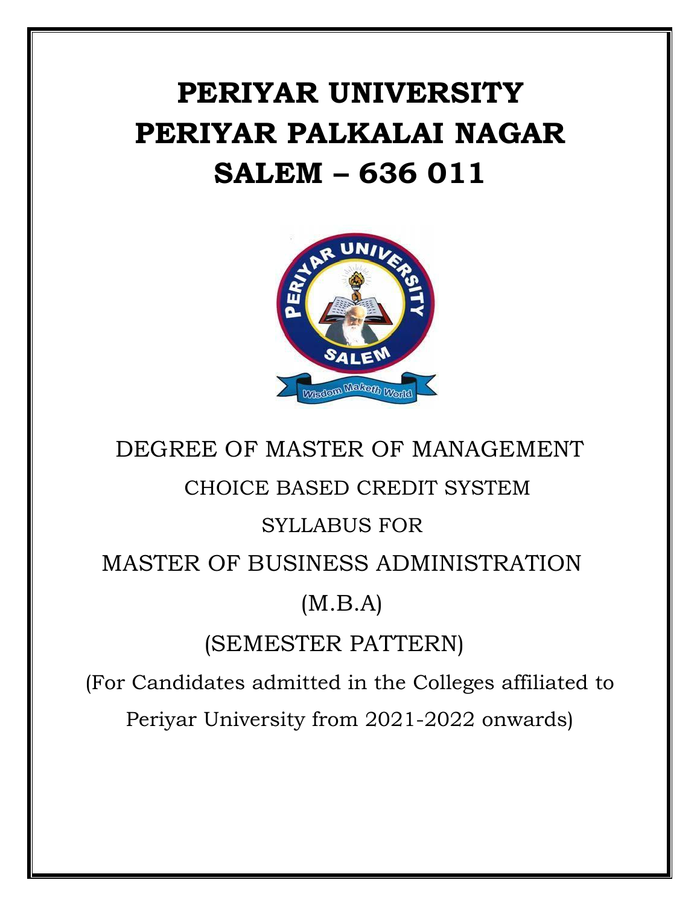# PERIYAR UNIVERSITY
# PERIYAR PALKALAI NAGAR
# SALEM – 636 011

DEGREE OF MASTER OF MANAGEMENT

CHOICE BASED CREDIT SYSTEM

SYLLABUS FOR

MASTER OF BUSINESS ADMINISTRATION

(M.B.A)

(SEMESTER PATTERN)

(For Candidates admitted in the Colleges affiliated to Periyar University from 2021-2022 onwards)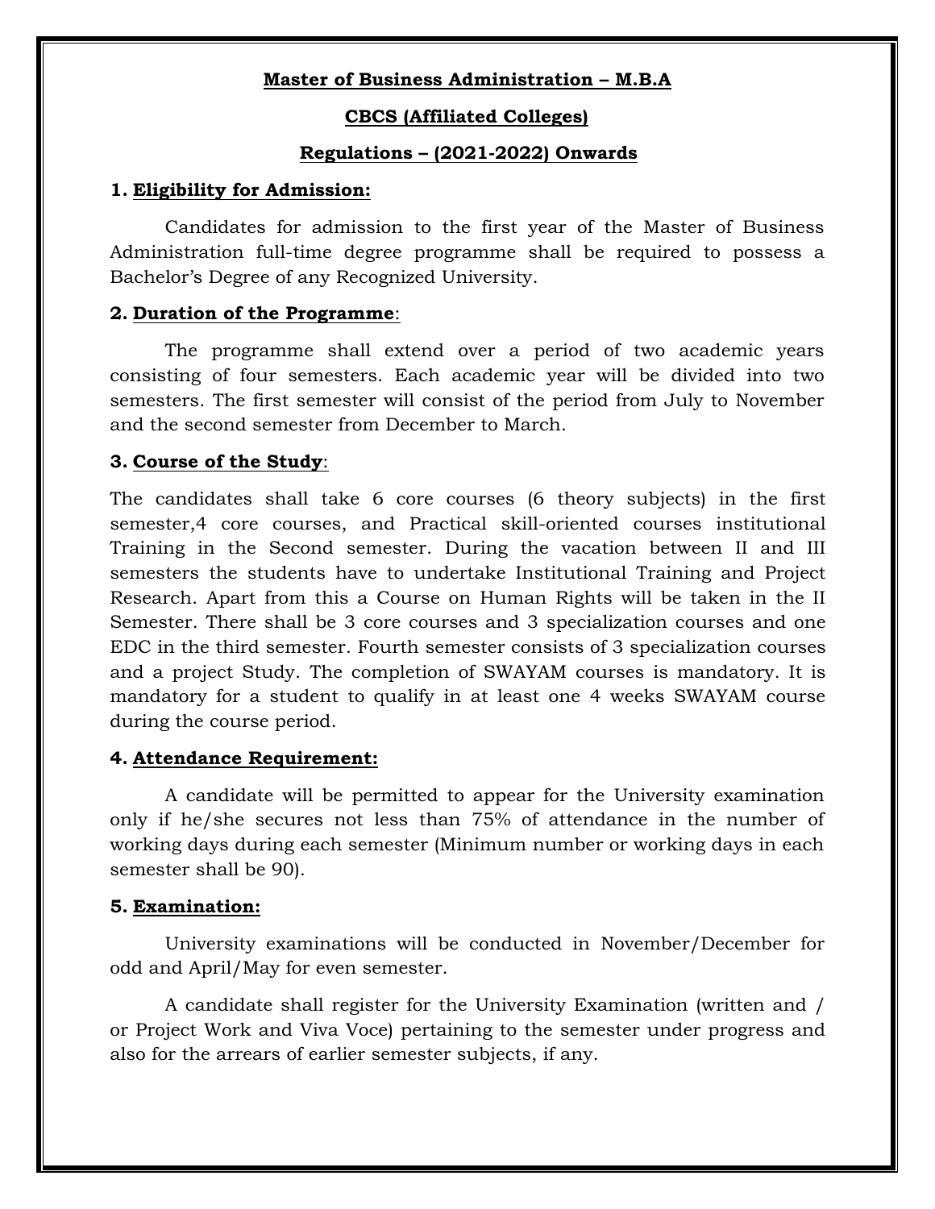**Master of Business Administration – M.B.A**

**CBCS (Affiliated Colleges)**

**Regulations – (2021-2022) Onwards**

**1. Eligibility for Admission:**

Candidates for admission to the first year of the Master of Business Administration full-time degree programme shall be required to possess a Bachelor's Degree of any Recognized University.

**2. Duration of the Programme**:

The programme shall extend over a period of two academic years consisting of four semesters. Each academic year will be divided into two semesters. The first semester will consist of the period from July to November and the second semester from December to March.

**3. Course of the Study**:

The candidates shall take 6 core courses (6 theory subjects) in the first semester,4 core courses, and Practical skill-oriented courses institutional Training in the Second semester. During the vacation between II and III semesters the students have to undertake Institutional Training and Project Research. Apart from this a Course on Human Rights will be taken in the II Semester. There shall be 3 core courses and 3 specialization courses and one EDC in the third semester. Fourth semester consists of 3 specialization courses and a project Study. The completion of SWAYAM courses is mandatory. It is mandatory for a student to qualify in at least one 4 weeks SWAYAM course during the course period.

**4. Attendance Requirement:**

A candidate will be permitted to appear for the University examination only if he/she secures not less than 75% of attendance in the number of working days during each semester (Minimum number or working days in each semester shall be 90).

**5. Examination:**

University examinations will be conducted in November/December for odd and April/May for even semester.

A candidate shall register for the University Examination (written and / or Project Work and Viva Voce) pertaining to the semester under progress and also for the arrears of earlier semester subjects, if any.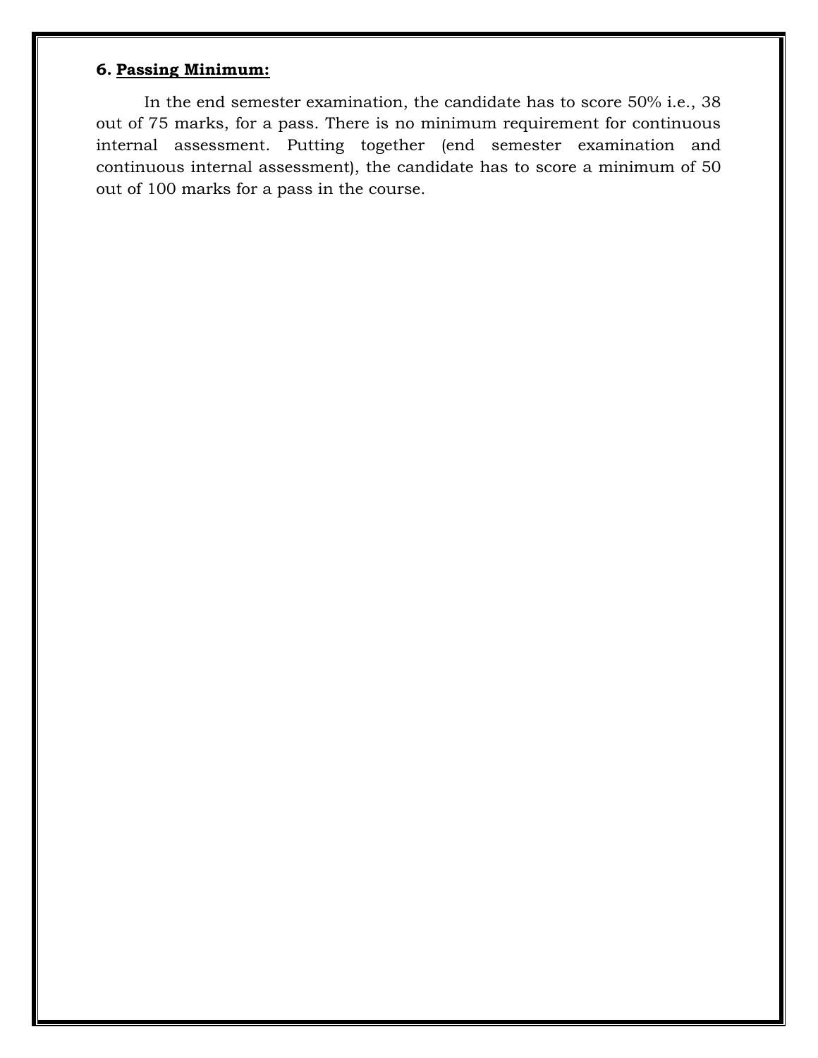### 6. **Passing Minimum:**

In the end semester examination, the candidate has to score 50% i.e., 38 out of 75 marks, for a pass. There is no minimum requirement for continuous internal assessment. Putting together (end semester examination and continuous internal assessment), the candidate has to score a minimum of 50 out of 100 marks for a pass in the course.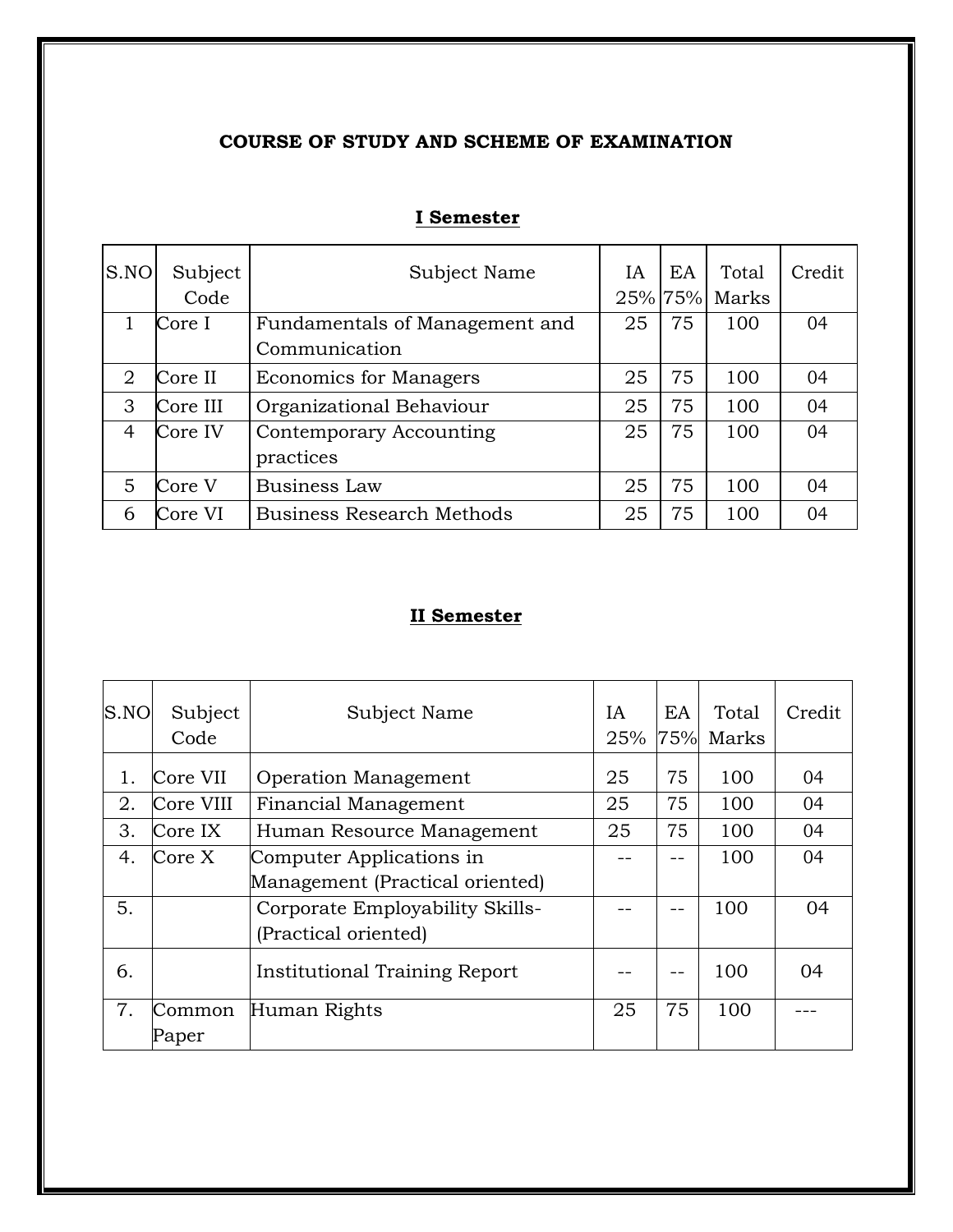## COURSE OF STUDY AND SCHEME OF EXAMINATION

### I Semester

| S.NO | Subject Code | Subject Name | IA 25% | EA 75% | Total Marks | Credit |
|---|---|---|---|---|---|---|
| 1 | Core I | Fundamentals of Management and Communication | 25 | 75 | 100 | 04 |
| 2 | Core II | Economics for Managers | 25 | 75 | 100 | 04 |
| 3 | Core III | Organizational Behaviour | 25 | 75 | 100 | 04 |
| 4 | Core IV | Contemporary Accounting practices | 25 | 75 | 100 | 04 |
| 5 | Core V | Business Law | 25 | 75 | 100 | 04 |
| 6 | Core VI | Business Research Methods | 25 | 75 | 100 | 04 |

### II Semester

| S.NO | Subject Code | Subject Name | IA 25% | EA 75% | Total Marks | Credit |
|---|---|---|---|---|---|---|
| 1. | Core VII | Operation Management | 25 | 75 | 100 | 04 |
| 2. | Core VIII | Financial Management | 25 | 75 | 100 | 04 |
| 3. | Core IX | Human Resource Management | 25 | 75 | 100 | 04 |
| 4. | Core X | Computer Applications in Management (Practical oriented) | -- | -- | 100 | 04 |
| 5. | | Corporate Employability Skills-(Practical oriented) | -- | -- | 100 | 04 |
| 6. | | Institutional Training Report | -- | -- | 100 | 04 |
| 7. | Common Paper | Human Rights | 25 | 75 | 100 | --- |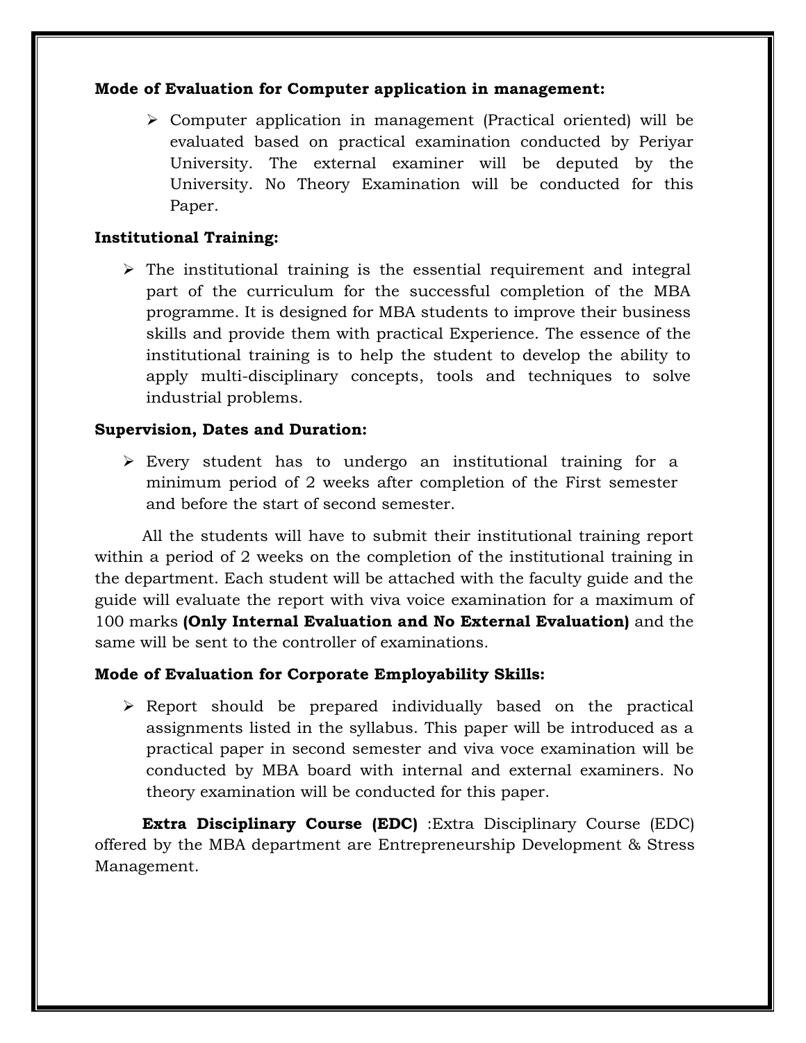**Mode of Evaluation for Computer application in management:**

- Computer application in management (Practical oriented) will be evaluated based on practical examination conducted by Periyar University. The external examiner will be deputed by the University. No Theory Examination will be conducted for this Paper.

**Institutional Training:**

- The institutional training is the essential requirement and integral part of the curriculum for the successful completion of the MBA programme. It is designed for MBA students to improve their business skills and provide them with practical Experience. The essence of the institutional training is to help the student to develop the ability to apply multi-disciplinary concepts, tools and techniques to solve industrial problems.

**Supervision, Dates and Duration:**

- Every student has to undergo an institutional training for a minimum period of 2 weeks after completion of the First semester and before the start of second semester.

All the students will have to submit their institutional training report within a period of 2 weeks on the completion of the institutional training in the department. Each student will be attached with the faculty guide and the guide will evaluate the report with viva voice examination for a maximum of 100 marks **(Only Internal Evaluation and No External Evaluation)** and the same will be sent to the controller of examinations.

**Mode of Evaluation for Corporate Employability Skills:**

- Report should be prepared individually based on the practical assignments listed in the syllabus. This paper will be introduced as a practical paper in second semester and viva voce examination will be conducted by MBA board with internal and external examiners. No theory examination will be conducted for this paper.

**Extra Disciplinary Course (EDC)** :Extra Disciplinary Course (EDC) offered by the MBA department are Entrepreneurship Development & Stress Management.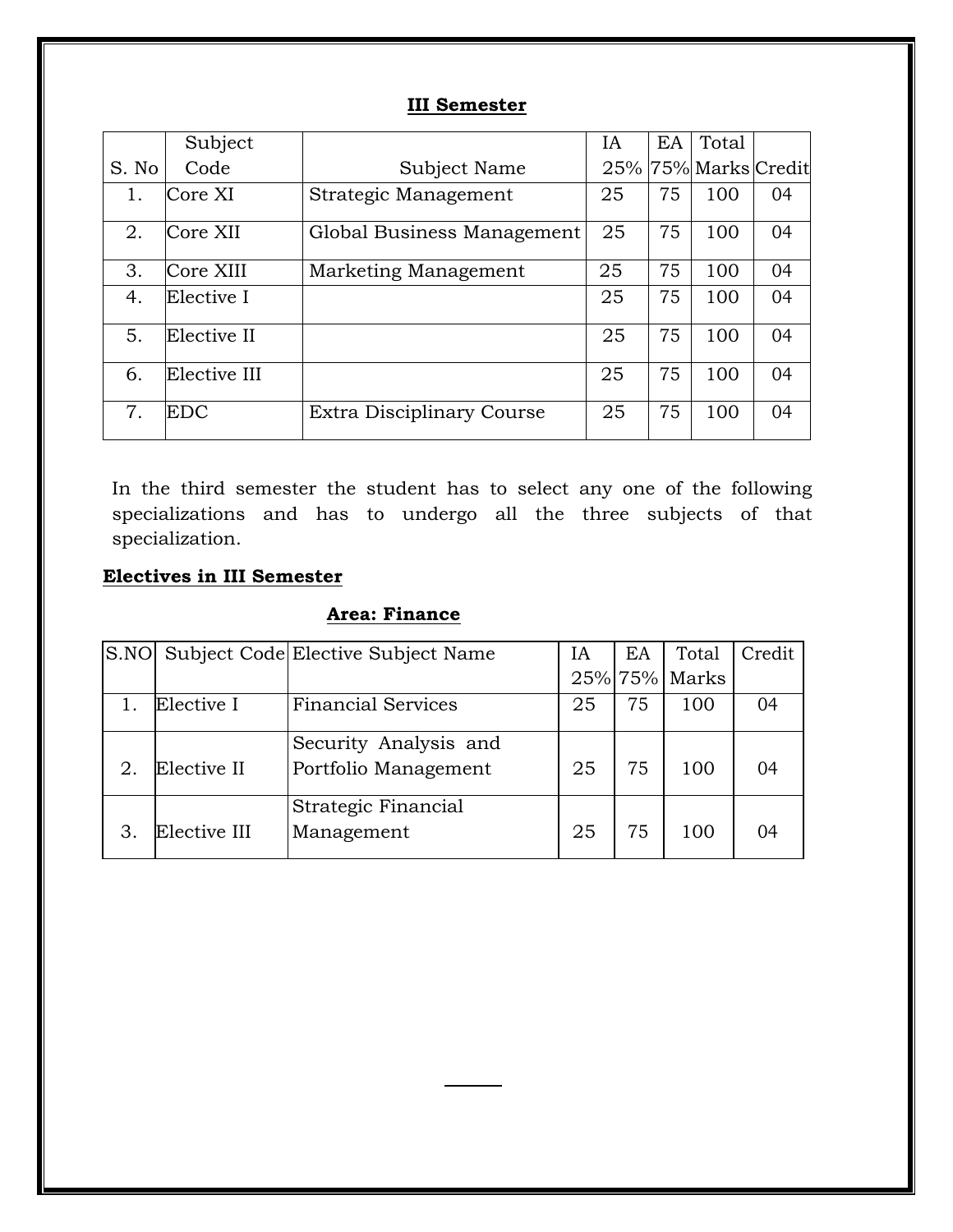## III Semester

| S. No | Subject Code | Subject Name | IA 25% | EA 75% | Total Marks | Credit |
|---|---|---|---|---|---|---|
| 1. | Core XI | Strategic Management | 25 | 75 | 100 | 04 |
| 2. | Core XII | Global Business Management | 25 | 75 | 100 | 04 |
| 3. | Core XIII | Marketing Management | 25 | 75 | 100 | 04 |
| 4. | Elective I | | 25 | 75 | 100 | 04 |
| 5. | Elective II | | 25 | 75 | 100 | 04 |
| 6. | Elective III | | 25 | 75 | 100 | 04 |
| 7. | EDC | Extra Disciplinary Course | 25 | 75 | 100 | 04 |

In the third semester the student has to select any one of the following specializations and has to undergo all the three subjects of that specialization.

**Electives in III Semester**

**Area: Finance**

| S.NO | Subject Code | Elective Subject Name | IA 25% | EA 75% | Total Marks | Credit |
|---|---|---|---|---|---|---|
| 1. | Elective I | Financial Services | 25 | 75 | 100 | 04 |
| 2. | Elective II | Security Analysis and Portfolio Management | 25 | 75 | 100 | 04 |
| 3. | Elective III | Strategic Financial Management | 25 | 75 | 100 | 04 |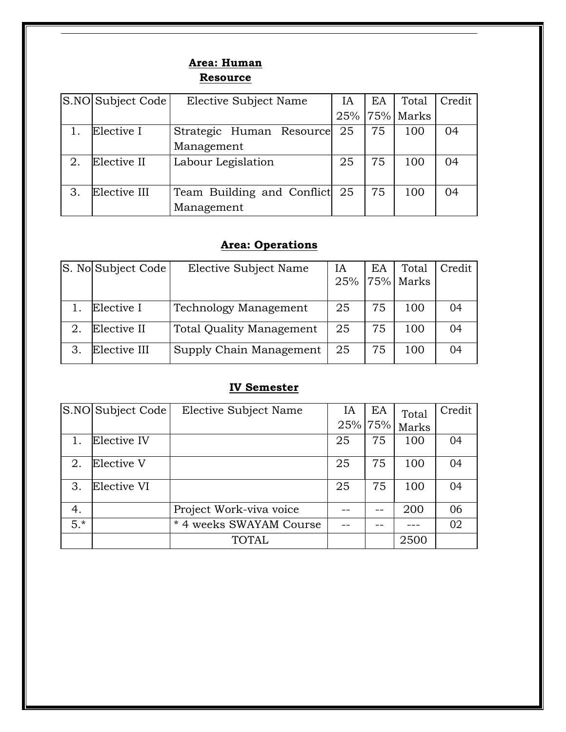### Area: Human Resource

| S.NO | Subject Code | Elective Subject Name | IA 25% | EA 75% | Total Marks | Credit |
|---|---|---|---|---|---|---|
| 1. | Elective I | Strategic Human Resource Management | 25 | 75 | 100 | 04 |
| 2. | Elective II | Labour Legislation | 25 | 75 | 100 | 04 |
| 3. | Elective III | Team Building and Conflict Management | 25 | 75 | 100 | 04 |

### Area: Operations

| S. No | Subject Code | Elective Subject Name | IA 25% | EA 75% | Total Marks | Credit |
|---|---|---|---|---|---|---|
| 1. | Elective I | Technology Management | 25 | 75 | 100 | 04 |
| 2. | Elective II | Total Quality Management | 25 | 75 | 100 | 04 |
| 3. | Elective III | Supply Chain Management | 25 | 75 | 100 | 04 |

### IV Semester

| S.NO | Subject Code | Elective Subject Name | IA 25% | EA 75% | Total Marks | Credit |
|---|---|---|---|---|---|---|
| 1. | Elective IV | | 25 | 75 | 100 | 04 |
| 2. | Elective V | | 25 | 75 | 100 | 04 |
| 3. | Elective VI | | 25 | 75 | 100 | 04 |
| 4. | | Project Work-viva voice | -- | -- | 200 | 06 |
| 5.* | | * 4 weeks SWAYAM Course | -- | -- | --- | 02 |
| | | TOTAL | | | 2500 | |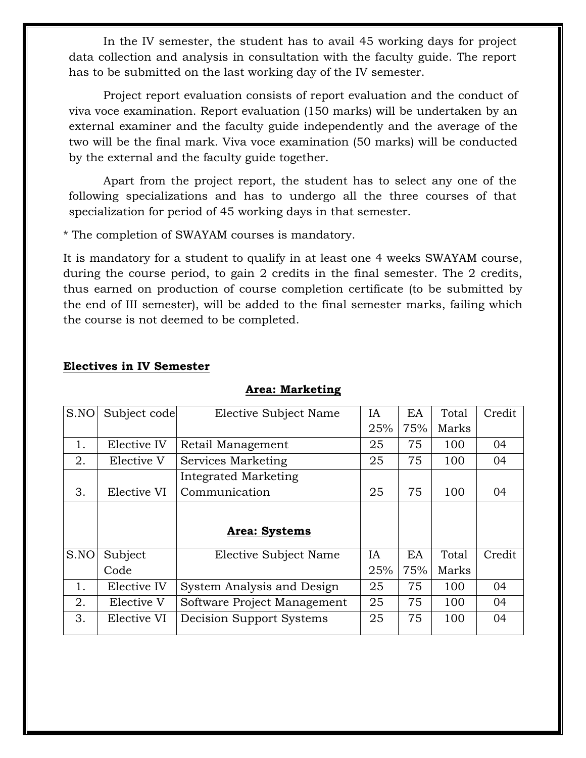In the IV semester, the student has to avail 45 working days for project data collection and analysis in consultation with the faculty guide. The report has to be submitted on the last working day of the IV semester.

Project report evaluation consists of report evaluation and the conduct of viva voce examination. Report evaluation (150 marks) will be undertaken by an external examiner and the faculty guide independently and the average of the two will be the final mark. Viva voce examination (50 marks) will be conducted by the external and the faculty guide together.

Apart from the project report, the student has to select any one of the following specializations and has to undergo all the three courses of that specialization for period of 45 working days in that semester.

* The completion of SWAYAM courses is mandatory.

It is mandatory for a student to qualify in at least one 4 weeks SWAYAM course, during the course period, to gain 2 credits in the final semester. The 2 credits, thus earned on production of course completion certificate (to be submitted by the end of III semester), will be added to the final semester marks, failing which the course is not deemed to be completed.

**Electives in IV Semester**

**Area: Marketing**

| S.NO | Subject code | Elective Subject Name | IA 25% | EA 75% | Total Marks | Credit |
|---|---|---|---|---|---|---|
| 1. | Elective IV | Retail Management | 25 | 75 | 100 | 04 |
| 2. | Elective V | Services Marketing | 25 | 75 | 100 | 04 |
| 3. | Elective VI | Integrated Marketing Communication | 25 | 75 | 100 | 04 |

**Area: Systems**

| S.NO | Subject Code | Elective Subject Name | IA 25% | EA 75% | Total Marks | Credit |
|---|---|---|---|---|---|---|
| 1. | Elective IV | System Analysis and Design | 25 | 75 | 100 | 04 |
| 2. | Elective V | Software Project Management | 25 | 75 | 100 | 04 |
| 3. | Elective VI | Decision Support Systems | 25 | 75 | 100 | 04 |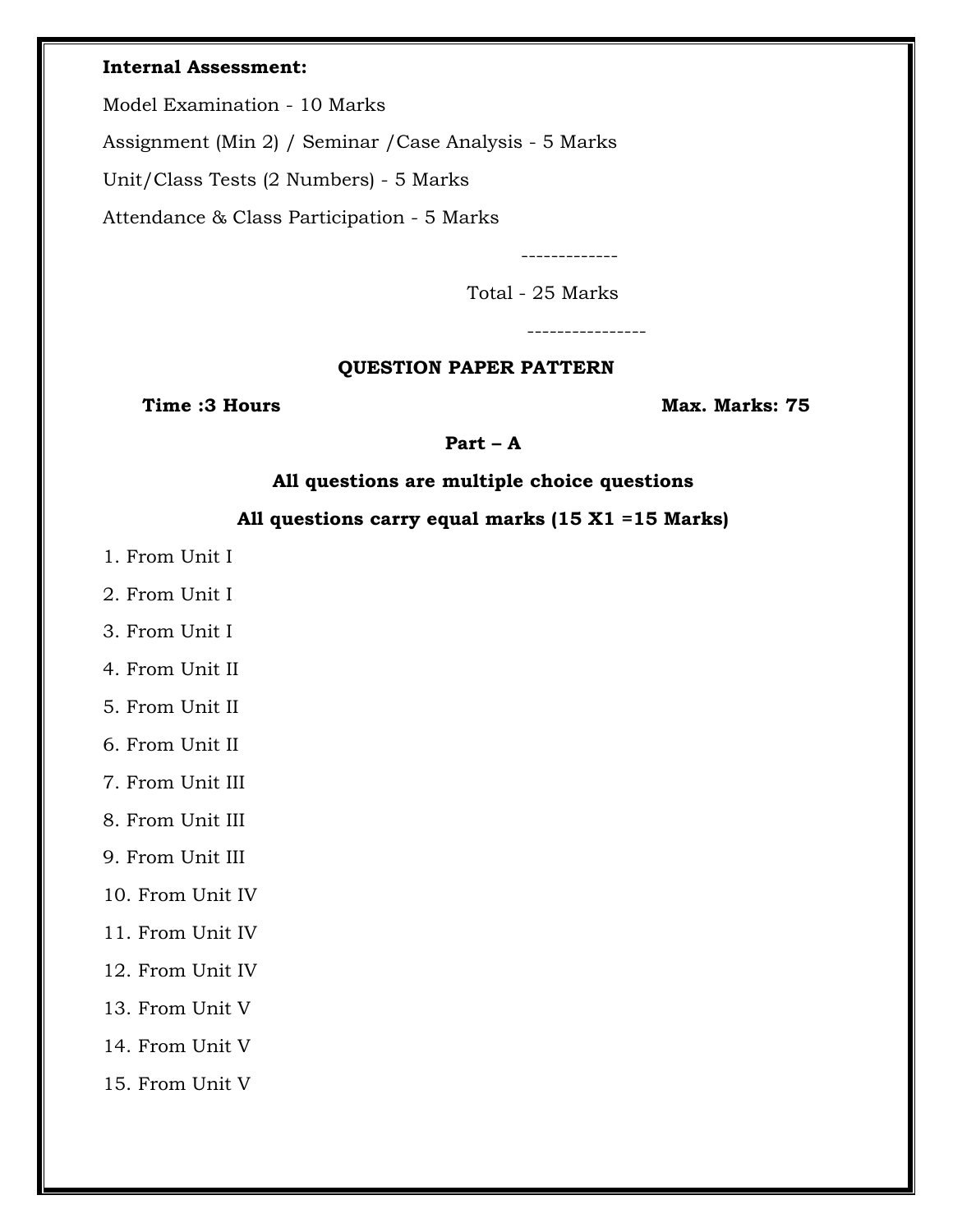**Internal Assessment:**

Model Examination - 10 Marks

Assignment (Min 2) / Seminar /Case Analysis - 5 Marks

Unit/Class Tests (2 Numbers) - 5 Marks

Attendance & Class Participation - 5 Marks

-------------

Total - 25 Marks

----------------

**QUESTION PAPER PATTERN**

**Time :3 Hours** **Max. Marks: 75**

**Part – A**

**All questions are multiple choice questions**

**All questions carry equal marks (15 X1 =15 Marks)**

1. From Unit I
2. From Unit I
3. From Unit I
4. From Unit II
5. From Unit II
6. From Unit II
7. From Unit III
8. From Unit III
9. From Unit III
10. From Unit IV
11. From Unit IV
12. From Unit IV
13. From Unit V
14. From Unit V
15. From Unit V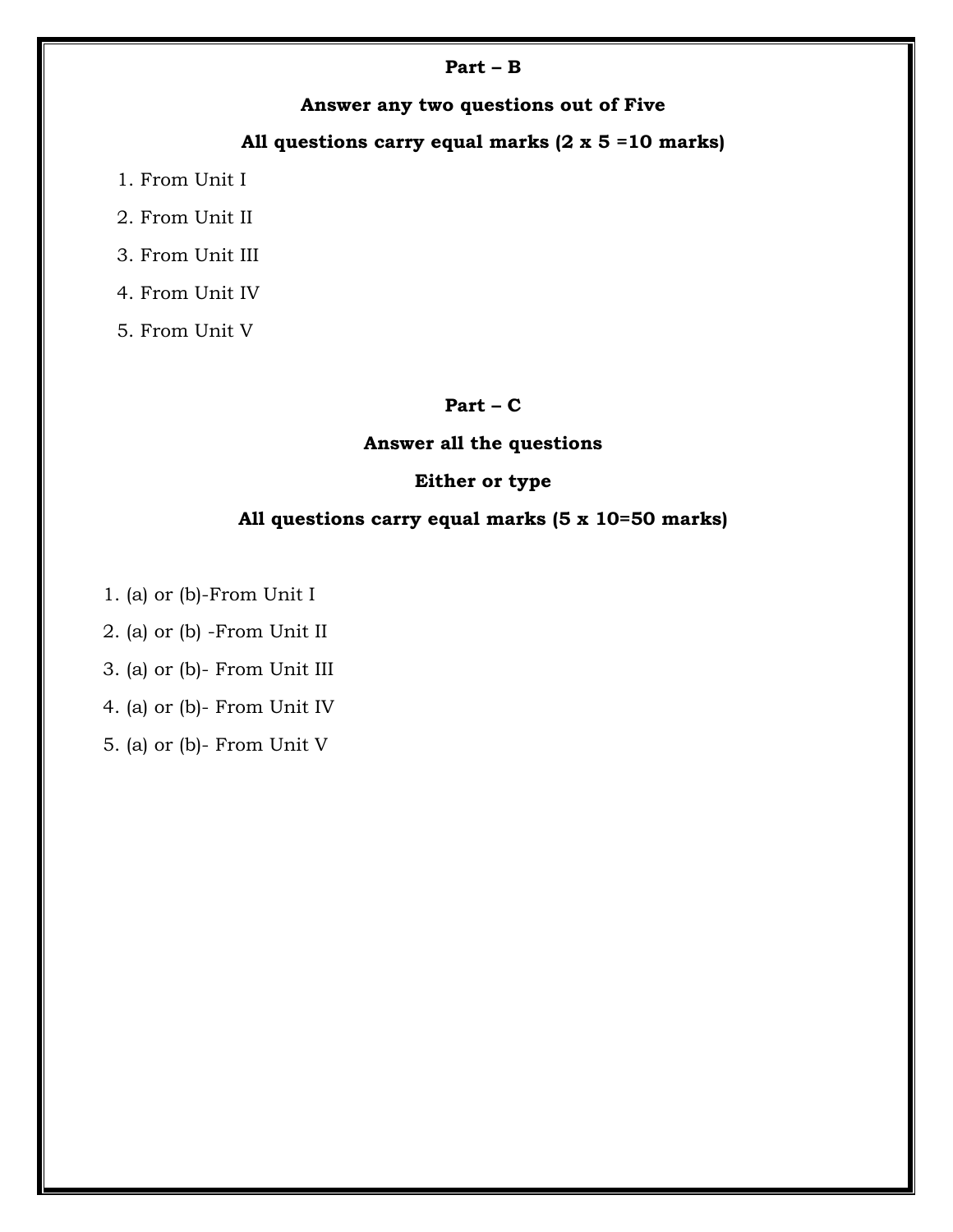**Part – B**

**Answer any two questions out of Five**

**All questions carry equal marks (2 x 5 =10 marks)**

1. From Unit I
2. From Unit II
3. From Unit III
4. From Unit IV
5. From Unit V

**Part – C**

**Answer all the questions**

**Either or type**

**All questions carry equal marks (5 x 10=50 marks)**

1. (a) or (b)-From Unit I
2. (a) or (b) -From Unit II
3. (a) or (b)- From Unit III
4. (a) or (b)- From Unit IV
5. (a) or (b)- From Unit V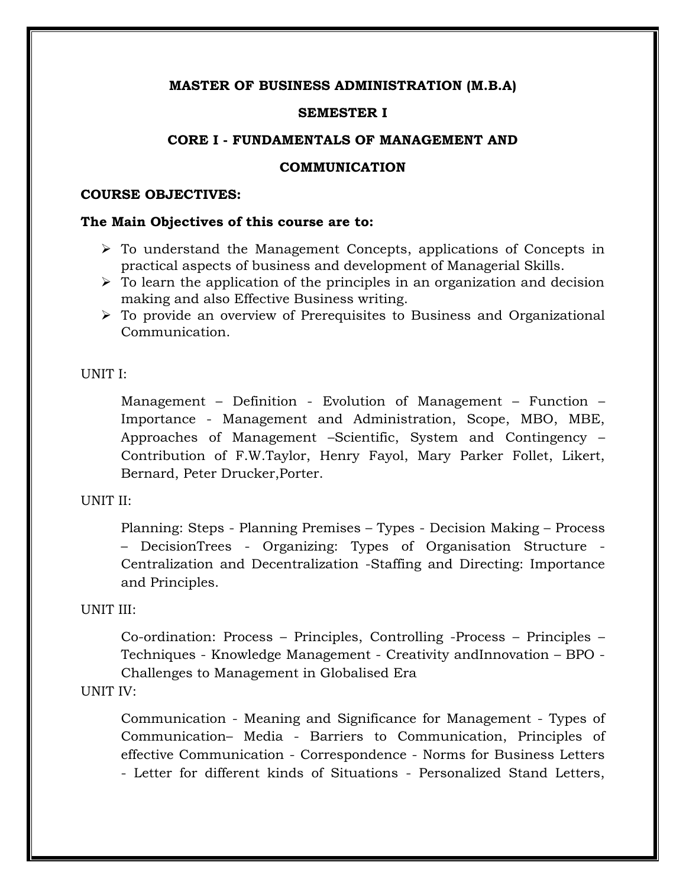**MASTER OF BUSINESS ADMINISTRATION (M.B.A)**

**SEMESTER I**

**CORE I - FUNDAMENTALS OF MANAGEMENT AND COMMUNICATION**

**COURSE OBJECTIVES:**

**The Main Objectives of this course are to:**

- To understand the Management Concepts, applications of Concepts in practical aspects of business and development of Managerial Skills.
- To learn the application of the principles in an organization and decision making and also Effective Business writing.
- To provide an overview of Prerequisites to Business and Organizational Communication.

UNIT I:

Management – Definition - Evolution of Management – Function – Importance - Management and Administration, Scope, MBO, MBE, Approaches of Management –Scientific, System and Contingency – Contribution of F.W.Taylor, Henry Fayol, Mary Parker Follet, Likert, Bernard, Peter Drucker,Porter.

UNIT II:

Planning: Steps - Planning Premises – Types - Decision Making – Process – DecisionTrees - Organizing: Types of Organisation Structure - Centralization and Decentralization -Staffing and Directing: Importance and Principles.

UNIT III:

Co-ordination: Process – Principles, Controlling -Process – Principles – Techniques - Knowledge Management - Creativity andInnovation – BPO - Challenges to Management in Globalised Era

UNIT IV:

Communication - Meaning and Significance for Management - Types of Communication– Media - Barriers to Communication, Principles of effective Communication - Correspondence - Norms for Business Letters - Letter for different kinds of Situations - Personalized Stand Letters,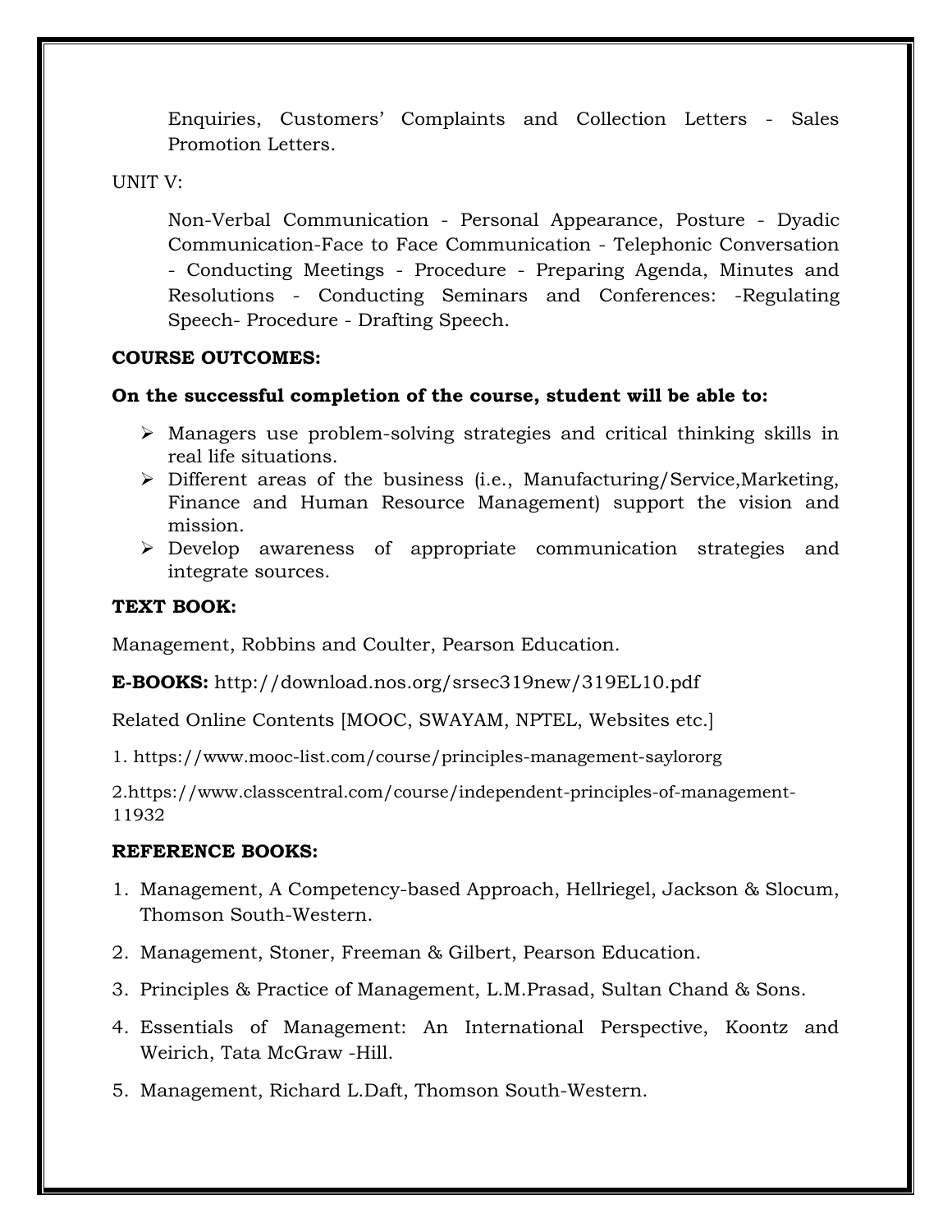Enquiries, Customers' Complaints and Collection Letters - Sales Promotion Letters.

UNIT V:

Non-Verbal Communication - Personal Appearance, Posture - Dyadic Communication-Face to Face Communication - Telephonic Conversation - Conducting Meetings - Procedure - Preparing Agenda, Minutes and Resolutions - Conducting Seminars and Conferences: -Regulating Speech- Procedure - Drafting Speech.

**COURSE OUTCOMES:**

**On the successful completion of the course, student will be able to:**

- Managers use problem-solving strategies and critical thinking skills in real life situations.
- Different areas of the business (i.e., Manufacturing/Service,Marketing, Finance and Human Resource Management) support the vision and mission.
- Develop awareness of appropriate communication strategies and integrate sources.

**TEXT BOOK:**

Management, Robbins and Coulter, Pearson Education.

**E-BOOKS:** http://download.nos.org/srsec319new/319EL10.pdf

Related Online Contents [MOOC, SWAYAM, NPTEL, Websites etc.]

1. https://www.mooc-list.com/course/principles-management-saylororg

2.https://www.classcentral.com/course/independent-principles-of-management-11932

**REFERENCE BOOKS:**

1. Management, A Competency-based Approach, Hellriegel, Jackson & Slocum, Thomson South-Western.
2. Management, Stoner, Freeman & Gilbert, Pearson Education.
3. Principles & Practice of Management, L.M.Prasad, Sultan Chand & Sons.
4. Essentials of Management: An International Perspective, Koontz and Weirich, Tata McGraw -Hill.
5. Management, Richard L.Daft, Thomson South-Western.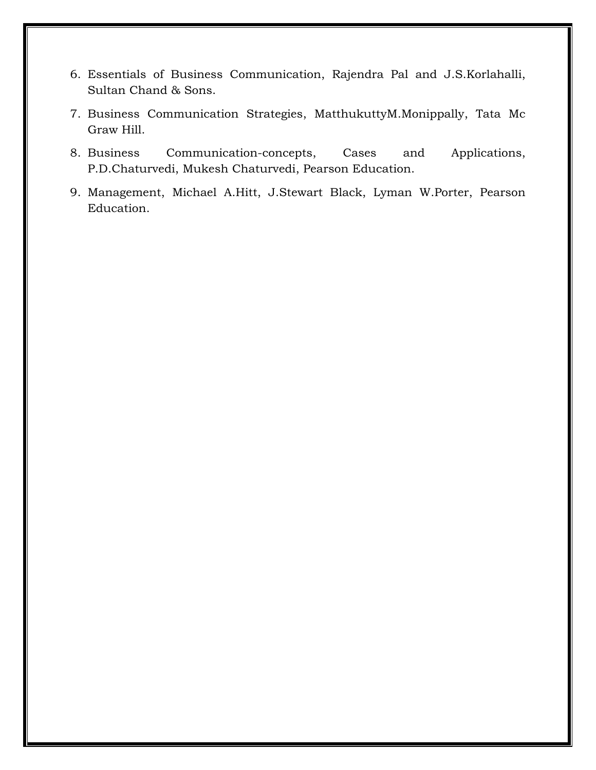6. Essentials of Business Communication, Rajendra Pal and J.S.Korlahalli, Sultan Chand & Sons.
7. Business Communication Strategies, MatthukuttyM.Monippally, Tata Mc Graw Hill.
8. Business Communication-concepts, Cases and Applications, P.D.Chaturvedi, Mukesh Chaturvedi, Pearson Education.
9. Management, Michael A.Hitt, J.Stewart Black, Lyman W.Porter, Pearson Education.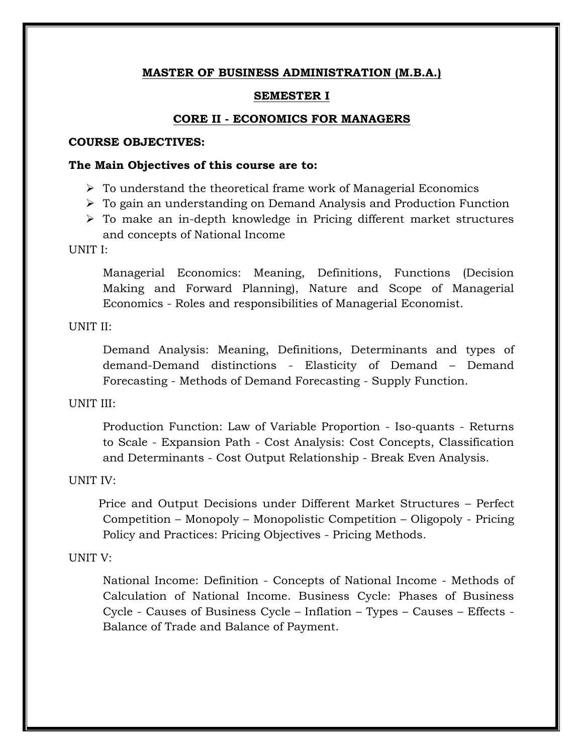**MASTER OF BUSINESS ADMINISTRATION (M.B.A.)**

**SEMESTER I**

**CORE II - ECONOMICS FOR MANAGERS**

**COURSE OBJECTIVES:**

**The Main Objectives of this course are to:**

- To understand the theoretical frame work of Managerial Economics
- To gain an understanding on Demand Analysis and Production Function
- To make an in-depth knowledge in Pricing different market structures and concepts of National Income

UNIT I:

Managerial Economics: Meaning, Definitions, Functions (Decision Making and Forward Planning), Nature and Scope of Managerial Economics - Roles and responsibilities of Managerial Economist.

UNIT II:

Demand Analysis: Meaning, Definitions, Determinants and types of demand-Demand distinctions - Elasticity of Demand – Demand Forecasting - Methods of Demand Forecasting - Supply Function.

UNIT III:

Production Function: Law of Variable Proportion - Iso-quants - Returns to Scale - Expansion Path - Cost Analysis: Cost Concepts, Classification and Determinants - Cost Output Relationship - Break Even Analysis.

UNIT IV:

Price and Output Decisions under Different Market Structures – Perfect Competition – Monopoly – Monopolistic Competition – Oligopoly - Pricing Policy and Practices: Pricing Objectives - Pricing Methods.

UNIT V:

National Income: Definition - Concepts of National Income - Methods of Calculation of National Income. Business Cycle: Phases of Business Cycle - Causes of Business Cycle – Inflation – Types – Causes – Effects - Balance of Trade and Balance of Payment.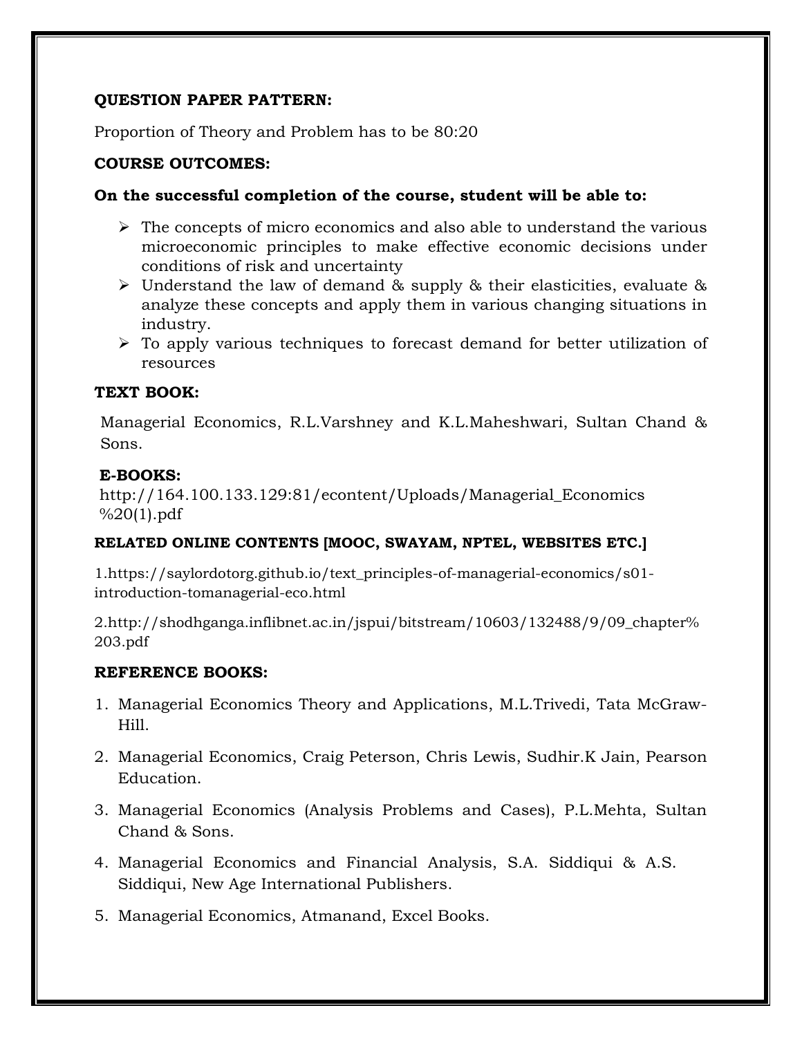**QUESTION PAPER PATTERN:**

Proportion of Theory and Problem has to be 80:20

**COURSE OUTCOMES:**

**On the successful completion of the course, student will be able to:**

- The concepts of micro economics and also able to understand the various microeconomic principles to make effective economic decisions under conditions of risk and uncertainty
- Understand the law of demand & supply & their elasticities, evaluate & analyze these concepts and apply them in various changing situations in industry.
- To apply various techniques to forecast demand for better utilization of resources

**TEXT BOOK:**

Managerial Economics, R.L.Varshney and K.L.Maheshwari, Sultan Chand & Sons.

**E-BOOKS:**

http://164.100.133.129:81/econtent/Uploads/Managerial_Economics%20(1).pdf

**RELATED ONLINE CONTENTS [MOOC, SWAYAM, NPTEL, WEBSITES ETC.]**

1.https://saylordotorg.github.io/text_principles-of-managerial-economics/s01-introduction-tomanagerial-eco.html

2.http://shodhganga.inflibnet.ac.in/jspui/bitstream/10603/132488/9/09_chapter%203.pdf

**REFERENCE BOOKS:**

1. Managerial Economics Theory and Applications, M.L.Trivedi, Tata McGraw-Hill.
2. Managerial Economics, Craig Peterson, Chris Lewis, Sudhir.K Jain, Pearson Education.
3. Managerial Economics (Analysis Problems and Cases), P.L.Mehta, Sultan Chand & Sons.
4. Managerial Economics and Financial Analysis, S.A. Siddiqui & A.S. Siddiqui, New Age International Publishers.
5. Managerial Economics, Atmanand, Excel Books.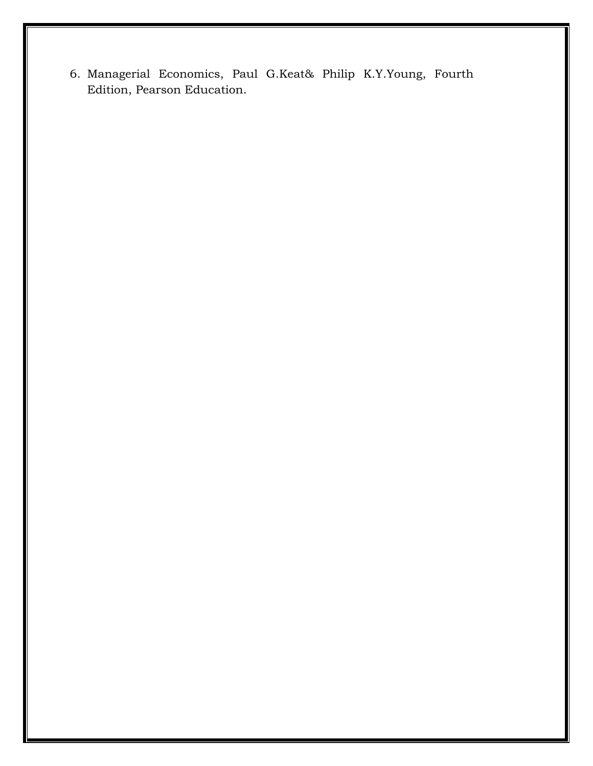6. Managerial Economics, Paul G.Keat& Philip K.Y.Young, Fourth Edition, Pearson Education.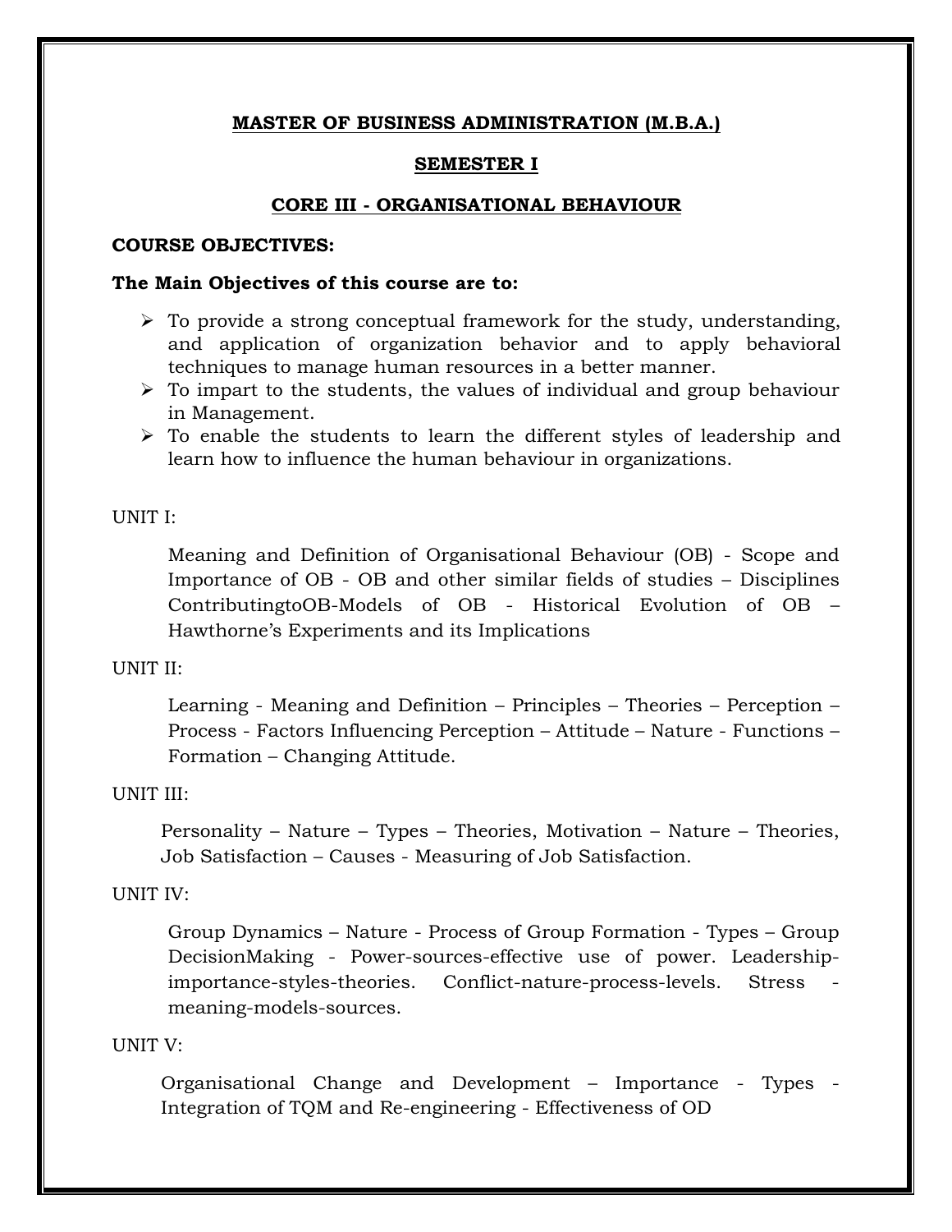# MASTER OF BUSINESS ADMINISTRATION (M.B.A.)

## SEMESTER I

## CORE III - ORGANISATIONAL BEHAVIOUR

**COURSE OBJECTIVES:**

**The Main Objectives of this course are to:**

- To provide a strong conceptual framework for the study, understanding, and application of organization behavior and to apply behavioral techniques to manage human resources in a better manner.
- To impart to the students, the values of individual and group behaviour in Management.
- To enable the students to learn the different styles of leadership and learn how to influence the human behaviour in organizations.

UNIT I:

Meaning and Definition of Organisational Behaviour (OB) - Scope and Importance of OB - OB and other similar fields of studies – Disciplines ContributingtoOB-Models of OB - Historical Evolution of OB – Hawthorne's Experiments and its Implications

UNIT II:

Learning - Meaning and Definition – Principles – Theories – Perception – Process - Factors Influencing Perception – Attitude – Nature - Functions – Formation – Changing Attitude.

UNIT III:

Personality – Nature – Types – Theories, Motivation – Nature – Theories, Job Satisfaction – Causes - Measuring of Job Satisfaction.

UNIT IV:

Group Dynamics – Nature - Process of Group Formation - Types – Group DecisionMaking - Power-sources-effective use of power. Leadership-importance-styles-theories. Conflict-nature-process-levels. Stress - meaning-models-sources.

UNIT V:

Organisational Change and Development – Importance - Types - Integration of TQM and Re-engineering - Effectiveness of OD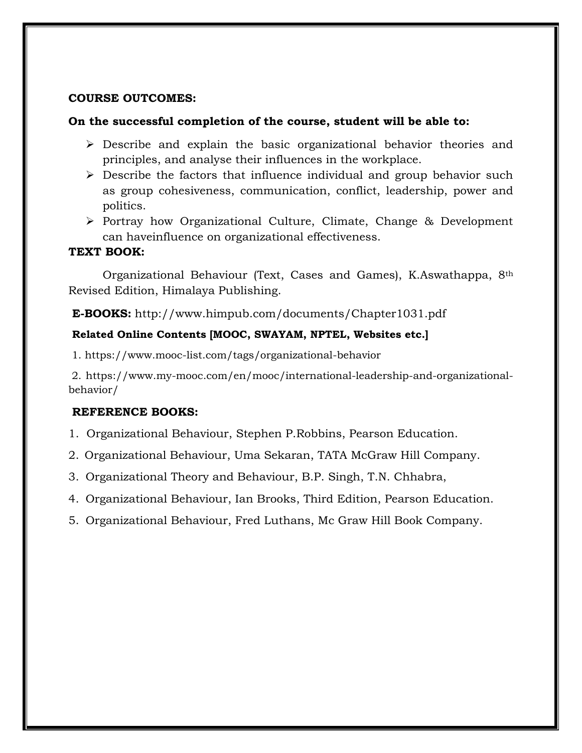**COURSE OUTCOMES:**

**On the successful completion of the course, student will be able to:**

- Describe and explain the basic organizational behavior theories and principles, and analyse their influences in the workplace.
- Describe the factors that influence individual and group behavior such as group cohesiveness, communication, conflict, leadership, power and politics.
- Portray how Organizational Culture, Climate, Change & Development can haveinfluence on organizational effectiveness.

**TEXT BOOK:**

Organizational Behaviour (Text, Cases and Games), K.Aswathappa, 8th Revised Edition, Himalaya Publishing.

**E-BOOKS:** http://www.himpub.com/documents/Chapter1031.pdf

**Related Online Contents [MOOC, SWAYAM, NPTEL, Websites etc.]**

1. https://www.mooc-list.com/tags/organizational-behavior

2. https://www.my-mooc.com/en/mooc/international-leadership-and-organizational-behavior/

**REFERENCE BOOKS:**

1. Organizational Behaviour, Stephen P.Robbins, Pearson Education.
2. Organizational Behaviour, Uma Sekaran, TATA McGraw Hill Company.
3. Organizational Theory and Behaviour, B.P. Singh, T.N. Chhabra,
4. Organizational Behaviour, Ian Brooks, Third Edition, Pearson Education.
5. Organizational Behaviour, Fred Luthans, Mc Graw Hill Book Company.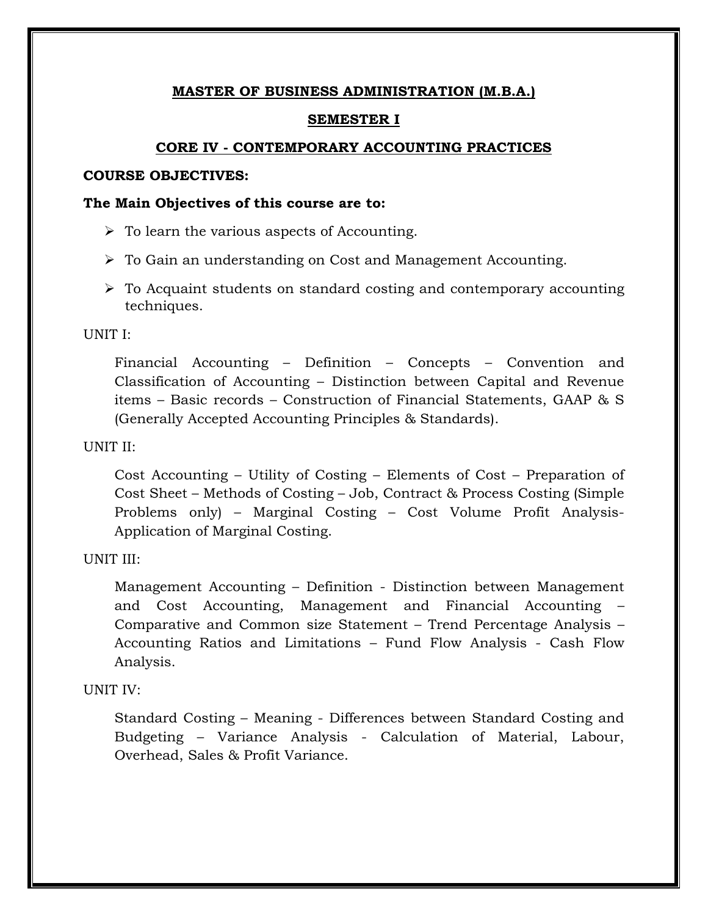## MASTER OF BUSINESS ADMINISTRATION (M.B.A.)

## SEMESTER I

## CORE IV - CONTEMPORARY ACCOUNTING PRACTICES

**COURSE OBJECTIVES:**

**The Main Objectives of this course are to:**

- To learn the various aspects of Accounting.
- To Gain an understanding on Cost and Management Accounting.
- To Acquaint students on standard costing and contemporary accounting techniques.

UNIT I:

Financial Accounting – Definition – Concepts – Convention and Classification of Accounting – Distinction between Capital and Revenue items – Basic records – Construction of Financial Statements, GAAP & S (Generally Accepted Accounting Principles & Standards).

UNIT II:

Cost Accounting – Utility of Costing – Elements of Cost – Preparation of Cost Sheet – Methods of Costing – Job, Contract & Process Costing (Simple Problems only) – Marginal Costing – Cost Volume Profit Analysis- Application of Marginal Costing.

UNIT III:

Management Accounting – Definition - Distinction between Management and Cost Accounting, Management and Financial Accounting – Comparative and Common size Statement – Trend Percentage Analysis – Accounting Ratios and Limitations – Fund Flow Analysis - Cash Flow Analysis.

UNIT IV:

Standard Costing – Meaning - Differences between Standard Costing and Budgeting – Variance Analysis - Calculation of Material, Labour, Overhead, Sales & Profit Variance.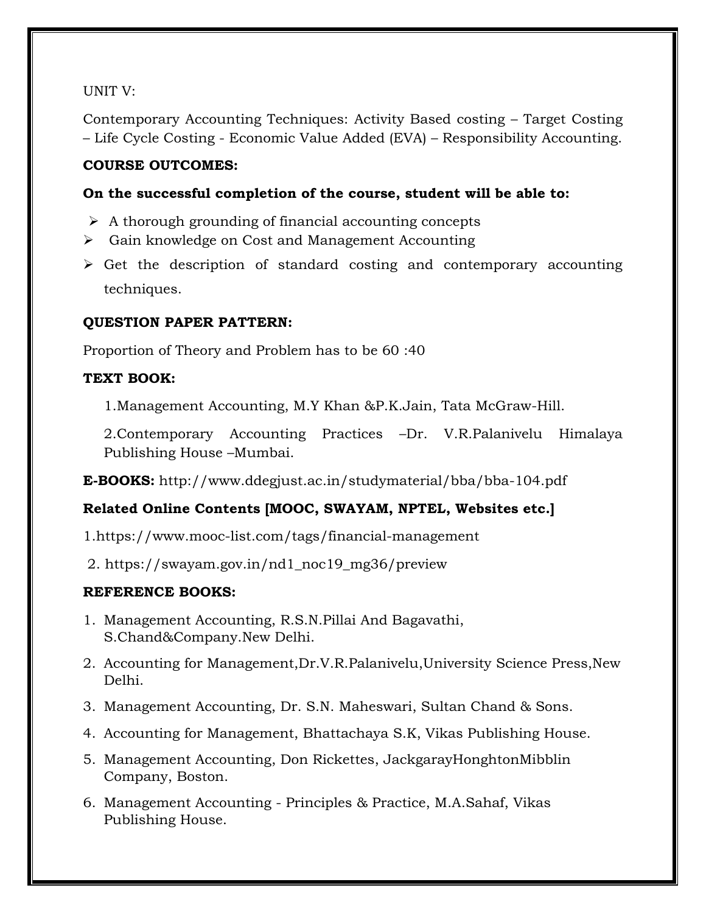UNIT V:

Contemporary Accounting Techniques: Activity Based costing – Target Costing – Life Cycle Costing - Economic Value Added (EVA) – Responsibility Accounting.

**COURSE OUTCOMES:**

**On the successful completion of the course, student will be able to:**

- A thorough grounding of financial accounting concepts
- Gain knowledge on Cost and Management Accounting
- Get the description of standard costing and contemporary accounting techniques.

**QUESTION PAPER PATTERN:**

Proportion of Theory and Problem has to be 60 :40

**TEXT BOOK:**

1.Management Accounting, M.Y Khan &P.K.Jain, Tata McGraw-Hill.

2.Contemporary Accounting Practices –Dr. V.R.Palanivelu Himalaya Publishing House –Mumbai.

**E-BOOKS:** http://www.ddegjust.ac.in/studymaterial/bba/bba-104.pdf

**Related Online Contents [MOOC, SWAYAM, NPTEL, Websites etc.]**

1.https://www.mooc-list.com/tags/financial-management

2. https://swayam.gov.in/nd1_noc19_mg36/preview

**REFERENCE BOOKS:**

1. Management Accounting, R.S.N.Pillai And Bagavathi, S.Chand&Company.New Delhi.
2. Accounting for Management,Dr.V.R.Palanivelu,University Science Press,New Delhi.
3. Management Accounting, Dr. S.N. Maheswari, Sultan Chand & Sons.
4. Accounting for Management, Bhattachaya S.K, Vikas Publishing House.
5. Management Accounting, Don Rickettes, JackgarayHonghtonMibblin Company, Boston.
6. Management Accounting - Principles & Practice, M.A.Sahaf, Vikas Publishing House.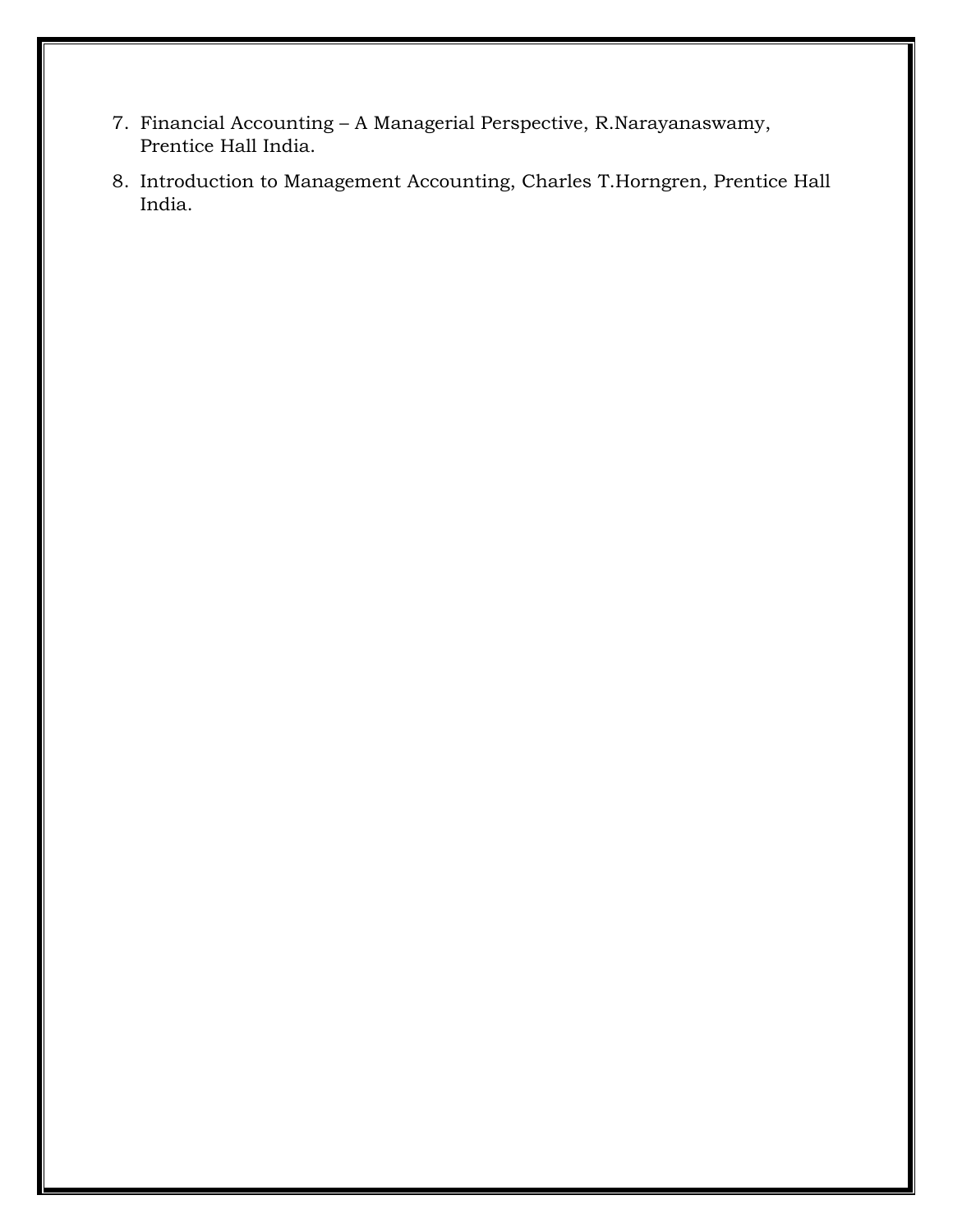7. Financial Accounting – A Managerial Perspective, R.Narayanaswamy, Prentice Hall India.
8. Introduction to Management Accounting, Charles T.Horngren, Prentice Hall India.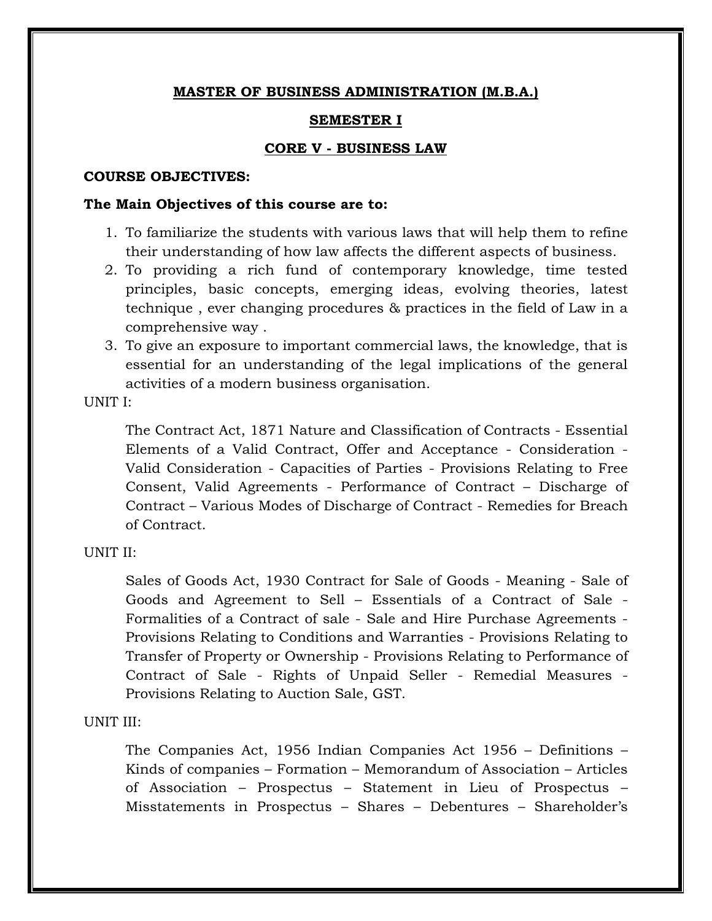**MASTER OF BUSINESS ADMINISTRATION (M.B.A.)**

**SEMESTER I**

**CORE V - BUSINESS LAW**

**COURSE OBJECTIVES:**

**The Main Objectives of this course are to:**

1. To familiarize the students with various laws that will help them to refine their understanding of how law affects the different aspects of business.
2. To providing a rich fund of contemporary knowledge, time tested principles, basic concepts, emerging ideas, evolving theories, latest technique , ever changing procedures & practices in the field of Law in a comprehensive way .
3. To give an exposure to important commercial laws, the knowledge, that is essential for an understanding of the legal implications of the general activities of a modern business organisation.

UNIT I:

The Contract Act, 1871 Nature and Classification of Contracts - Essential Elements of a Valid Contract, Offer and Acceptance - Consideration - Valid Consideration - Capacities of Parties - Provisions Relating to Free Consent, Valid Agreements - Performance of Contract – Discharge of Contract – Various Modes of Discharge of Contract - Remedies for Breach of Contract.

UNIT II:

Sales of Goods Act, 1930 Contract for Sale of Goods - Meaning - Sale of Goods and Agreement to Sell – Essentials of a Contract of Sale - Formalities of a Contract of sale - Sale and Hire Purchase Agreements - Provisions Relating to Conditions and Warranties - Provisions Relating to Transfer of Property or Ownership - Provisions Relating to Performance of Contract of Sale - Rights of Unpaid Seller - Remedial Measures - Provisions Relating to Auction Sale, GST.

UNIT III:

The Companies Act, 1956 Indian Companies Act 1956 – Definitions – Kinds of companies – Formation – Memorandum of Association – Articles of Association – Prospectus – Statement in Lieu of Prospectus – Misstatements in Prospectus – Shares – Debentures – Shareholder's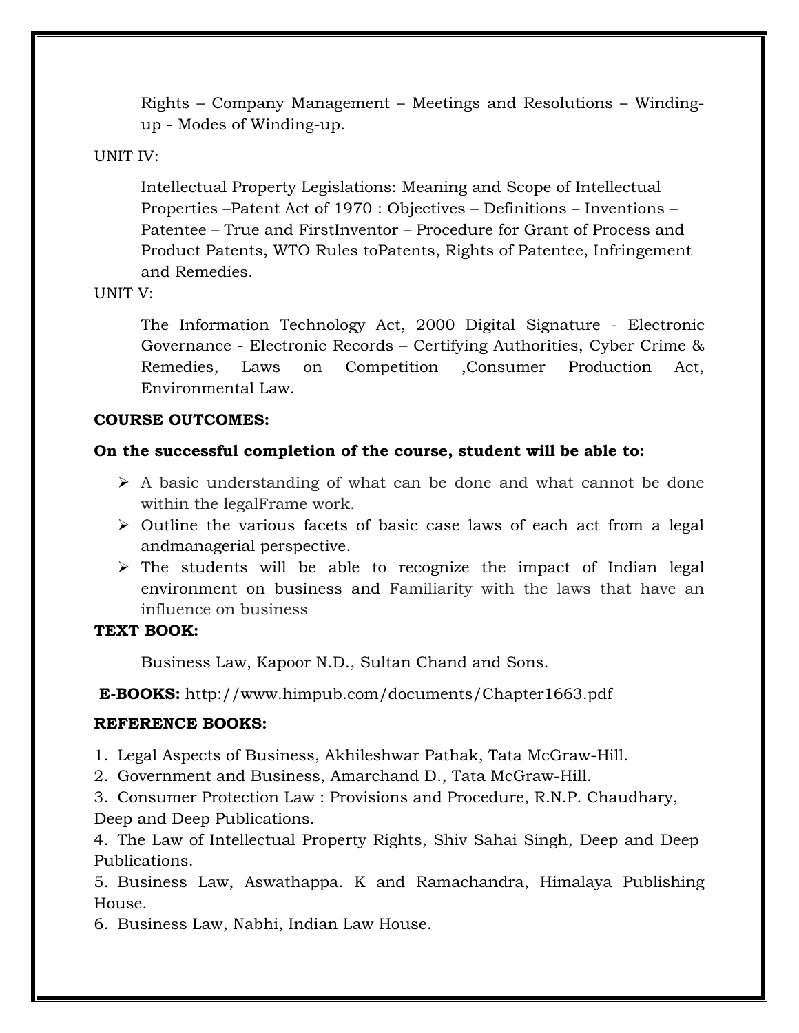Rights – Company Management – Meetings and Resolutions – Winding-up - Modes of Winding-up.

UNIT IV:

Intellectual Property Legislations: Meaning and Scope of Intellectual Properties –Patent Act of 1970 : Objectives – Definitions – Inventions – Patentee – True and FirstInventor – Procedure for Grant of Process and Product Patents, WTO Rules toPatents, Rights of Patentee, Infringement and Remedies.

UNIT V:

The Information Technology Act, 2000 Digital Signature - Electronic Governance - Electronic Records – Certifying Authorities, Cyber Crime & Remedies, Laws on Competition ,Consumer Production Act, Environmental Law.

**COURSE OUTCOMES:**

**On the successful completion of the course, student will be able to:**

- A basic understanding of what can be done and what cannot be done within the legalFrame work.
- Outline the various facets of basic case laws of each act from a legal andmanagerial perspective.
- The students will be able to recognize the impact of Indian legal environment on business and Familiarity with the laws that have an influence on business

**TEXT BOOK:**

Business Law, Kapoor N.D., Sultan Chand and Sons.

**E-BOOKS:** http://www.himpub.com/documents/Chapter1663.pdf

**REFERENCE BOOKS:**

1. Legal Aspects of Business, Akhileshwar Pathak, Tata McGraw-Hill.
2. Government and Business, Amarchand D., Tata McGraw-Hill.
3. Consumer Protection Law : Provisions and Procedure, R.N.P. Chaudhary, Deep and Deep Publications.
4. The Law of Intellectual Property Rights, Shiv Sahai Singh, Deep and Deep Publications.
5. Business Law, Aswathappa. K and Ramachandra, Himalaya Publishing House.
6. Business Law, Nabhi, Indian Law House.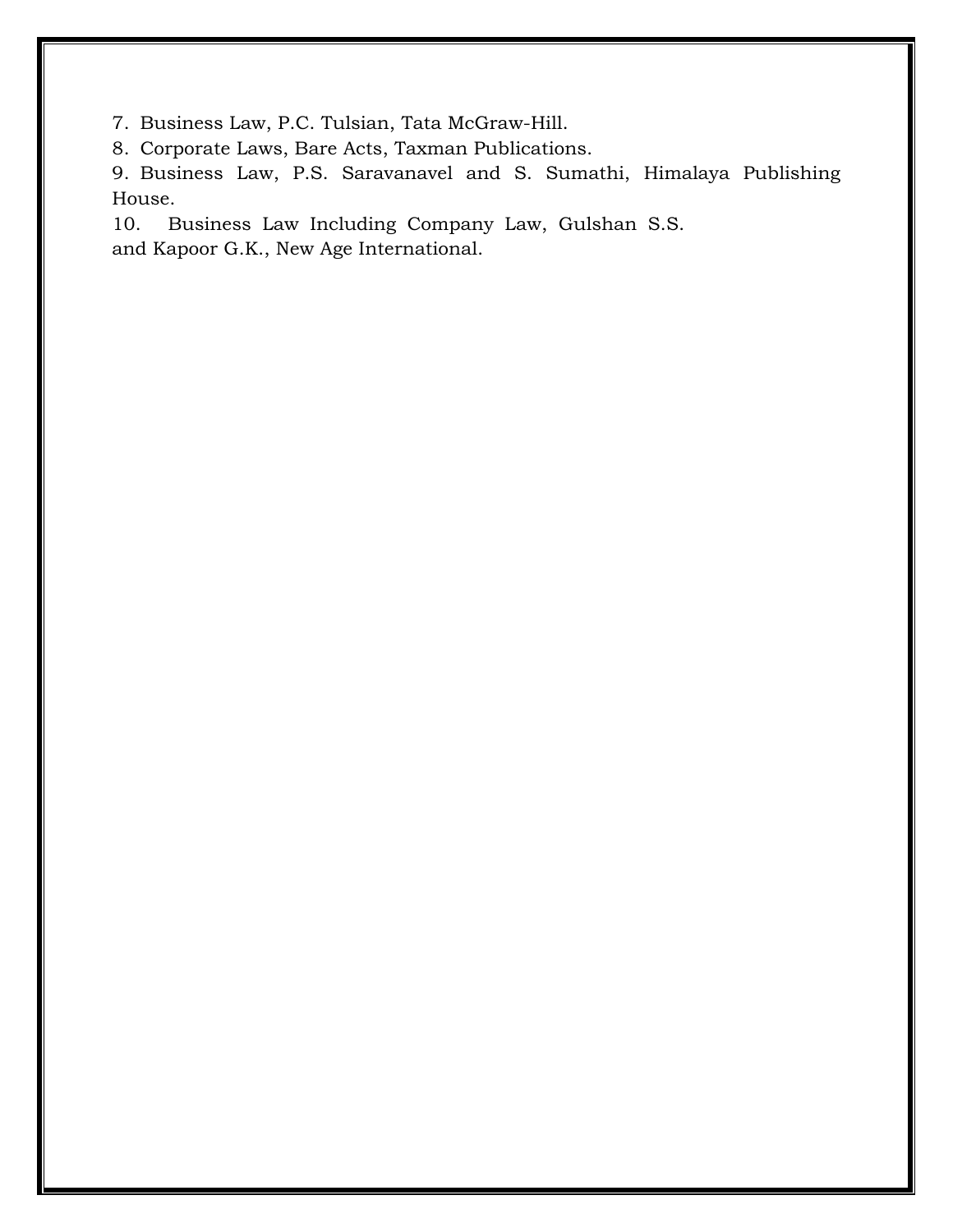7. Business Law, P.C. Tulsian, Tata McGraw-Hill.
8. Corporate Laws, Bare Acts, Taxman Publications.
9. Business Law, P.S. Saravanavel and S. Sumathi, Himalaya Publishing House.
10. Business Law Including Company Law, Gulshan S.S. and Kapoor G.K., New Age International.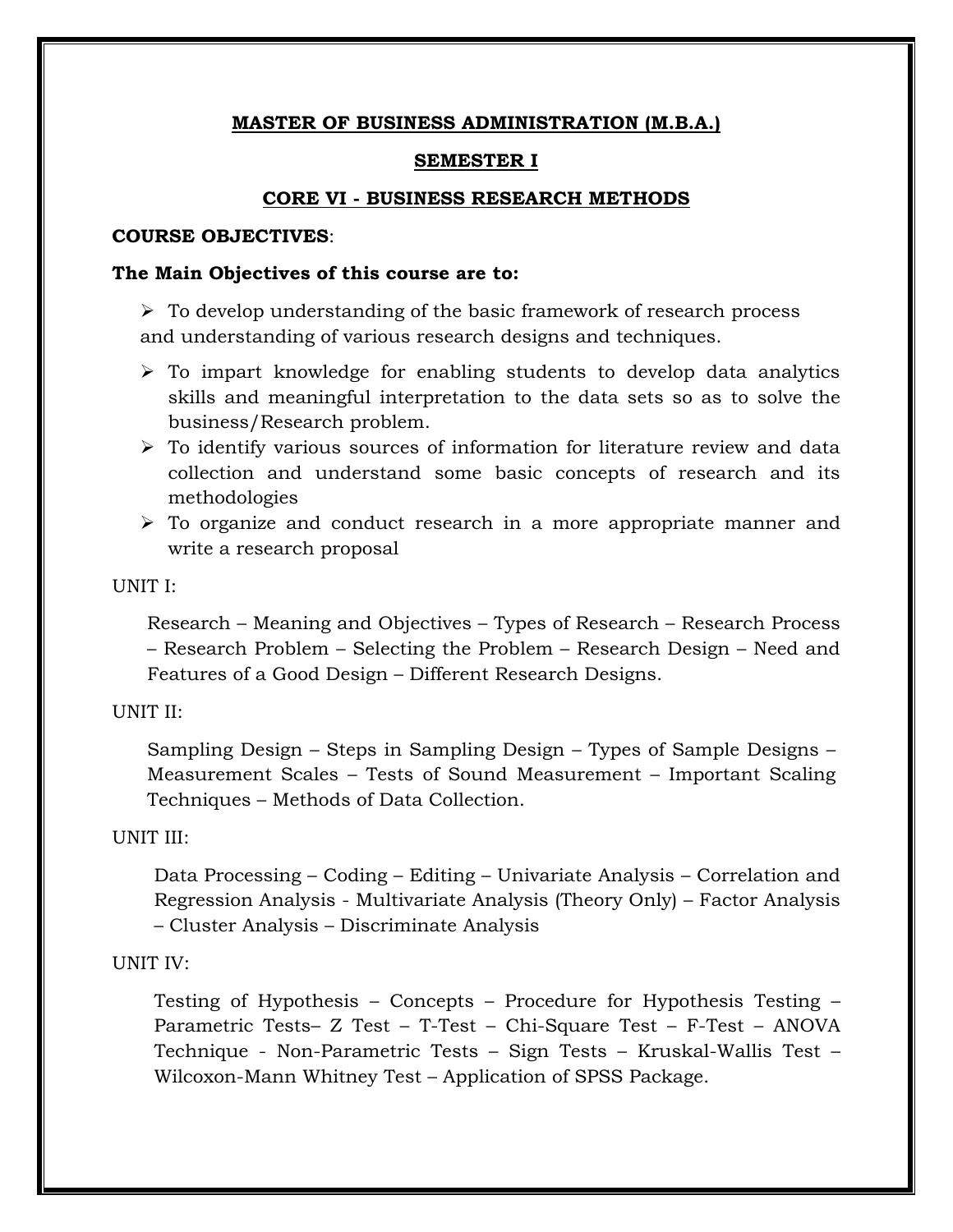## MASTER OF BUSINESS ADMINISTRATION (M.B.A.)

## SEMESTER I

## CORE VI - BUSINESS RESEARCH METHODS

**COURSE OBJECTIVES**:

**The Main Objectives of this course are to:**

- To develop understanding of the basic framework of research process and understanding of various research designs and techniques.
- To impart knowledge for enabling students to develop data analytics skills and meaningful interpretation to the data sets so as to solve the business/Research problem.
- To identify various sources of information for literature review and data collection and understand some basic concepts of research and its methodologies
- To organize and conduct research in a more appropriate manner and write a research proposal

UNIT I:

Research – Meaning and Objectives – Types of Research – Research Process – Research Problem – Selecting the Problem – Research Design – Need and Features of a Good Design – Different Research Designs.

UNIT II:

Sampling Design – Steps in Sampling Design – Types of Sample Designs – Measurement Scales – Tests of Sound Measurement – Important Scaling Techniques – Methods of Data Collection.

UNIT III:

Data Processing – Coding – Editing – Univariate Analysis – Correlation and Regression Analysis - Multivariate Analysis (Theory Only) – Factor Analysis – Cluster Analysis – Discriminate Analysis

UNIT IV:

Testing of Hypothesis – Concepts – Procedure for Hypothesis Testing – Parametric Tests– Z Test – T-Test – Chi-Square Test – F-Test – ANOVA Technique - Non-Parametric Tests – Sign Tests – Kruskal-Wallis Test – Wilcoxon-Mann Whitney Test – Application of SPSS Package.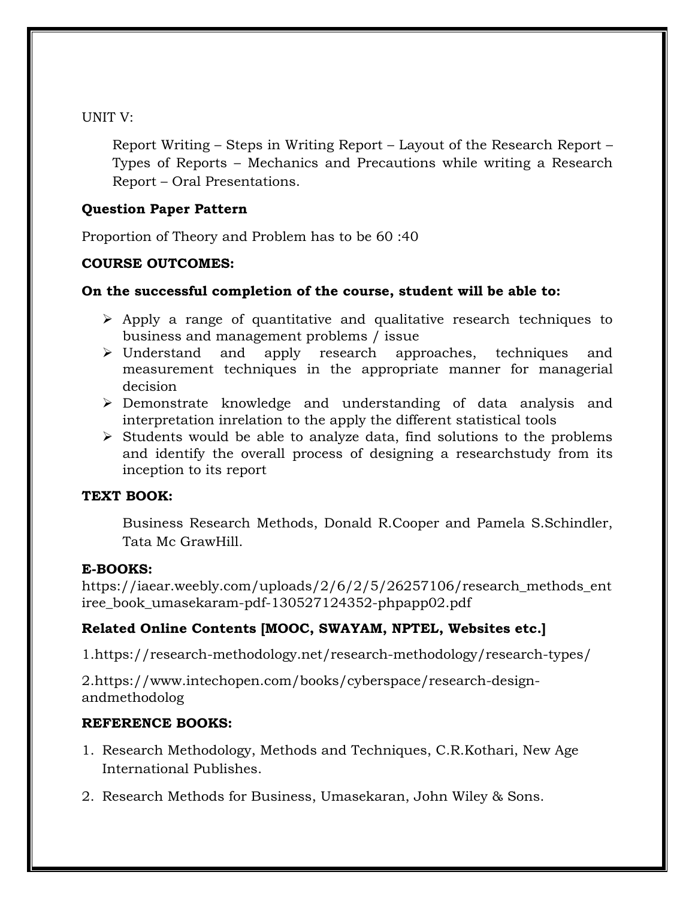UNIT V:

Report Writing – Steps in Writing Report – Layout of the Research Report – Types of Reports – Mechanics and Precautions while writing a Research Report – Oral Presentations.

**Question Paper Pattern**

Proportion of Theory and Problem has to be 60 :40

**COURSE OUTCOMES:**

**On the successful completion of the course, student will be able to:**

- Apply a range of quantitative and qualitative research techniques to business and management problems / issue
- Understand and apply research approaches, techniques and measurement techniques in the appropriate manner for managerial decision
- Demonstrate knowledge and understanding of data analysis and interpretation inrelation to the apply the different statistical tools
- Students would be able to analyze data, find solutions to the problems and identify the overall process of designing a researchstudy from its inception to its report

**TEXT BOOK:**

Business Research Methods, Donald R.Cooper and Pamela S.Schindler, Tata Mc GrawHill.

**E-BOOKS:**

https://iaear.weebly.com/uploads/2/6/2/5/26257106/research_methods_entiree_book_umasekaram-pdf-130527124352-phpapp02.pdf

**Related Online Contents [MOOC, SWAYAM, NPTEL, Websites etc.]**

1.https://research-methodology.net/research-methodology/research-types/

2.https://www.intechopen.com/books/cyberspace/research-design-andmethodolog

**REFERENCE BOOKS:**

1. Research Methodology, Methods and Techniques, C.R.Kothari, New Age International Publishes.
2. Research Methods for Business, Umasekaran, John Wiley & Sons.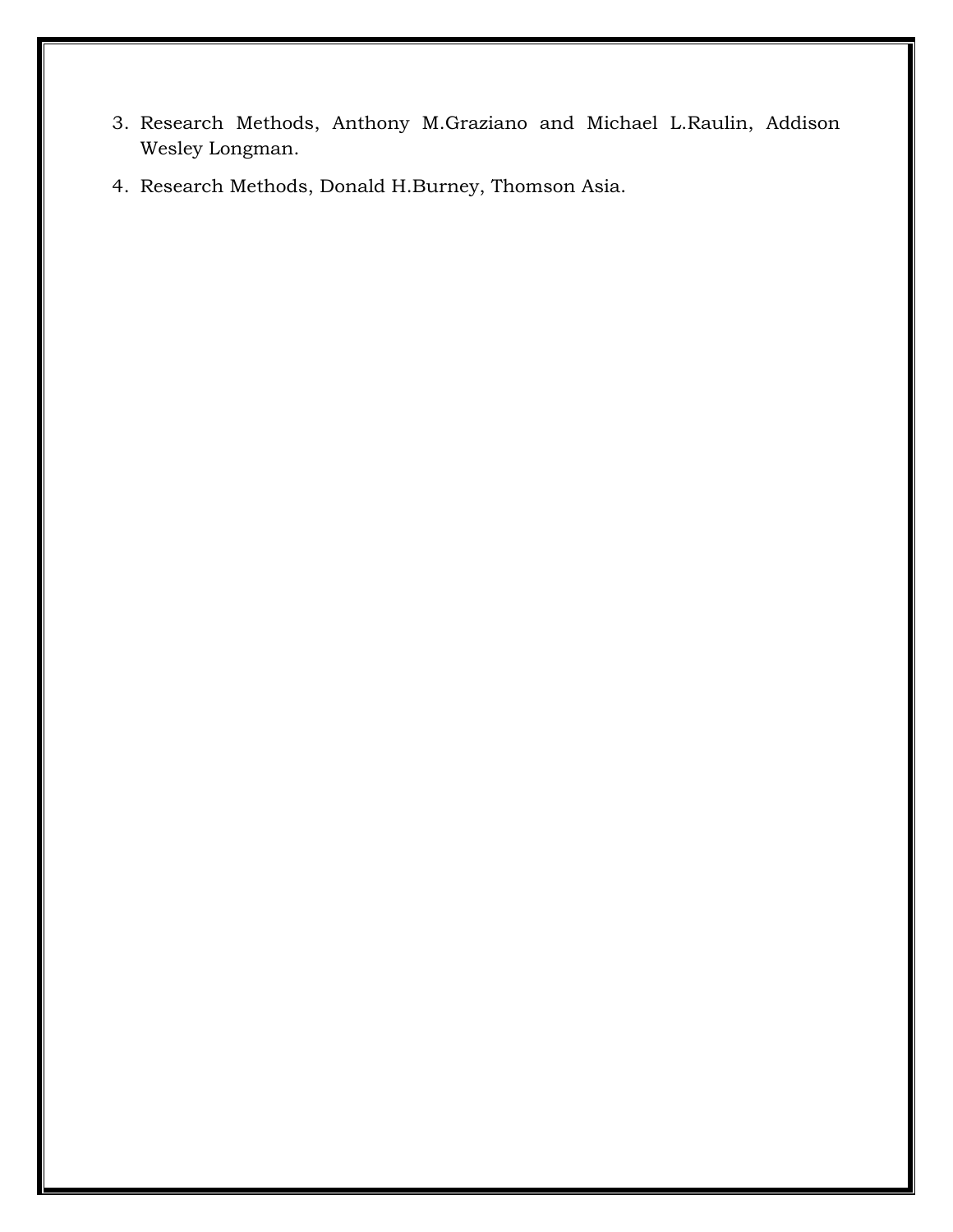3. Research Methods, Anthony M.Graziano and Michael L.Raulin, Addison Wesley Longman.
4. Research Methods, Donald H.Burney, Thomson Asia.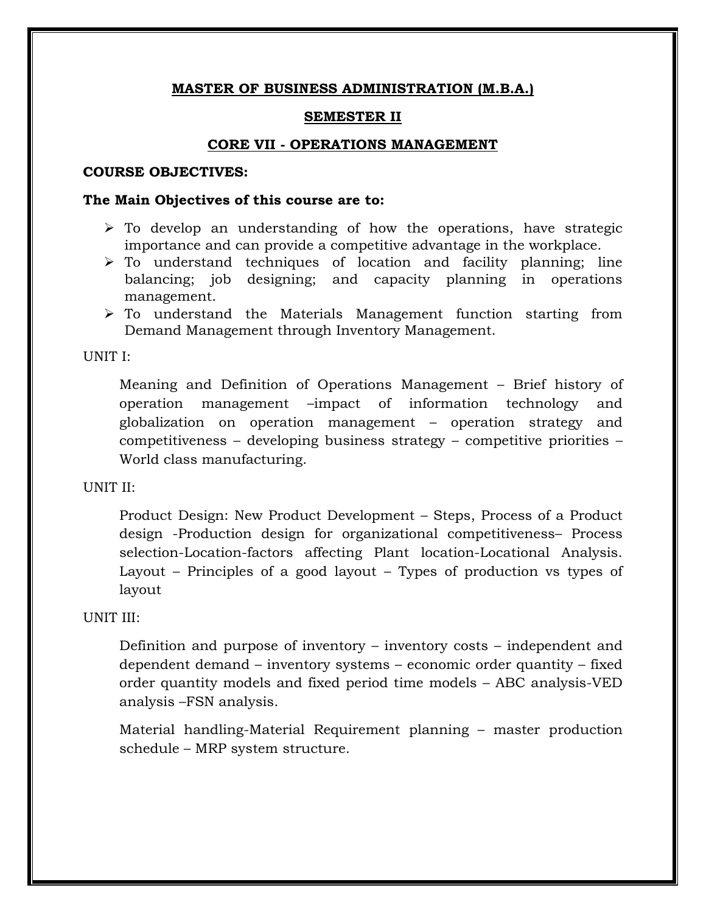## MASTER OF BUSINESS ADMINISTRATION (M.B.A.)

## SEMESTER II

## CORE VII - OPERATIONS MANAGEMENT

**COURSE OBJECTIVES:**

**The Main Objectives of this course are to:**

- To develop an understanding of how the operations, have strategic importance and can provide a competitive advantage in the workplace.
- To understand techniques of location and facility planning; line balancing; job designing; and capacity planning in operations management.
- To understand the Materials Management function starting from Demand Management through Inventory Management.

UNIT I:

Meaning and Definition of Operations Management – Brief history of operation management –impact of information technology and globalization on operation management – operation strategy and competitiveness – developing business strategy – competitive priorities – World class manufacturing.

UNIT II:

Product Design: New Product Development – Steps, Process of a Product design -Production design for organizational competitiveness– Process selection-Location-factors affecting Plant location-Locational Analysis. Layout – Principles of a good layout – Types of production vs types of layout

UNIT III:

Definition and purpose of inventory – inventory costs – independent and dependent demand – inventory systems – economic order quantity – fixed order quantity models and fixed period time models – ABC analysis-VED analysis –FSN analysis.

Material handling-Material Requirement planning – master production schedule – MRP system structure.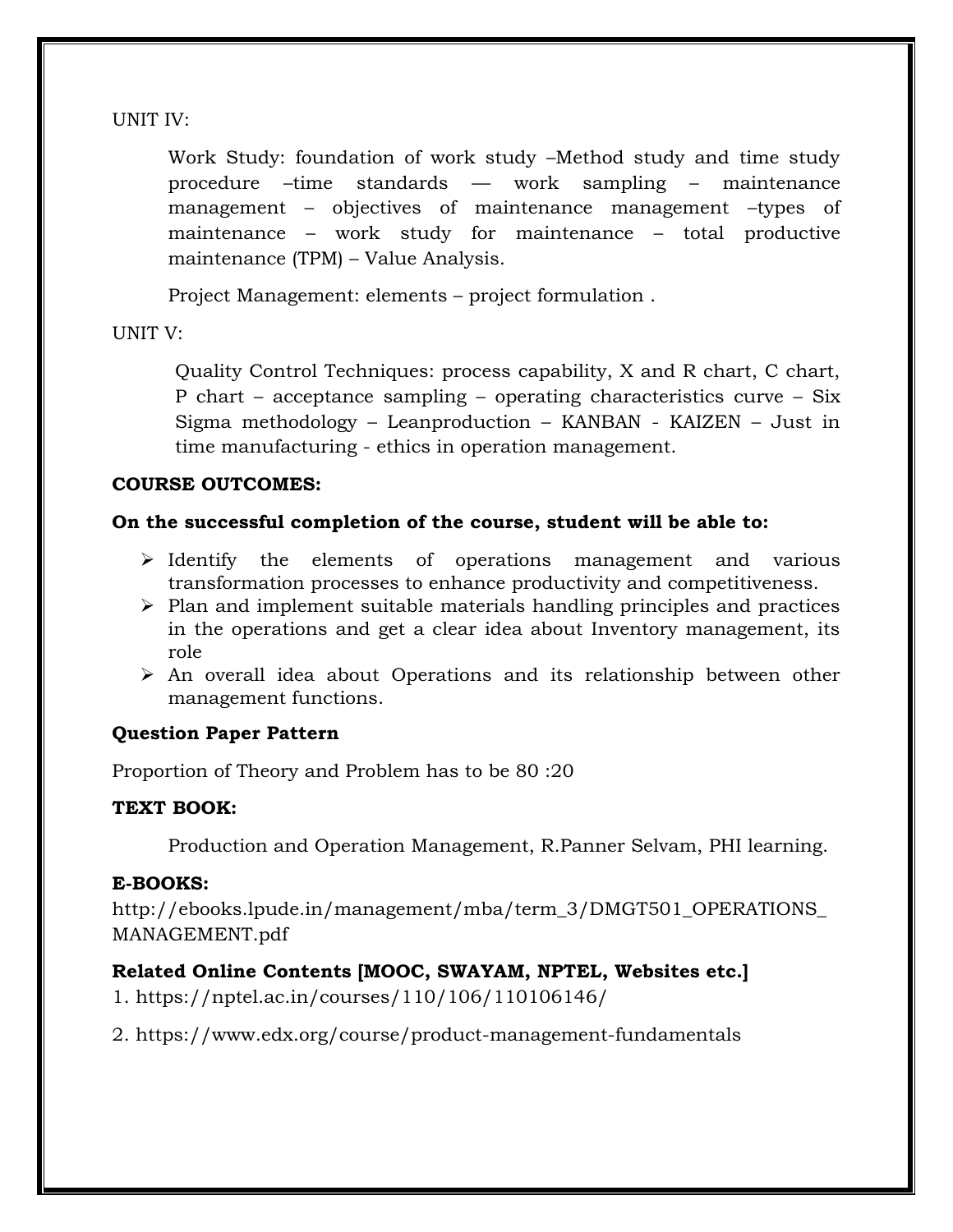UNIT IV:

Work Study: foundation of work study –Method study and time study procedure –time standards –– work sampling – maintenance management – objectives of maintenance management –types of maintenance – work study for maintenance – total productive maintenance (TPM) – Value Analysis.

Project Management: elements – project formulation .

UNIT V:

Quality Control Techniques: process capability, X and R chart, C chart, P chart – acceptance sampling – operating characteristics curve – Six Sigma methodology – Leanproduction – KANBAN - KAIZEN – Just in time manufacturing - ethics in operation management.

**COURSE OUTCOMES:**

**On the successful completion of the course, student will be able to:**

- Identify the elements of operations management and various transformation processes to enhance productivity and competitiveness.
- Plan and implement suitable materials handling principles and practices in the operations and get a clear idea about Inventory management, its role
- An overall idea about Operations and its relationship between other management functions.

**Question Paper Pattern**

Proportion of Theory and Problem has to be 80 :20

**TEXT BOOK:**

Production and Operation Management, R.Panner Selvam, PHI learning.

**E-BOOKS:**

http://ebooks.lpude.in/management/mba/term_3/DMGT501_OPERATIONS_MANAGEMENT.pdf

**Related Online Contents [MOOC, SWAYAM, NPTEL, Websites etc.]**

1. https://nptel.ac.in/courses/110/106/110106146/
2. https://www.edx.org/course/product-management-fundamentals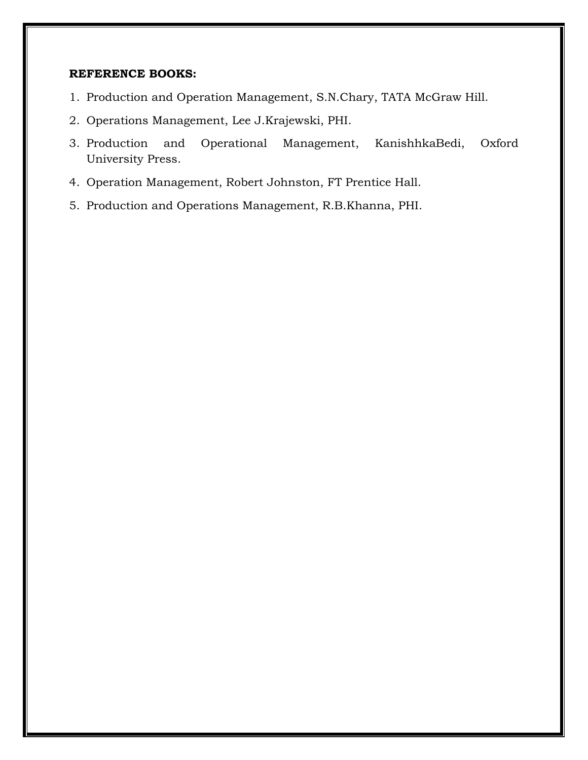**REFERENCE BOOKS:**

1. Production and Operation Management, S.N.Chary, TATA McGraw Hill.
2. Operations Management, Lee J.Krajewski, PHI.
3. Production and Operational Management, KanishhkaBedi, Oxford University Press.
4. Operation Management, Robert Johnston, FT Prentice Hall.
5. Production and Operations Management, R.B.Khanna, PHI.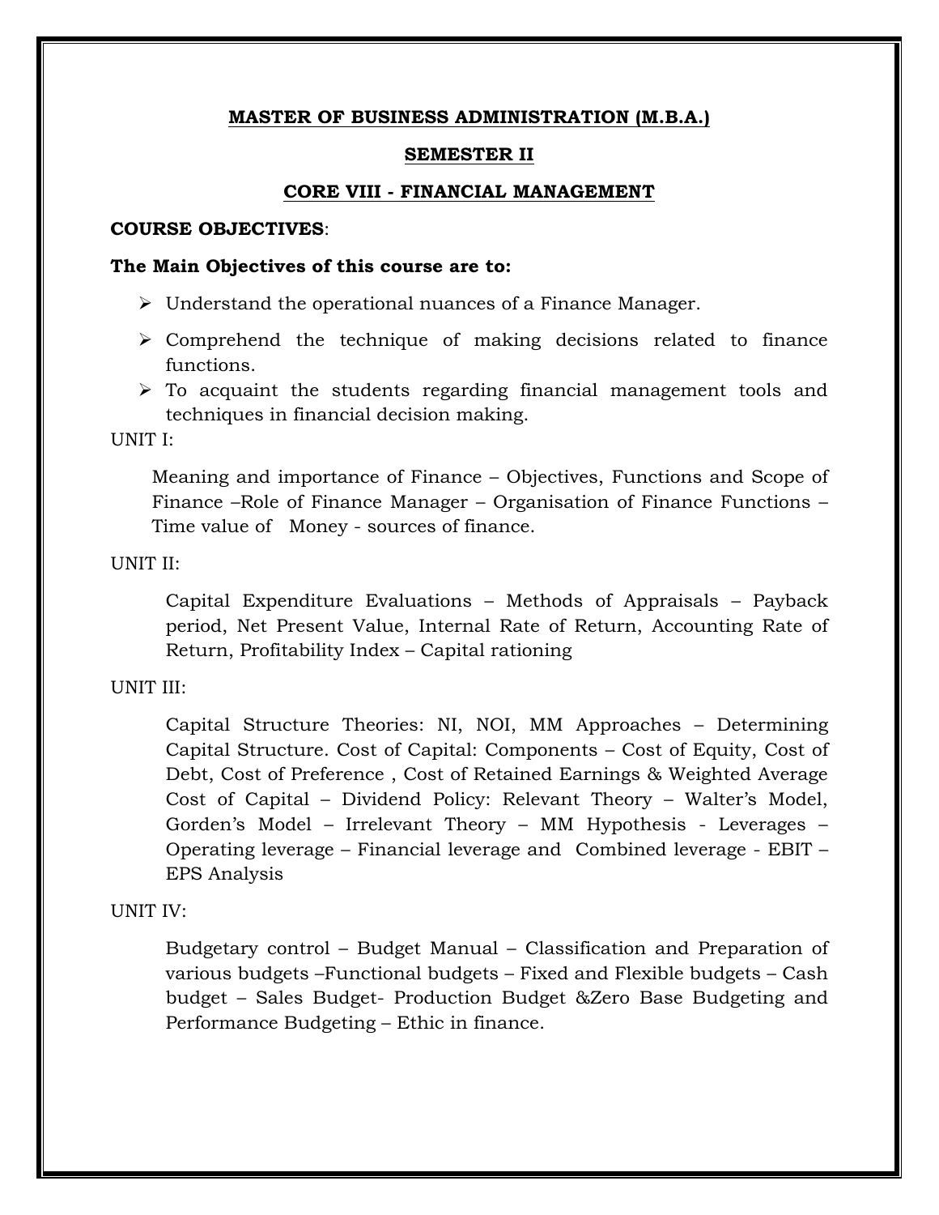## MASTER OF BUSINESS ADMINISTRATION (M.B.A.)

## SEMESTER II

## CORE VIII - FINANCIAL MANAGEMENT

**COURSE OBJECTIVES**:

**The Main Objectives of this course are to:**

- Understand the operational nuances of a Finance Manager.
- Comprehend the technique of making decisions related to finance functions.
- To acquaint the students regarding financial management tools and techniques in financial decision making.

UNIT I:

Meaning and importance of Finance – Objectives, Functions and Scope of Finance –Role of Finance Manager – Organisation of Finance Functions – Time value of Money - sources of finance.

UNIT II:

Capital Expenditure Evaluations – Methods of Appraisals – Payback period, Net Present Value, Internal Rate of Return, Accounting Rate of Return, Profitability Index – Capital rationing

UNIT III:

Capital Structure Theories: NI, NOI, MM Approaches – Determining Capital Structure. Cost of Capital: Components – Cost of Equity, Cost of Debt, Cost of Preference , Cost of Retained Earnings & Weighted Average Cost of Capital – Dividend Policy: Relevant Theory – Walter's Model, Gorden's Model – Irrelevant Theory – MM Hypothesis - Leverages – Operating leverage – Financial leverage and Combined leverage - EBIT – EPS Analysis

UNIT IV:

Budgetary control – Budget Manual – Classification and Preparation of various budgets –Functional budgets – Fixed and Flexible budgets – Cash budget – Sales Budget- Production Budget &Zero Base Budgeting and Performance Budgeting – Ethic in finance.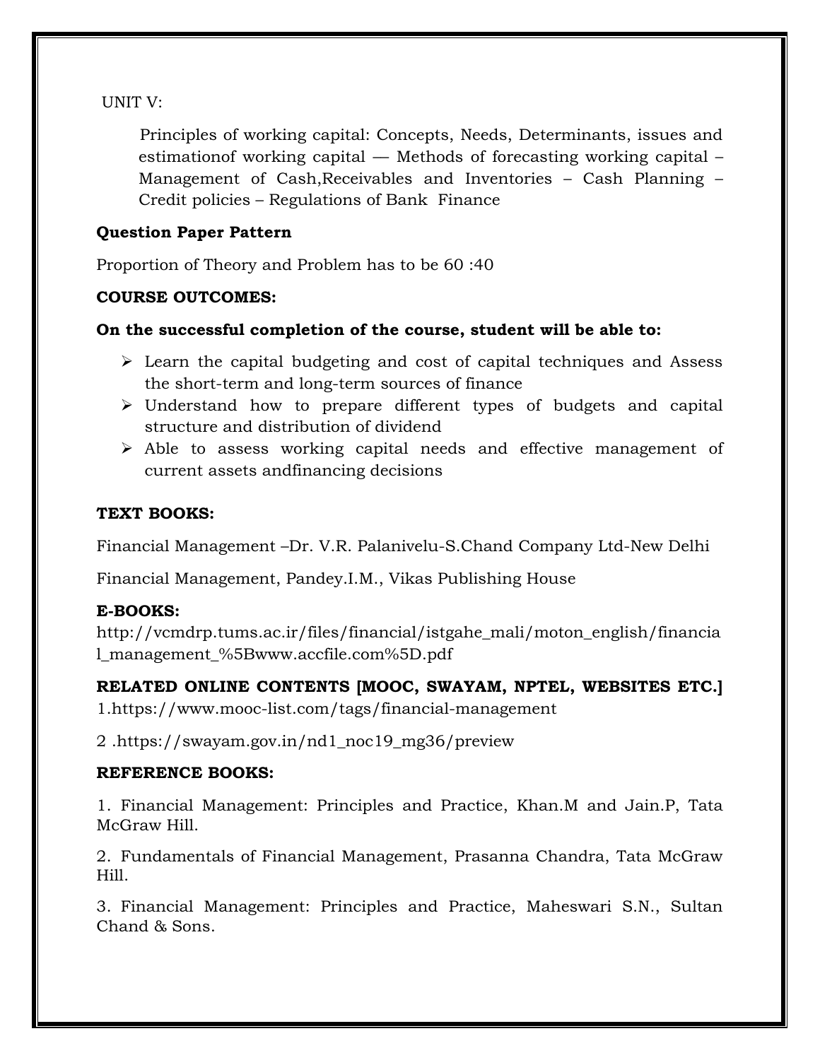UNIT V:

Principles of working capital: Concepts, Needs, Determinants, issues and estimationof working capital — Methods of forecasting working capital – Management of Cash,Receivables and Inventories – Cash Planning – Credit policies – Regulations of Bank Finance

**Question Paper Pattern**

Proportion of Theory and Problem has to be 60 :40

**COURSE OUTCOMES:**

**On the successful completion of the course, student will be able to:**

- Learn the capital budgeting and cost of capital techniques and Assess the short-term and long-term sources of finance
- Understand how to prepare different types of budgets and capital structure and distribution of dividend
- Able to assess working capital needs and effective management of current assets andfinancing decisions

**TEXT BOOKS:**

Financial Management –Dr. V.R. Palanivelu-S.Chand Company Ltd-New Delhi

Financial Management, Pandey.I.M., Vikas Publishing House

**E-BOOKS:**

http://vcmdrp.tums.ac.ir/files/financial/istgahe_mali/moton_english/financial_management_%5Bwww.accfile.com%5D.pdf

**RELATED ONLINE CONTENTS [MOOC, SWAYAM, NPTEL, WEBSITES ETC.]**

1.https://www.mooc-list.com/tags/financial-management

2 .https://swayam.gov.in/nd1_noc19_mg36/preview

**REFERENCE BOOKS:**

1. Financial Management: Principles and Practice, Khan.M and Jain.P, Tata McGraw Hill.

2. Fundamentals of Financial Management, Prasanna Chandra, Tata McGraw Hill.

3. Financial Management: Principles and Practice, Maheswari S.N., Sultan Chand & Sons.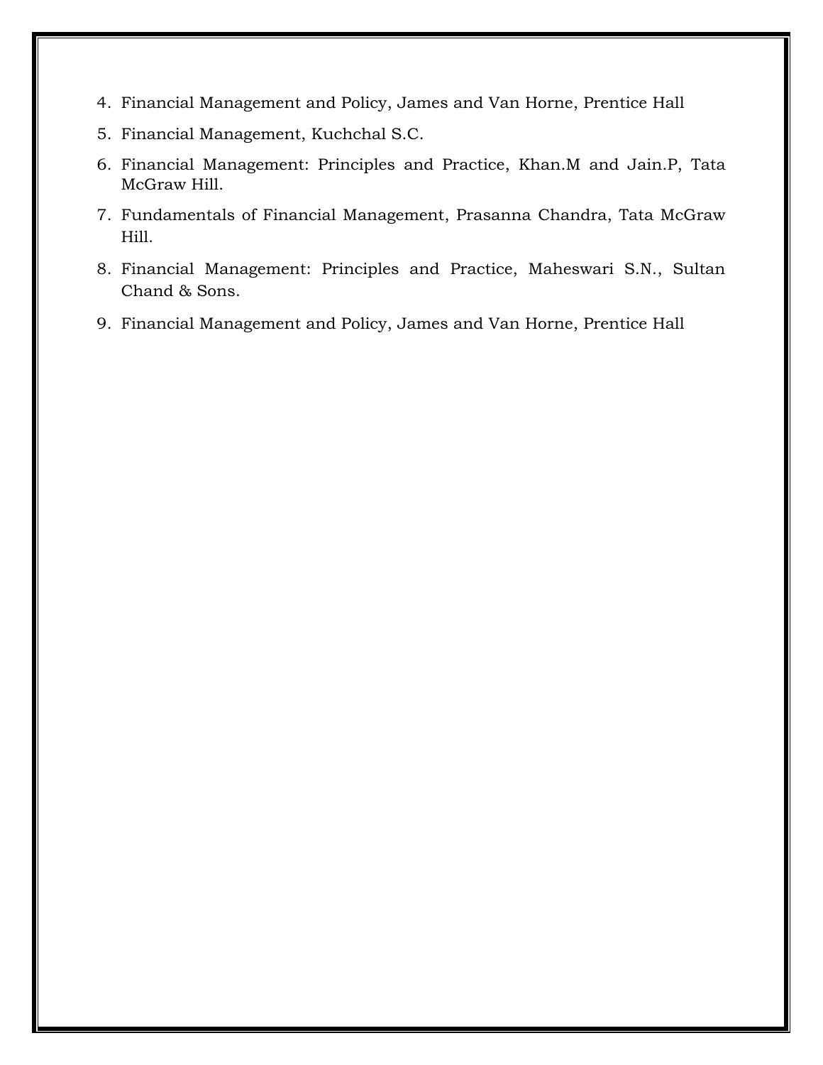4. Financial Management and Policy, James and Van Horne, Prentice Hall
5. Financial Management, Kuchchal S.C.
6. Financial Management: Principles and Practice, Khan.M and Jain.P, Tata McGraw Hill.
7. Fundamentals of Financial Management, Prasanna Chandra, Tata McGraw Hill.
8. Financial Management: Principles and Practice, Maheswari S.N., Sultan Chand & Sons.
9. Financial Management and Policy, James and Van Horne, Prentice Hall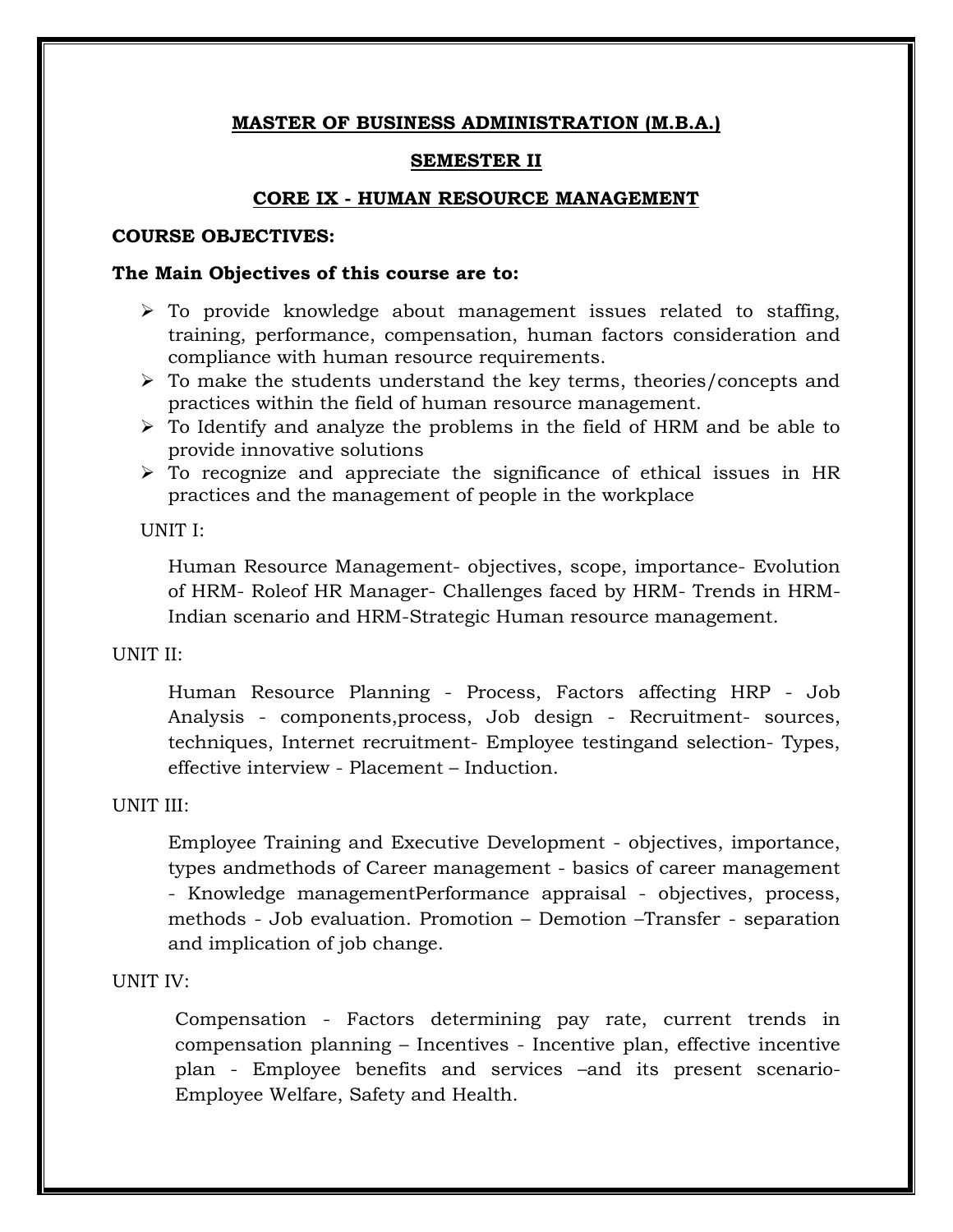## MASTER OF BUSINESS ADMINISTRATION (M.B.A.)

## SEMESTER II

## CORE IX - HUMAN RESOURCE MANAGEMENT

**COURSE OBJECTIVES:**

**The Main Objectives of this course are to:**

- To provide knowledge about management issues related to staffing, training, performance, compensation, human factors consideration and compliance with human resource requirements.
- To make the students understand the key terms, theories/concepts and practices within the field of human resource management.
- To Identify and analyze the problems in the field of HRM and be able to provide innovative solutions
- To recognize and appreciate the significance of ethical issues in HR practices and the management of people in the workplace

UNIT I:

Human Resource Management- objectives, scope, importance- Evolution of HRM- Roleof HR Manager- Challenges faced by HRM- Trends in HRM- Indian scenario and HRM-Strategic Human resource management.

UNIT II:

Human Resource Planning - Process, Factors affecting HRP - Job Analysis - components,process, Job design - Recruitment- sources, techniques, Internet recruitment- Employee testingand selection- Types, effective interview - Placement – Induction.

UNIT III:

Employee Training and Executive Development - objectives, importance, types andmethods of Career management - basics of career management - Knowledge managementPerformance appraisal - objectives, process, methods - Job evaluation. Promotion – Demotion –Transfer - separation and implication of job change.

UNIT IV:

Compensation - Factors determining pay rate, current trends in compensation planning – Incentives - Incentive plan, effective incentive plan - Employee benefits and services –and its present scenario- Employee Welfare, Safety and Health.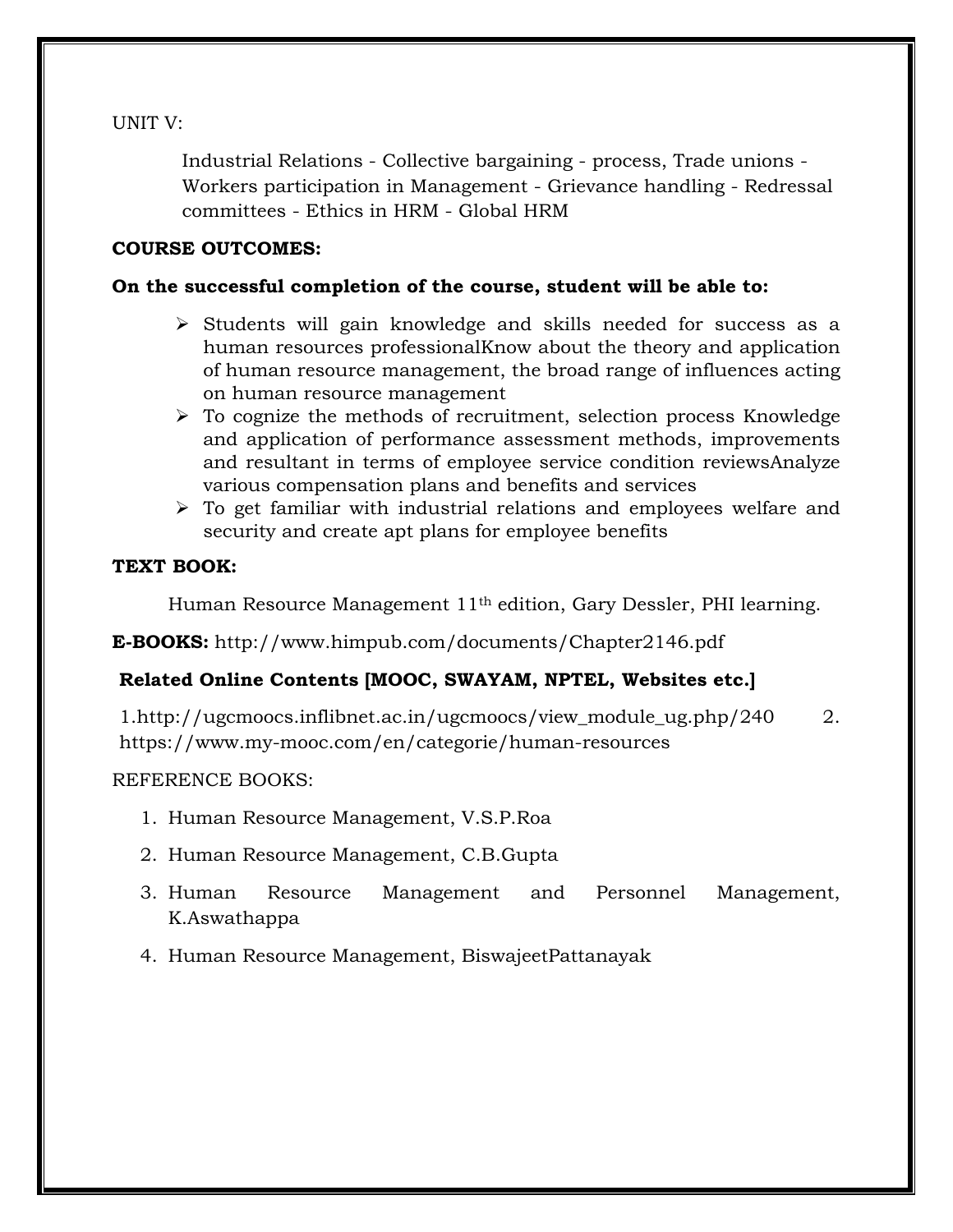UNIT V:

Industrial Relations - Collective bargaining - process, Trade unions - Workers participation in Management - Grievance handling - Redressal committees - Ethics in HRM - Global HRM

**COURSE OUTCOMES:**

**On the successful completion of the course, student will be able to:**

- Students will gain knowledge and skills needed for success as a human resources professionalKnow about the theory and application of human resource management, the broad range of influences acting on human resource management
- To cognize the methods of recruitment, selection process Knowledge and application of performance assessment methods, improvements and resultant in terms of employee service condition reviewsAnalyze various compensation plans and benefits and services
- To get familiar with industrial relations and employees welfare and security and create apt plans for employee benefits

**TEXT BOOK:**

Human Resource Management 11th edition, Gary Dessler, PHI learning.

**E-BOOKS:** http://www.himpub.com/documents/Chapter2146.pdf

**Related Online Contents [MOOC, SWAYAM, NPTEL, Websites etc.]**

1.http://ugcmoocs.inflibnet.ac.in/ugcmoocs/view_module_ug.php/240 2. https://www.my-mooc.com/en/categorie/human-resources

REFERENCE BOOKS:

1. Human Resource Management, V.S.P.Roa
2. Human Resource Management, C.B.Gupta
3. Human Resource Management and Personnel Management, K.Aswathappa
4. Human Resource Management, BiswajeetPattanayak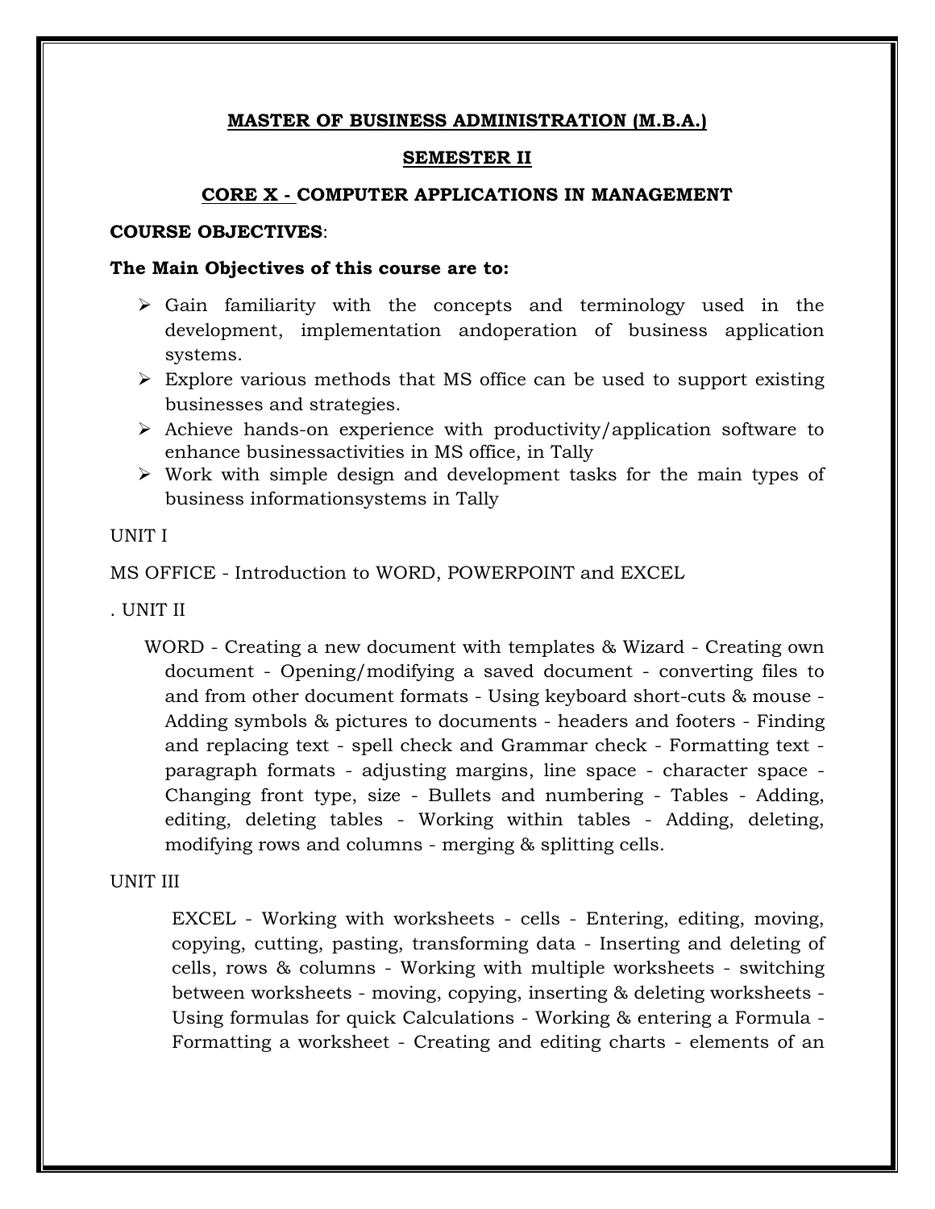**MASTER OF BUSINESS ADMINISTRATION (M.B.A.)**

**SEMESTER II**

**CORE X - COMPUTER APPLICATIONS IN MANAGEMENT**

**COURSE OBJECTIVES**:

**The Main Objectives of this course are to:**

- Gain familiarity with the concepts and terminology used in the development, implementation andoperation of business application systems.
- Explore various methods that MS office can be used to support existing businesses and strategies.
- Achieve hands-on experience with productivity/application software to enhance businessactivities in MS office, in Tally
- Work with simple design and development tasks for the main types of business informationsystems in Tally

UNIT I

MS OFFICE - Introduction to WORD, POWERPOINT and EXCEL

. UNIT II

WORD - Creating a new document with templates & Wizard - Creating own document - Opening/modifying a saved document - converting files to and from other document formats - Using keyboard short-cuts & mouse - Adding symbols & pictures to documents - headers and footers - Finding and replacing text - spell check and Grammar check - Formatting text - paragraph formats - adjusting margins, line space - character space - Changing front type, size - Bullets and numbering - Tables - Adding, editing, deleting tables - Working within tables - Adding, deleting, modifying rows and columns - merging & splitting cells.

UNIT III

EXCEL - Working with worksheets - cells - Entering, editing, moving, copying, cutting, pasting, transforming data - Inserting and deleting of cells, rows & columns - Working with multiple worksheets - switching between worksheets - moving, copying, inserting & deleting worksheets - Using formulas for quick Calculations - Working & entering a Formula - Formatting a worksheet - Creating and editing charts - elements of an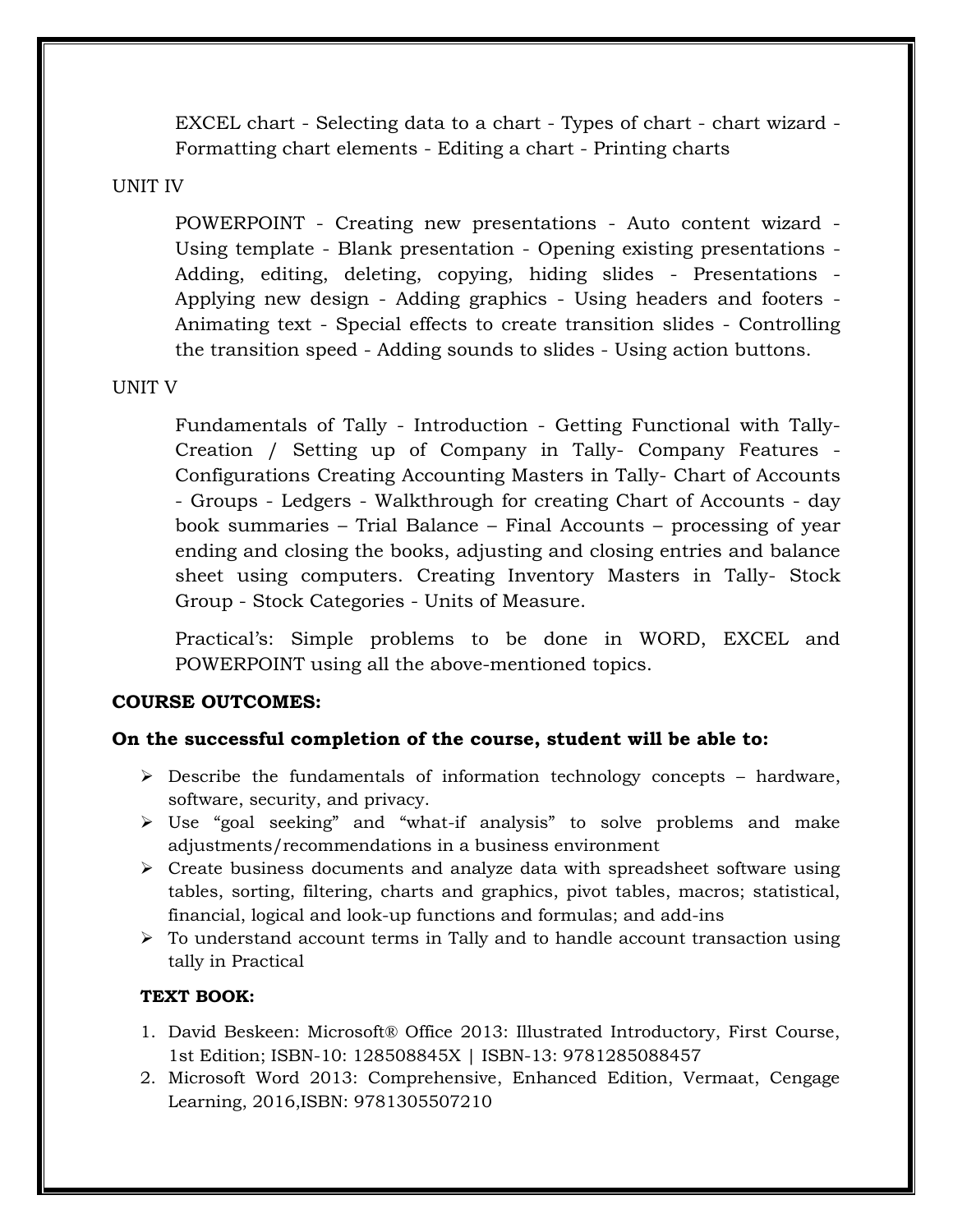EXCEL chart - Selecting data to a chart - Types of chart - chart wizard - Formatting chart elements - Editing a chart - Printing charts

UNIT IV

POWERPOINT - Creating new presentations - Auto content wizard - Using template - Blank presentation - Opening existing presentations - Adding, editing, deleting, copying, hiding slides - Presentations - Applying new design - Adding graphics - Using headers and footers - Animating text - Special effects to create transition slides - Controlling the transition speed - Adding sounds to slides - Using action buttons.

UNIT V

Fundamentals of Tally - Introduction - Getting Functional with Tally- Creation / Setting up of Company in Tally- Company Features - Configurations Creating Accounting Masters in Tally- Chart of Accounts - Groups - Ledgers - Walkthrough for creating Chart of Accounts - day book summaries – Trial Balance – Final Accounts – processing of year ending and closing the books, adjusting and closing entries and balance sheet using computers. Creating Inventory Masters in Tally- Stock Group - Stock Categories - Units of Measure.

Practical's: Simple problems to be done in WORD, EXCEL and POWERPOINT using all the above-mentioned topics.

**COURSE OUTCOMES:**

**On the successful completion of the course, student will be able to:**

- Describe the fundamentals of information technology concepts – hardware, software, security, and privacy.
- Use "goal seeking" and "what-if analysis" to solve problems and make adjustments/recommendations in a business environment
- Create business documents and analyze data with spreadsheet software using tables, sorting, filtering, charts and graphics, pivot tables, macros; statistical, financial, logical and look-up functions and formulas; and add-ins
- To understand account terms in Tally and to handle account transaction using tally in Practical

**TEXT BOOK:**

1. David Beskeen: Microsoft® Office 2013: Illustrated Introductory, First Course, 1st Edition; ISBN-10: 128508845X | ISBN-13: 9781285088457
2. Microsoft Word 2013: Comprehensive, Enhanced Edition, Vermaat, Cengage Learning, 2016,ISBN: 9781305507210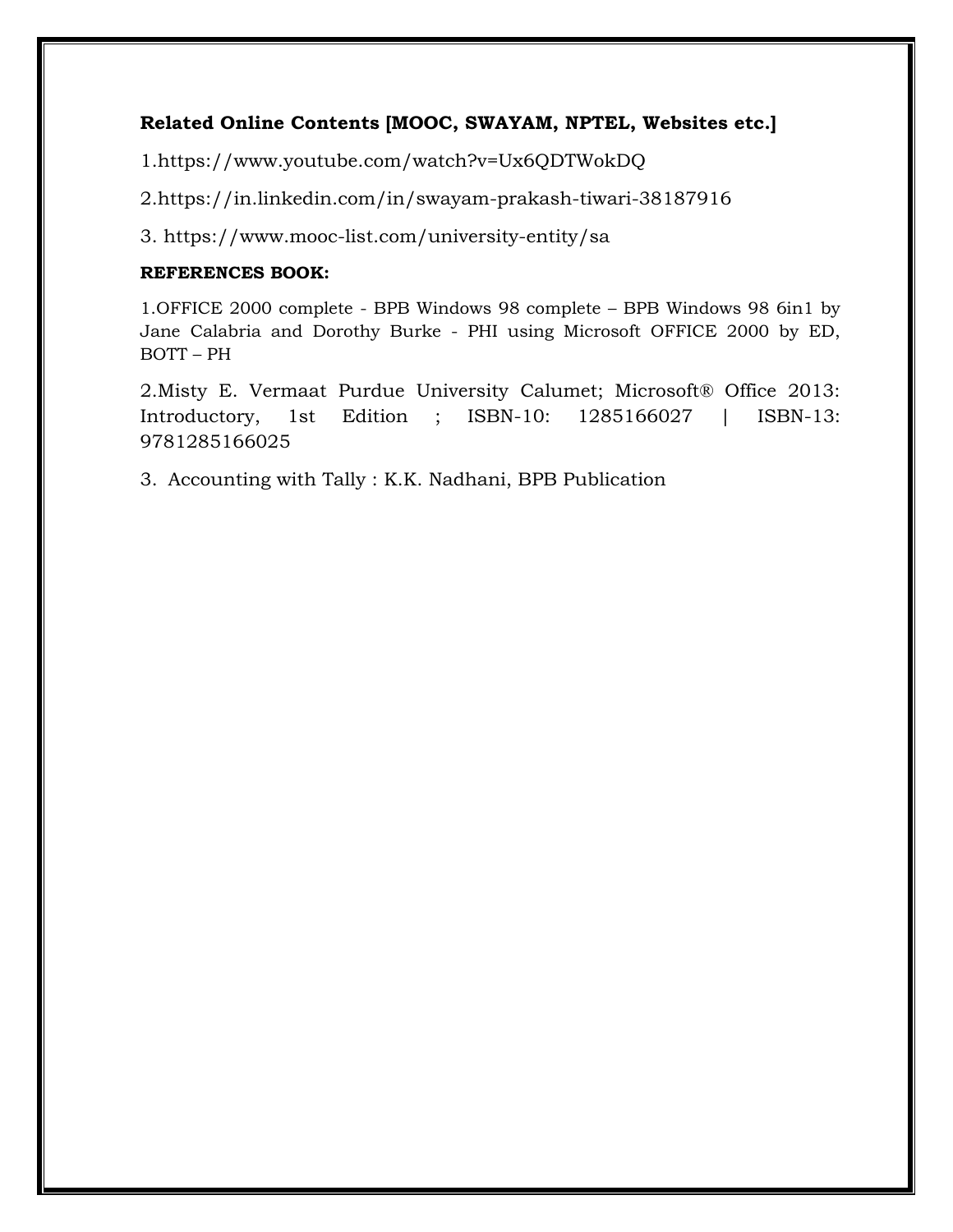**Related Online Contents [MOOC, SWAYAM, NPTEL, Websites etc.]**

1.https://www.youtube.com/watch?v=Ux6QDTWokDQ

2.https://in.linkedin.com/in/swayam-prakash-tiwari-38187916

3. https://www.mooc-list.com/university-entity/sa

**REFERENCES BOOK:**

1.OFFICE 2000 complete - BPB Windows 98 complete – BPB Windows 98 6in1 by Jane Calabria and Dorothy Burke - PHI using Microsoft OFFICE 2000 by ED, BOTT – PH

2.Misty E. Vermaat Purdue University Calumet; Microsoft® Office 2013: Introductory, 1st Edition ; ISBN-10: 1285166027 | ISBN-13: 9781285166025

3. Accounting with Tally : K.K. Nadhani, BPB Publication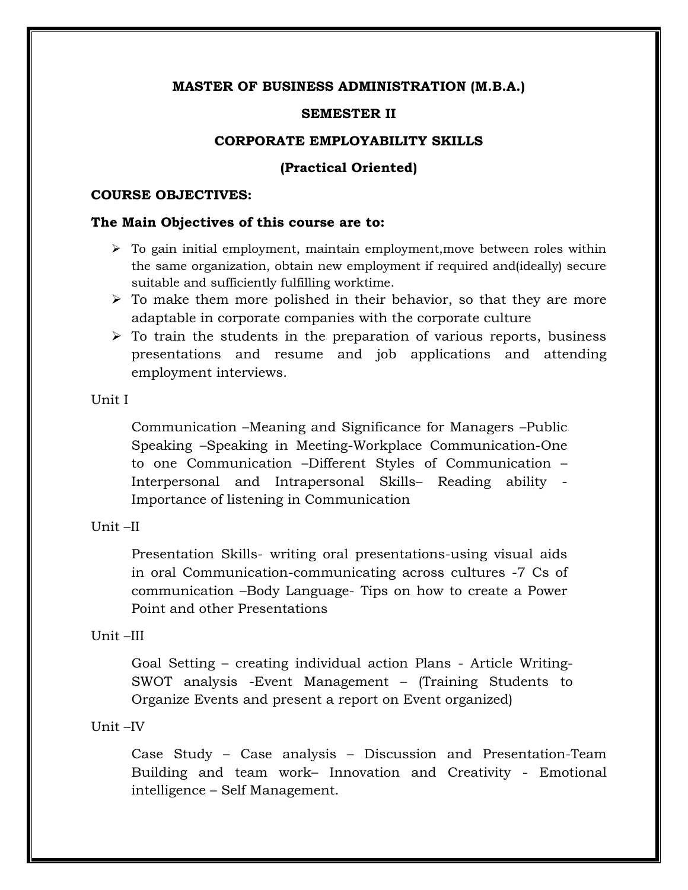**MASTER OF BUSINESS ADMINISTRATION (M.B.A.)**

**SEMESTER II**

**CORPORATE EMPLOYABILITY SKILLS**

**(Practical Oriented)**

**COURSE OBJECTIVES:**

**The Main Objectives of this course are to:**

- To gain initial employment, maintain employment,move between roles within the same organization, obtain new employment if required and(ideally) secure suitable and sufficiently fulfilling worktime.
- To make them more polished in their behavior, so that they are more adaptable in corporate companies with the corporate culture
- To train the students in the preparation of various reports, business presentations and resume and job applications and attending employment interviews.

Unit I

Communication –Meaning and Significance for Managers –Public Speaking –Speaking in Meeting-Workplace Communication-One to one Communication –Different Styles of Communication – Interpersonal and Intrapersonal Skills– Reading ability - Importance of listening in Communication

Unit –II

Presentation Skills- writing oral presentations-using visual aids in oral Communication-communicating across cultures -7 Cs of communication –Body Language- Tips on how to create a Power Point and other Presentations

Unit –III

Goal Setting – creating individual action Plans - Article Writing- SWOT analysis -Event Management – (Training Students to Organize Events and present a report on Event organized)

Unit –IV

Case Study – Case analysis – Discussion and Presentation-Team Building and team work– Innovation and Creativity - Emotional intelligence – Self Management.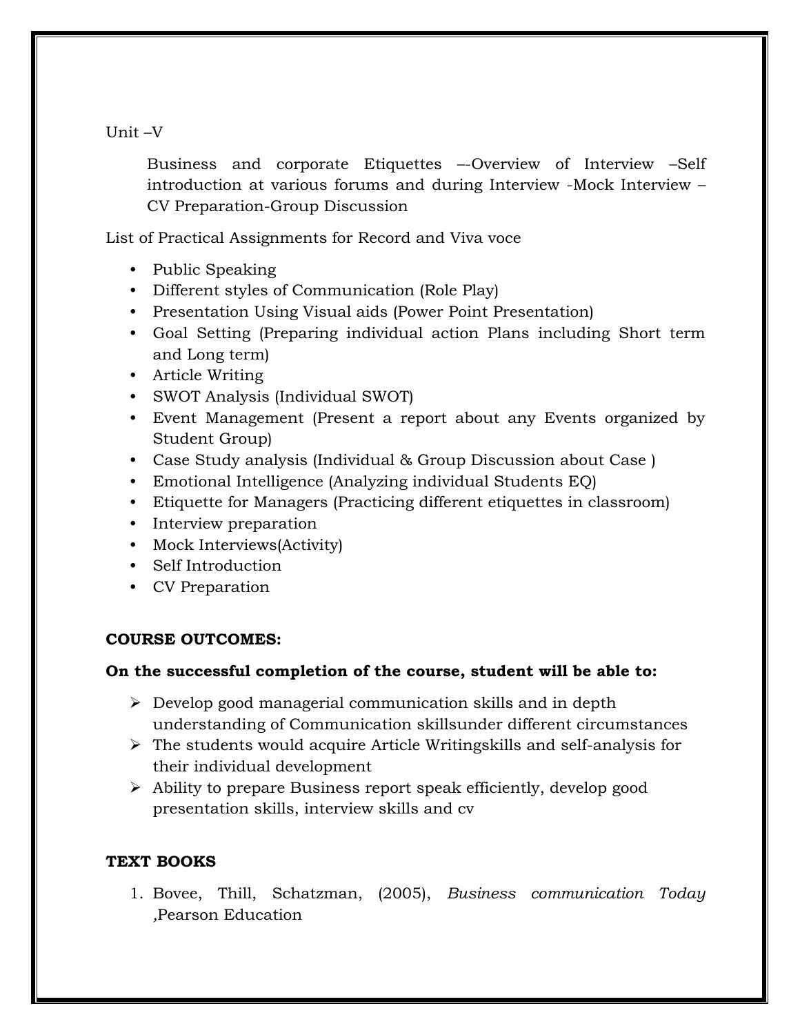Unit –V

Business and corporate Etiquettes –-Overview of Interview –Self introduction at various forums and during Interview -Mock Interview –CV Preparation-Group Discussion

List of Practical Assignments for Record and Viva voce

- Public Speaking
- Different styles of Communication (Role Play)
- Presentation Using Visual aids (Power Point Presentation)
- Goal Setting (Preparing individual action Plans including Short term and Long term)
- Article Writing
- SWOT Analysis (Individual SWOT)
- Event Management (Present a report about any Events organized by Student Group)
- Case Study analysis (Individual & Group Discussion about Case )
- Emotional Intelligence (Analyzing individual Students EQ)
- Etiquette for Managers (Practicing different etiquettes in classroom)
- Interview preparation
- Mock Interviews(Activity)
- Self Introduction
- CV Preparation

**COURSE OUTCOMES:**

**On the successful completion of the course, student will be able to:**

- Develop good managerial communication skills and in depth understanding of Communication skillsunder different circumstances
- The students would acquire Article Writingskills and self-analysis for their individual development
- Ability to prepare Business report speak efficiently, develop good presentation skills, interview skills and cv

**TEXT BOOKS**

1. Bovee, Thill, Schatzman, (2005), *Business communication Today* ,Pearson Education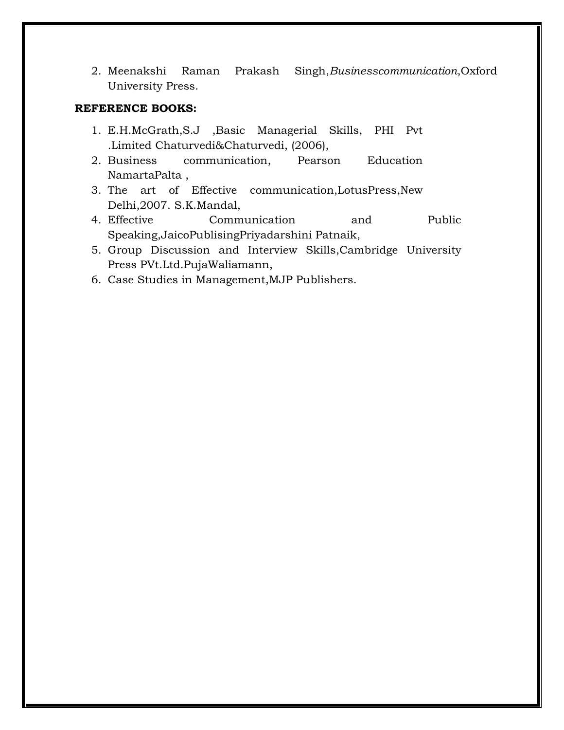2. Meenakshi Raman Prakash Singh,*Businesscommunication*,Oxford University Press.

**REFERENCE BOOKS:**

1. E.H.McGrath,S.J ,Basic Managerial Skills, PHI Pvt .Limited Chaturvedi&Chaturvedi, (2006),
2. Business communication, Pearson Education NamartaPalta ,
3. The art of Effective communication,LotusPress,New Delhi,2007. S.K.Mandal,
4. Effective Communication and Public Speaking,JaicoPublisingPriyadarshini Patnaik,
5. Group Discussion and Interview Skills,Cambridge University Press PVt.Ltd.PujaWaliamann,
6. Case Studies in Management,MJP Publishers.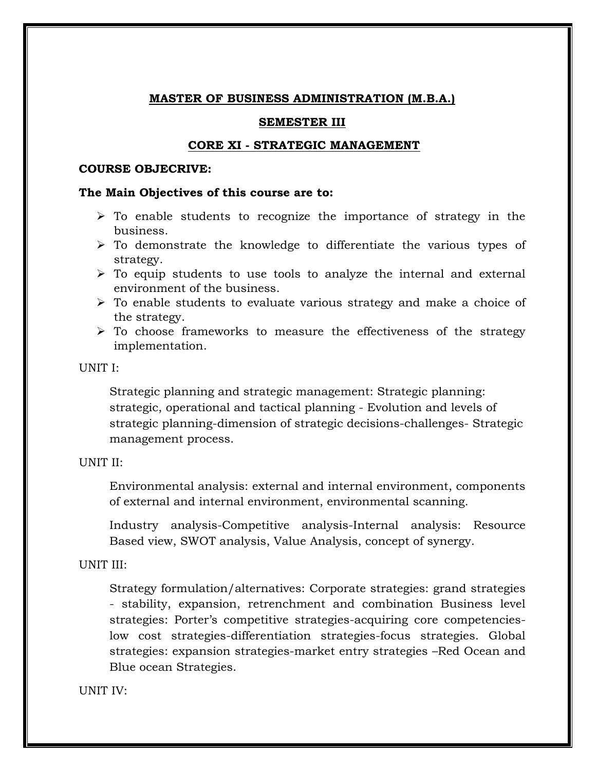**MASTER OF BUSINESS ADMINISTRATION (M.B.A.)**

**SEMESTER III**

**CORE XI - STRATEGIC MANAGEMENT**

**COURSE OBJECRIVE:**

**The Main Objectives of this course are to:**

- To enable students to recognize the importance of strategy in the business.
- To demonstrate the knowledge to differentiate the various types of strategy.
- To equip students to use tools to analyze the internal and external environment of the business.
- To enable students to evaluate various strategy and make a choice of the strategy.
- To choose frameworks to measure the effectiveness of the strategy implementation.

UNIT I:

Strategic planning and strategic management: Strategic planning: strategic, operational and tactical planning - Evolution and levels of strategic planning-dimension of strategic decisions-challenges- Strategic management process.

UNIT II:

Environmental analysis: external and internal environment, components of external and internal environment, environmental scanning.

Industry analysis-Competitive analysis-Internal analysis: Resource Based view, SWOT analysis, Value Analysis, concept of synergy.

UNIT III:

Strategy formulation/alternatives: Corporate strategies: grand strategies - stability, expansion, retrenchment and combination Business level strategies: Porter's competitive strategies-acquiring core competencies-low cost strategies-differentiation strategies-focus strategies. Global strategies: expansion strategies-market entry strategies –Red Ocean and Blue ocean Strategies.

UNIT IV: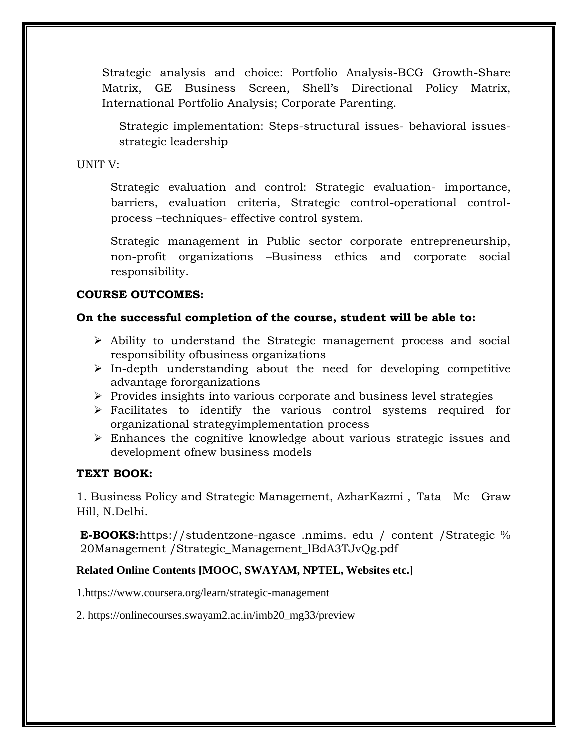Strategic analysis and choice: Portfolio Analysis-BCG Growth-Share Matrix, GE Business Screen, Shell's Directional Policy Matrix, International Portfolio Analysis; Corporate Parenting.

Strategic implementation: Steps-structural issues- behavioral issues-strategic leadership

UNIT V:

Strategic evaluation and control: Strategic evaluation- importance, barriers, evaluation criteria, Strategic control-operational control-process –techniques- effective control system.

Strategic management in Public sector corporate entrepreneurship, non-profit organizations –Business ethics and corporate social responsibility.

**COURSE OUTCOMES:**

**On the successful completion of the course, student will be able to:**

- Ability to understand the Strategic management process and social responsibility ofbusiness organizations
- In-depth understanding about the need for developing competitive advantage fororganizations
- Provides insights into various corporate and business level strategies
- Facilitates to identify the various control systems required for organizational strategyimplementation process
- Enhances the cognitive knowledge about various strategic issues and development ofnew business models

**TEXT BOOK:**

1. Business Policy and Strategic Management, AzharKazmi , Tata Mc Graw Hill, N.Delhi.

**E-BOOKS:**https://studentzone-ngasce .nmims. edu / content /Strategic % 20Management /Strategic_Management_lBdA3TJvQg.pdf

**Related Online Contents [MOOC, SWAYAM, NPTEL, Websites etc.]**

1.https://www.coursera.org/learn/strategic-management

2. https://onlinecourses.swayam2.ac.in/imb20_mg33/preview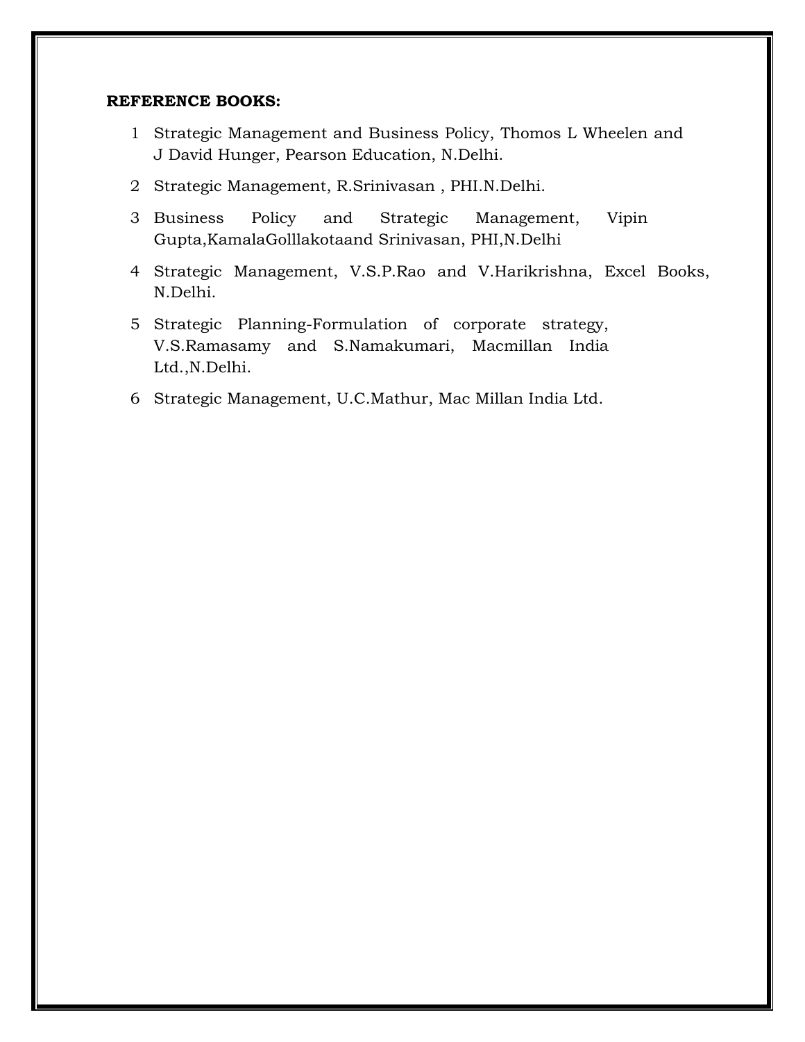**REFERENCE BOOKS:**

1. Strategic Management and Business Policy, Thomos L Wheelen and J David Hunger, Pearson Education, N.Delhi.
2. Strategic Management, R.Srinivasan , PHI.N.Delhi.
3. Business Policy and Strategic Management, Vipin Gupta,KamalaGolllakotaand Srinivasan, PHI,N.Delhi
4. Strategic Management, V.S.P.Rao and V.Harikrishna, Excel Books, N.Delhi.
5. Strategic Planning-Formulation of corporate strategy, V.S.Ramasamy and S.Namakumari, Macmillan India Ltd.,N.Delhi.
6. Strategic Management, U.C.Mathur, Mac Millan India Ltd.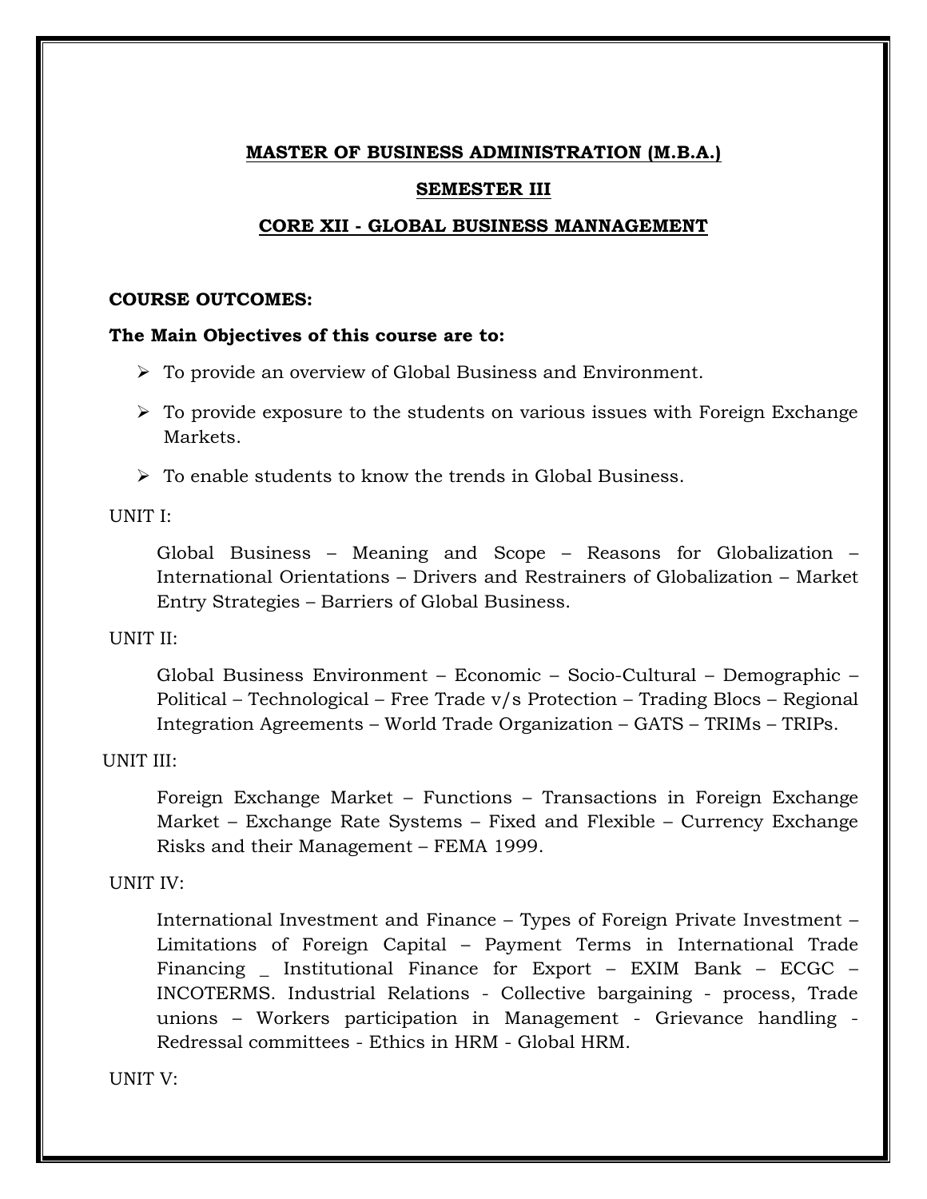# MASTER OF BUSINESS ADMINISTRATION (M.B.A.)

## SEMESTER III

## CORE XII - GLOBAL BUSINESS MANNAGEMENT

**COURSE OUTCOMES:**

**The Main Objectives of this course are to:**

- To provide an overview of Global Business and Environment.
- To provide exposure to the students on various issues with Foreign Exchange Markets.
- To enable students to know the trends in Global Business.

UNIT I:

Global Business – Meaning and Scope – Reasons for Globalization – International Orientations – Drivers and Restrainers of Globalization – Market Entry Strategies – Barriers of Global Business.

UNIT II:

Global Business Environment – Economic – Socio-Cultural – Demographic – Political – Technological – Free Trade v/s Protection – Trading Blocs – Regional Integration Agreements – World Trade Organization – GATS – TRIMs – TRIPs.

UNIT III:

Foreign Exchange Market – Functions – Transactions in Foreign Exchange Market – Exchange Rate Systems – Fixed and Flexible – Currency Exchange Risks and their Management – FEMA 1999.

UNIT IV:

International Investment and Finance – Types of Foreign Private Investment – Limitations of Foreign Capital – Payment Terms in International Trade Financing _ Institutional Finance for Export – EXIM Bank – ECGC – INCOTERMS. Industrial Relations - Collective bargaining - process, Trade unions – Workers participation in Management - Grievance handling - Redressal committees - Ethics in HRM - Global HRM.

UNIT V: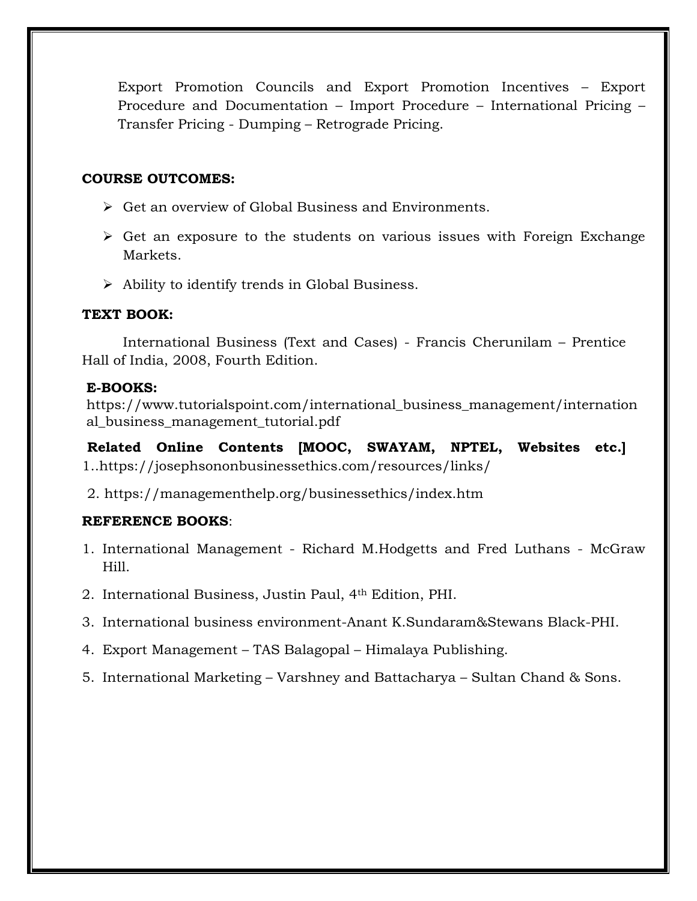Export Promotion Councils and Export Promotion Incentives – Export Procedure and Documentation – Import Procedure – International Pricing – Transfer Pricing - Dumping – Retrograde Pricing.

**COURSE OUTCOMES:**

- Get an overview of Global Business and Environments.
- Get an exposure to the students on various issues with Foreign Exchange Markets.
- Ability to identify trends in Global Business.

**TEXT BOOK:**

International Business (Text and Cases) - Francis Cherunilam – Prentice Hall of India, 2008, Fourth Edition.

**E-BOOKS:**

https://www.tutorialspoint.com/international_business_management/international_business_management_tutorial.pdf

**Related Online Contents [MOOC, SWAYAM, NPTEL, Websites etc.]**

1..https://josephsononbusinessethics.com/resources/links/

2. https://managementhelp.org/businessethics/index.htm

**REFERENCE BOOKS**:

1. International Management - Richard M.Hodgetts and Fred Luthans - McGraw Hill.
2. International Business, Justin Paul, 4th Edition, PHI.
3. International business environment-Anant K.Sundaram&Stewans Black-PHI.
4. Export Management – TAS Balagopal – Himalaya Publishing.
5. International Marketing – Varshney and Battacharya – Sultan Chand & Sons.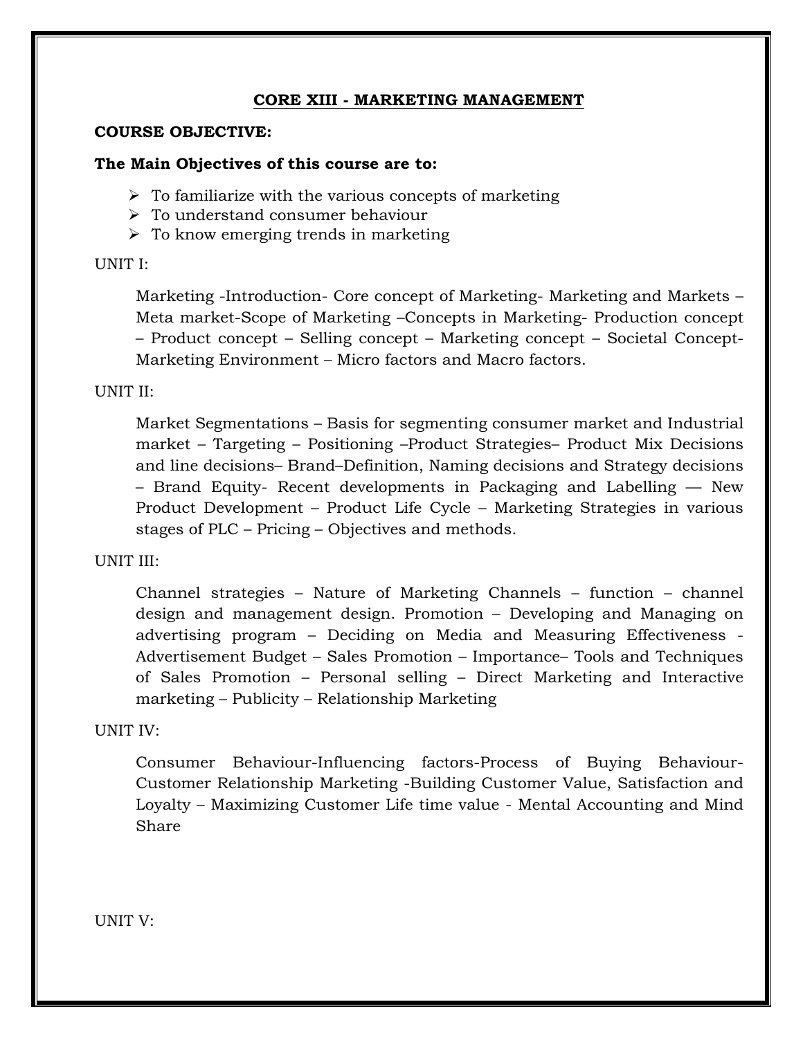## CORE XIII - MARKETING MANAGEMENT

**COURSE OBJECTIVE:**

**The Main Objectives of this course are to:**

- To familiarize with the various concepts of marketing
- To understand consumer behaviour
- To know emerging trends in marketing

UNIT I:

Marketing -Introduction- Core concept of Marketing- Marketing and Markets – Meta market-Scope of Marketing –Concepts in Marketing- Production concept – Product concept – Selling concept – Marketing concept – Societal Concept-Marketing Environment – Micro factors and Macro factors.

UNIT II:

Market Segmentations – Basis for segmenting consumer market and Industrial market – Targeting – Positioning –Product Strategies– Product Mix Decisions and line decisions– Brand–Definition, Naming decisions and Strategy decisions – Brand Equity- Recent developments in Packaging and Labelling — New Product Development – Product Life Cycle – Marketing Strategies in various stages of PLC – Pricing – Objectives and methods.

UNIT III:

Channel strategies – Nature of Marketing Channels – function – channel design and management design. Promotion – Developing and Managing on advertising program – Deciding on Media and Measuring Effectiveness - Advertisement Budget – Sales Promotion – Importance– Tools and Techniques of Sales Promotion – Personal selling – Direct Marketing and Interactive marketing – Publicity – Relationship Marketing

UNIT IV:

Consumer Behaviour-Influencing factors-Process of Buying Behaviour-Customer Relationship Marketing -Building Customer Value, Satisfaction and Loyalty – Maximizing Customer Life time value - Mental Accounting and Mind Share

UNIT V: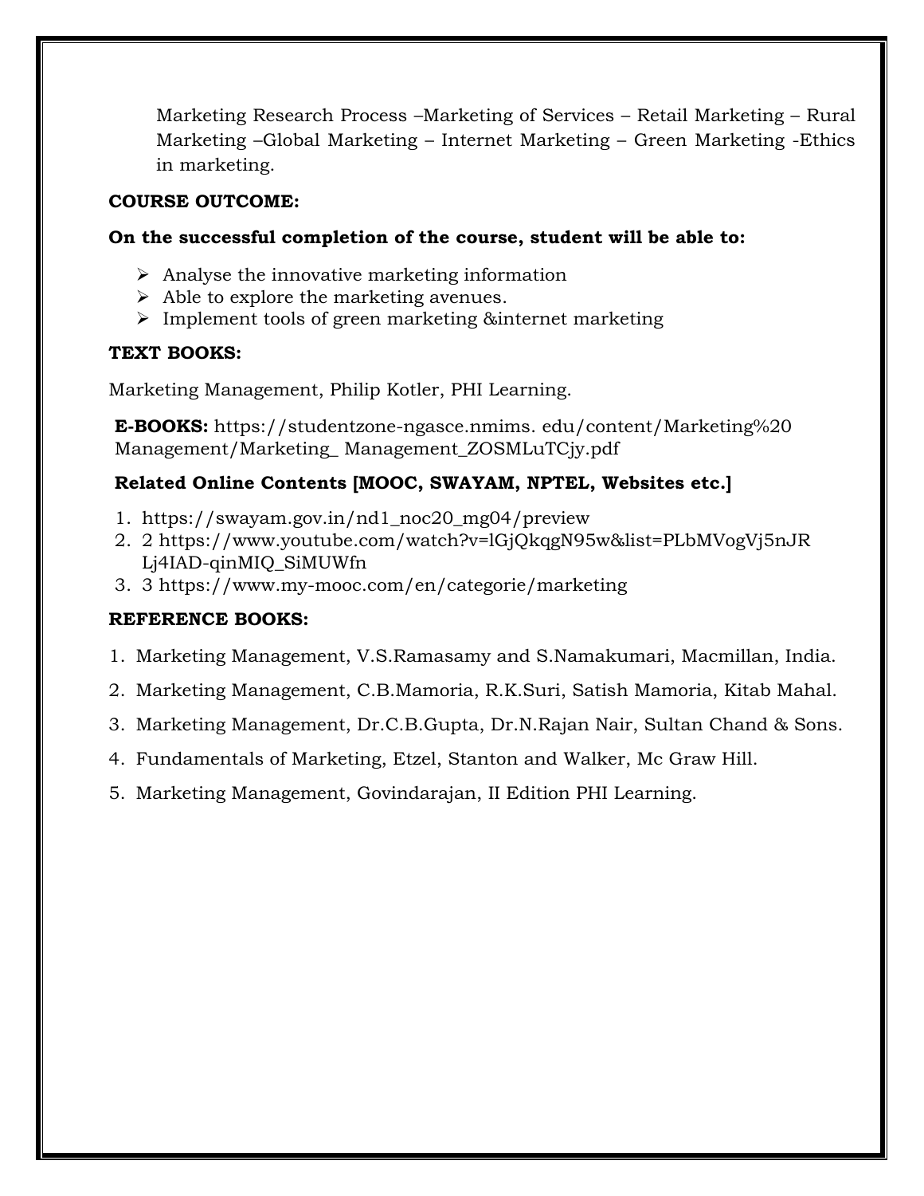Marketing Research Process –Marketing of Services – Retail Marketing – Rural Marketing –Global Marketing – Internet Marketing – Green Marketing -Ethics in marketing.

**COURSE OUTCOME:**

**On the successful completion of the course, student will be able to:**

- Analyse the innovative marketing information
- Able to explore the marketing avenues.
- Implement tools of green marketing &internet marketing

**TEXT BOOKS:**

Marketing Management, Philip Kotler, PHI Learning.

**E-BOOKS:** https://studentzone-ngasce.nmims. edu/content/Marketing%20 Management/Marketing_ Management_ZOSMLuTCjy.pdf

**Related Online Contents [MOOC, SWAYAM, NPTEL, Websites etc.]**

1. https://swayam.gov.in/nd1_noc20_mg04/preview
2. 2 https://www.youtube.com/watch?v=lGjQkqgN95w&list=PLbMVogVj5nJR Lj4IAD-qinMIQ_SiMUWfn
3. 3 https://www.my-mooc.com/en/categorie/marketing

**REFERENCE BOOKS:**

1. Marketing Management, V.S.Ramasamy and S.Namakumari, Macmillan, India.
2. Marketing Management, C.B.Mamoria, R.K.Suri, Satish Mamoria, Kitab Mahal.
3. Marketing Management, Dr.C.B.Gupta, Dr.N.Rajan Nair, Sultan Chand & Sons.
4. Fundamentals of Marketing, Etzel, Stanton and Walker, Mc Graw Hill.
5. Marketing Management, Govindarajan, II Edition PHI Learning.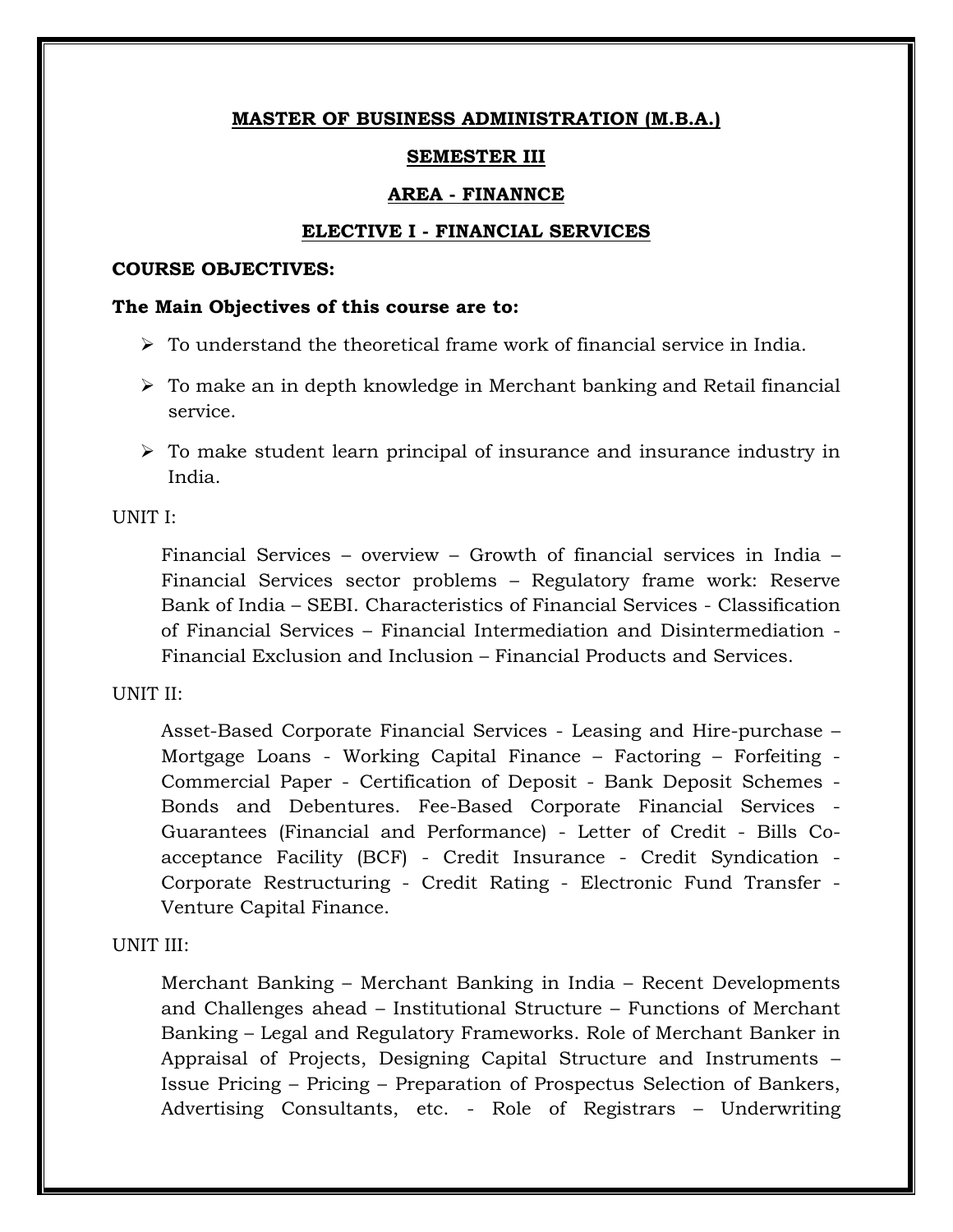**MASTER OF BUSINESS ADMINISTRATION (M.B.A.)**

**SEMESTER III**

**AREA - FINANNCE**

**ELECTIVE I - FINANCIAL SERVICES**

**COURSE OBJECTIVES:**

**The Main Objectives of this course are to:**

- To understand the theoretical frame work of financial service in India.
- To make an in depth knowledge in Merchant banking and Retail financial service.
- To make student learn principal of insurance and insurance industry in India.

UNIT I:

Financial Services – overview – Growth of financial services in India – Financial Services sector problems – Regulatory frame work: Reserve Bank of India – SEBI. Characteristics of Financial Services - Classification of Financial Services – Financial Intermediation and Disintermediation - Financial Exclusion and Inclusion – Financial Products and Services.

UNIT II:

Asset-Based Corporate Financial Services - Leasing and Hire-purchase – Mortgage Loans - Working Capital Finance – Factoring – Forfeiting - Commercial Paper - Certification of Deposit - Bank Deposit Schemes - Bonds and Debentures. Fee-Based Corporate Financial Services - Guarantees (Financial and Performance) - Letter of Credit - Bills Co-acceptance Facility (BCF) - Credit Insurance - Credit Syndication - Corporate Restructuring - Credit Rating - Electronic Fund Transfer - Venture Capital Finance.

UNIT III:

Merchant Banking – Merchant Banking in India – Recent Developments and Challenges ahead – Institutional Structure – Functions of Merchant Banking – Legal and Regulatory Frameworks. Role of Merchant Banker in Appraisal of Projects, Designing Capital Structure and Instruments – Issue Pricing – Pricing – Preparation of Prospectus Selection of Bankers, Advertising Consultants, etc. - Role of Registrars – Underwriting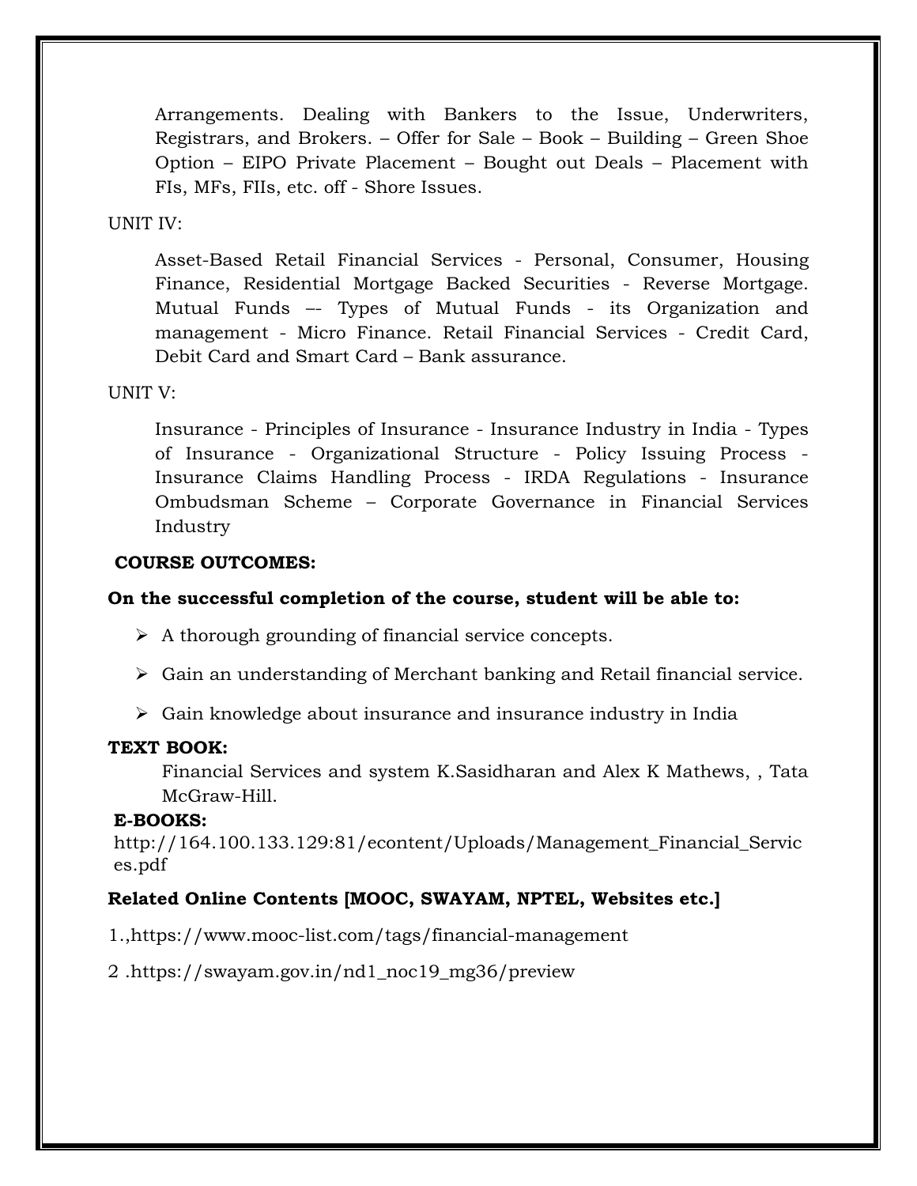Arrangements. Dealing with Bankers to the Issue, Underwriters, Registrars, and Brokers. – Offer for Sale – Book – Building – Green Shoe Option – EIPO Private Placement – Bought out Deals – Placement with FIs, MFs, FIIs, etc. off - Shore Issues.

UNIT IV:

Asset-Based Retail Financial Services - Personal, Consumer, Housing Finance, Residential Mortgage Backed Securities - Reverse Mortgage. Mutual Funds –- Types of Mutual Funds - its Organization and management - Micro Finance. Retail Financial Services - Credit Card, Debit Card and Smart Card – Bank assurance.

UNIT V:

Insurance - Principles of Insurance - Insurance Industry in India - Types of Insurance - Organizational Structure - Policy Issuing Process - Insurance Claims Handling Process - IRDA Regulations - Insurance Ombudsman Scheme – Corporate Governance in Financial Services Industry

**COURSE OUTCOMES:**

**On the successful completion of the course, student will be able to:**

- A thorough grounding of financial service concepts.
- Gain an understanding of Merchant banking and Retail financial service.
- Gain knowledge about insurance and insurance industry in India

**TEXT BOOK:**

Financial Services and system K.Sasidharan and Alex K Mathews, , Tata McGraw-Hill.

**E-BOOKS:**

http://164.100.133.129:81/econtent/Uploads/Management_Financial_Services.pdf

**Related Online Contents [MOOC, SWAYAM, NPTEL, Websites etc.]**

1.,https://www.mooc-list.com/tags/financial-management

2 .https://swayam.gov.in/nd1_noc19_mg36/preview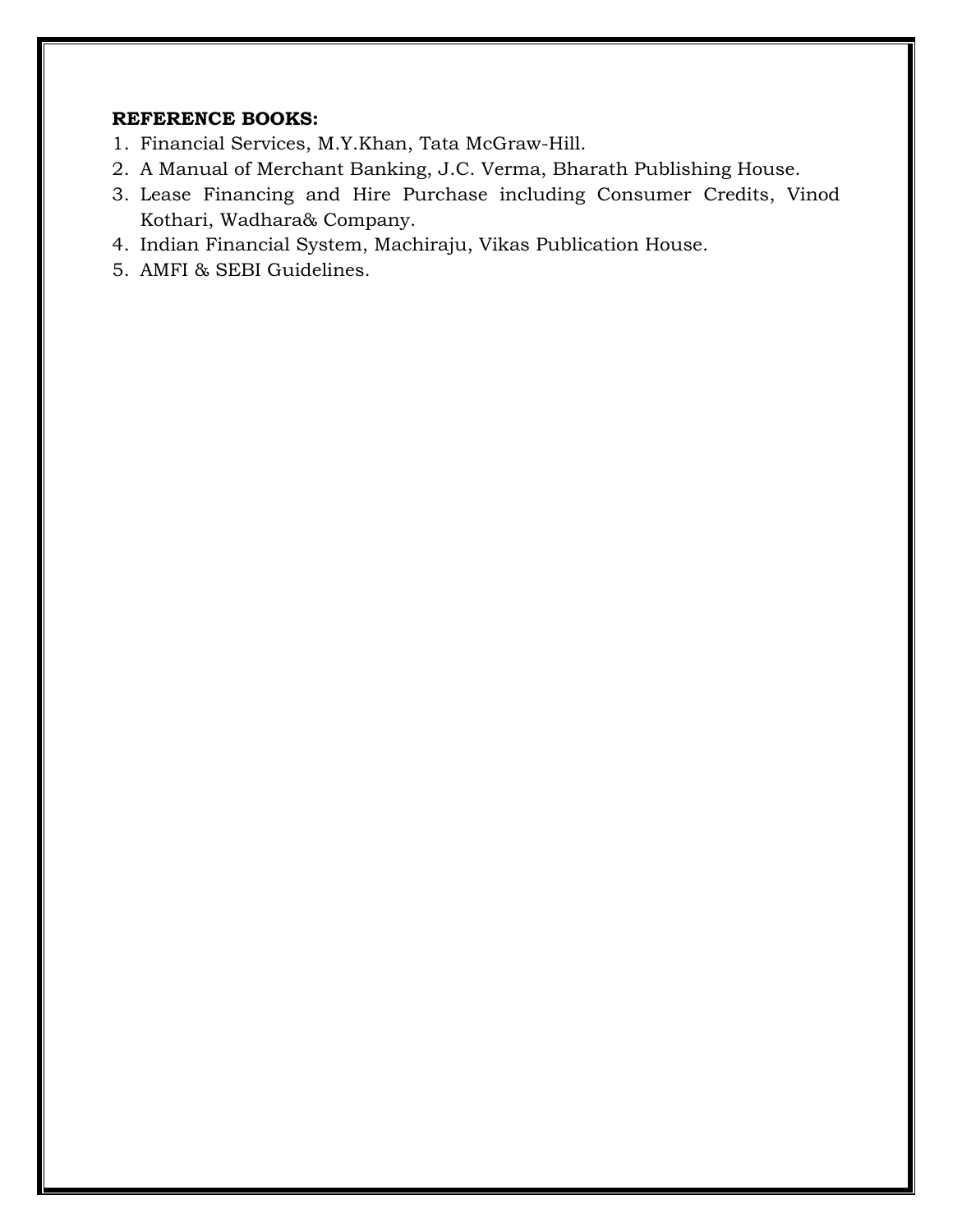**REFERENCE BOOKS:**

1. Financial Services, M.Y.Khan, Tata McGraw-Hill.
2. A Manual of Merchant Banking, J.C. Verma, Bharath Publishing House.
3. Lease Financing and Hire Purchase including Consumer Credits, Vinod Kothari, Wadhara& Company.
4. Indian Financial System, Machiraju, Vikas Publication House.
5. AMFI & SEBI Guidelines.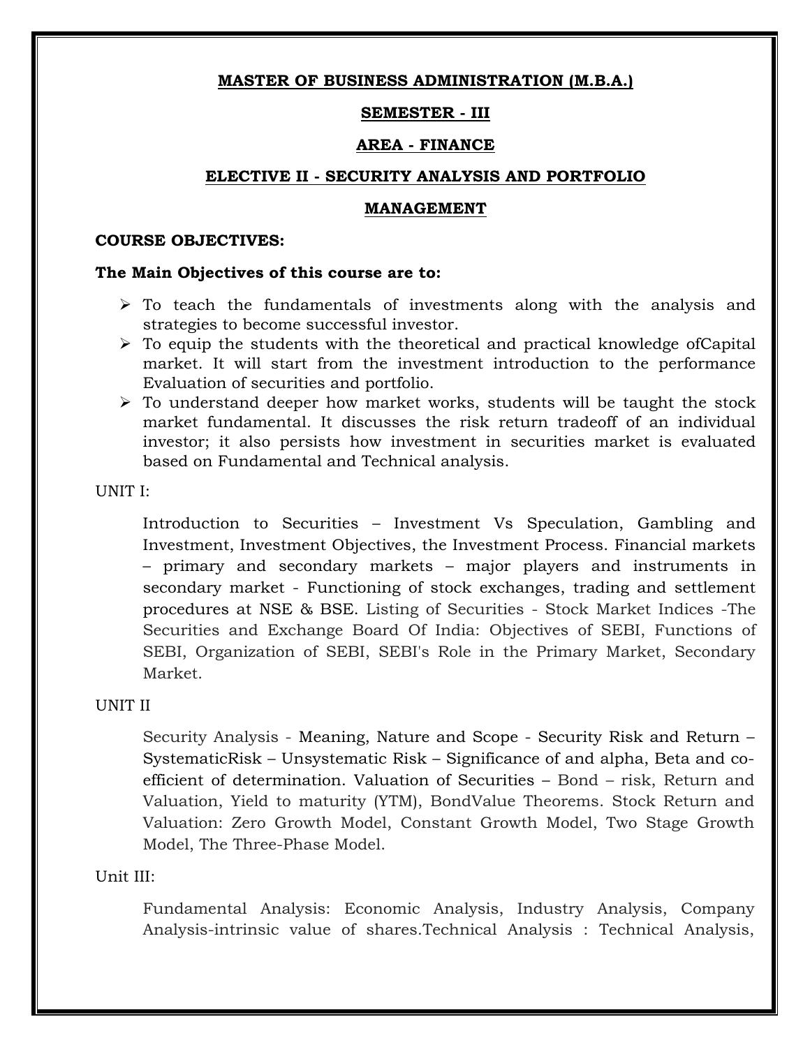**MASTER OF BUSINESS ADMINISTRATION (M.B.A.)**

**SEMESTER - III**

**AREA - FINANCE**

**ELECTIVE II - SECURITY ANALYSIS AND PORTFOLIO MANAGEMENT**

**COURSE OBJECTIVES:**

**The Main Objectives of this course are to:**

- To teach the fundamentals of investments along with the analysis and strategies to become successful investor.
- To equip the students with the theoretical and practical knowledge ofCapital market. It will start from the investment introduction to the performance Evaluation of securities and portfolio.
- To understand deeper how market works, students will be taught the stock market fundamental. It discusses the risk return tradeoff of an individual investor; it also persists how investment in securities market is evaluated based on Fundamental and Technical analysis.

UNIT I:

Introduction to Securities – Investment Vs Speculation, Gambling and Investment, Investment Objectives, the Investment Process. Financial markets – primary and secondary markets – major players and instruments in secondary market - Functioning of stock exchanges, trading and settlement procedures at NSE & BSE. Listing of Securities - Stock Market Indices -The Securities and Exchange Board Of India: Objectives of SEBI, Functions of SEBI, Organization of SEBI, SEBI's Role in the Primary Market, Secondary Market.

UNIT II

Security Analysis - Meaning, Nature and Scope - Security Risk and Return – SystematicRisk – Unsystematic Risk – Significance of and alpha, Beta and co-efficient of determination. Valuation of Securities – Bond – risk, Return and Valuation, Yield to maturity (YTM), BondValue Theorems. Stock Return and Valuation: Zero Growth Model, Constant Growth Model, Two Stage Growth Model, The Three-Phase Model.

Unit III:

Fundamental Analysis: Economic Analysis, Industry Analysis, Company Analysis-intrinsic value of shares.Technical Analysis : Technical Analysis,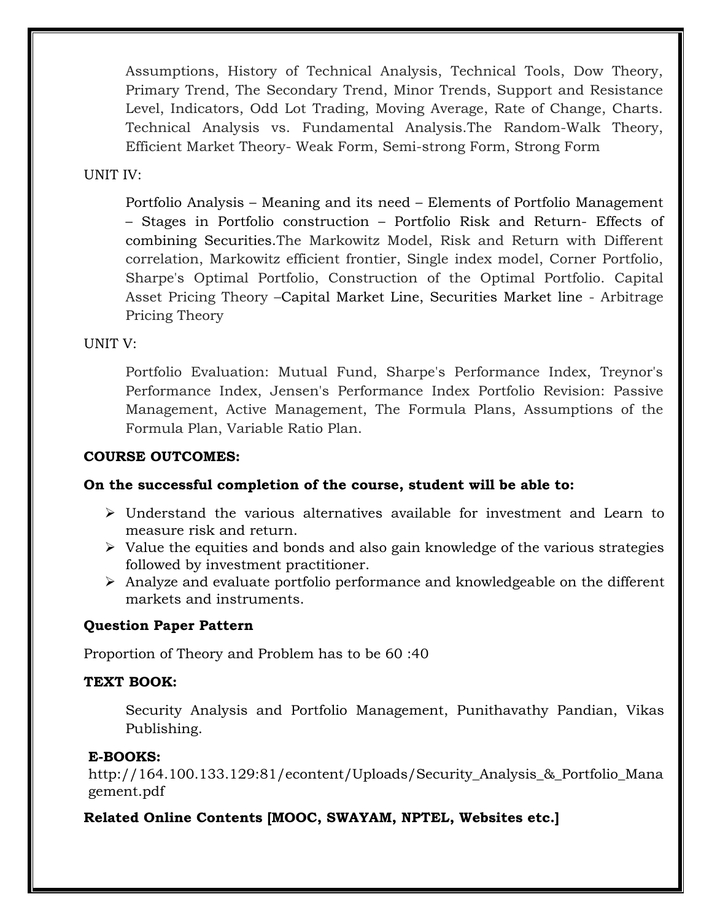Assumptions, History of Technical Analysis, Technical Tools, Dow Theory, Primary Trend, The Secondary Trend, Minor Trends, Support and Resistance Level, Indicators, Odd Lot Trading, Moving Average, Rate of Change, Charts. Technical Analysis vs. Fundamental Analysis.The Random-Walk Theory, Efficient Market Theory- Weak Form, Semi-strong Form, Strong Form

UNIT IV:

Portfolio Analysis – Meaning and its need – Elements of Portfolio Management – Stages in Portfolio construction – Portfolio Risk and Return- Effects of combining Securities.The Markowitz Model, Risk and Return with Different correlation, Markowitz efficient frontier, Single index model, Corner Portfolio, Sharpe's Optimal Portfolio, Construction of the Optimal Portfolio. Capital Asset Pricing Theory –Capital Market Line, Securities Market line - Arbitrage Pricing Theory

UNIT V:

Portfolio Evaluation: Mutual Fund, Sharpe's Performance Index, Treynor's Performance Index, Jensen's Performance Index Portfolio Revision: Passive Management, Active Management, The Formula Plans, Assumptions of the Formula Plan, Variable Ratio Plan.

**COURSE OUTCOMES:**

**On the successful completion of the course, student will be able to:**

- Understand the various alternatives available for investment and Learn to measure risk and return.
- Value the equities and bonds and also gain knowledge of the various strategies followed by investment practitioner.
- Analyze and evaluate portfolio performance and knowledgeable on the different markets and instruments.

**Question Paper Pattern**

Proportion of Theory and Problem has to be 60 :40

**TEXT BOOK:**

Security Analysis and Portfolio Management, Punithavathy Pandian, Vikas Publishing.

**E-BOOKS:**

http://164.100.133.129:81/econtent/Uploads/Security_Analysis_&_Portfolio_Management.pdf

**Related Online Contents [MOOC, SWAYAM, NPTEL, Websites etc.]**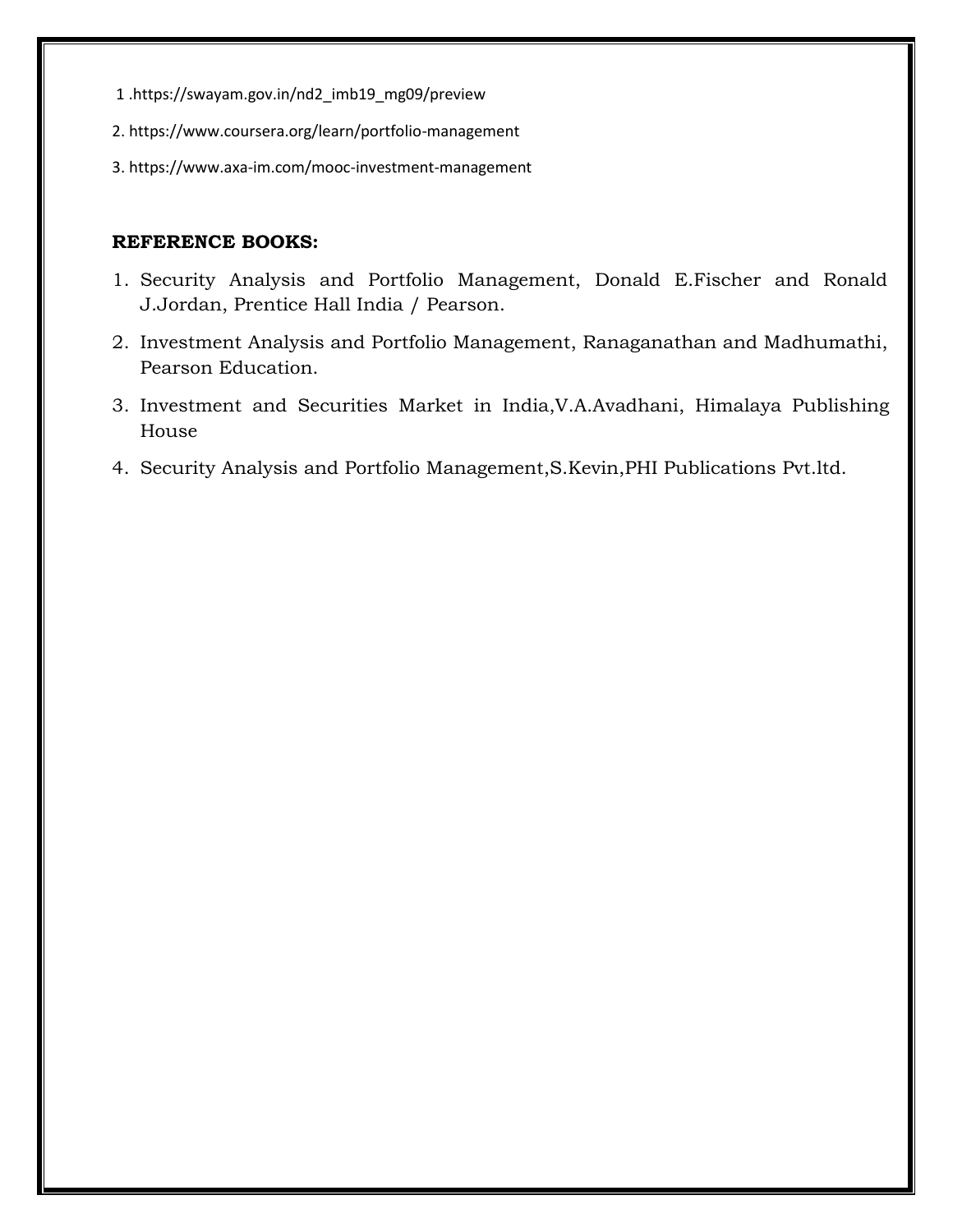1 .https://swayam.gov.in/nd2_imb19_mg09/preview

2. https://www.coursera.org/learn/portfolio-management

3. https://www.axa-im.com/mooc-investment-management

**REFERENCE BOOKS:**

1. Security Analysis and Portfolio Management, Donald E.Fischer and Ronald J.Jordan, Prentice Hall India / Pearson.
2. Investment Analysis and Portfolio Management, Ranaganathan and Madhumathi, Pearson Education.
3. Investment and Securities Market in India,V.A.Avadhani, Himalaya Publishing House
4. Security Analysis and Portfolio Management,S.Kevin,PHI Publications Pvt.ltd.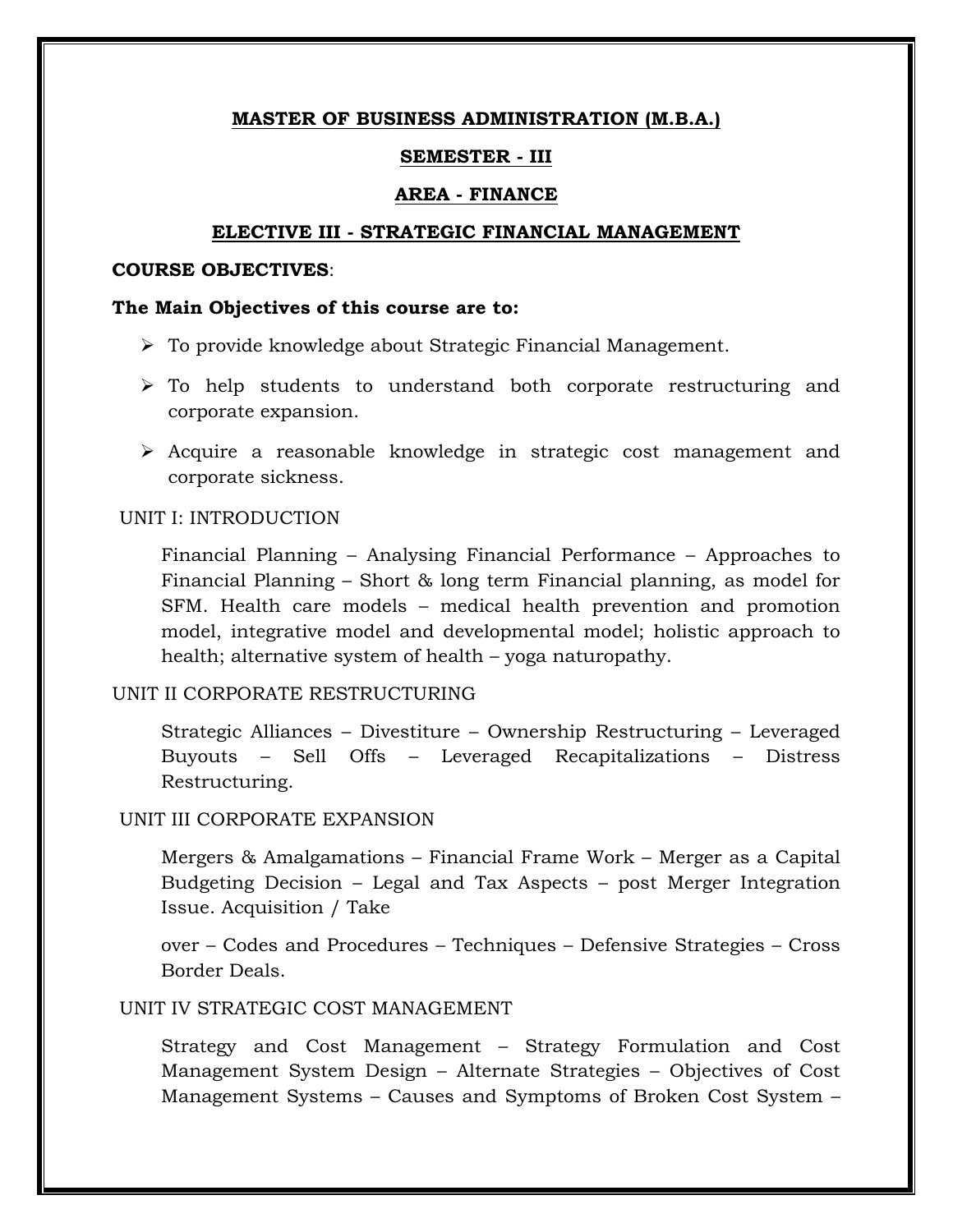**MASTER OF BUSINESS ADMINISTRATION (M.B.A.)**

**SEMESTER - III**

**AREA - FINANCE**

**ELECTIVE III - STRATEGIC FINANCIAL MANAGEMENT**

**COURSE OBJECTIVES**:

**The Main Objectives of this course are to:**

- To provide knowledge about Strategic Financial Management.
- To help students to understand both corporate restructuring and corporate expansion.
- Acquire a reasonable knowledge in strategic cost management and corporate sickness.

UNIT I: INTRODUCTION

Financial Planning – Analysing Financial Performance – Approaches to Financial Planning – Short & long term Financial planning, as model for SFM. Health care models – medical health prevention and promotion model, integrative model and developmental model; holistic approach to health; alternative system of health – yoga naturopathy.

UNIT II CORPORATE RESTRUCTURING

Strategic Alliances – Divestiture – Ownership Restructuring – Leveraged Buyouts – Sell Offs – Leveraged Recapitalizations – Distress Restructuring.

UNIT III CORPORATE EXPANSION

Mergers & Amalgamations – Financial Frame Work – Merger as a Capital Budgeting Decision – Legal and Tax Aspects – post Merger Integration Issue. Acquisition / Take

over – Codes and Procedures – Techniques – Defensive Strategies – Cross Border Deals.

UNIT IV STRATEGIC COST MANAGEMENT

Strategy and Cost Management – Strategy Formulation and Cost Management System Design – Alternate Strategies – Objectives of Cost Management Systems – Causes and Symptoms of Broken Cost System –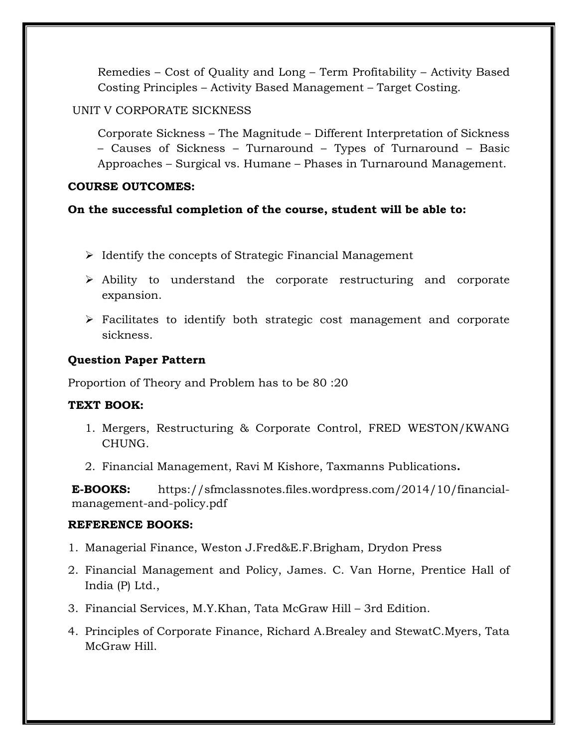Remedies – Cost of Quality and Long – Term Profitability – Activity Based Costing Principles – Activity Based Management – Target Costing.

UNIT V CORPORATE SICKNESS

Corporate Sickness – The Magnitude – Different Interpretation of Sickness – Causes of Sickness – Turnaround – Types of Turnaround – Basic Approaches – Surgical vs. Humane – Phases in Turnaround Management.

**COURSE OUTCOMES:**

**On the successful completion of the course, student will be able to:**

- Identify the concepts of Strategic Financial Management
- Ability to understand the corporate restructuring and corporate expansion.
- Facilitates to identify both strategic cost management and corporate sickness.

**Question Paper Pattern**

Proportion of Theory and Problem has to be 80 :20

**TEXT BOOK:**

1. Mergers, Restructuring & Corporate Control, FRED WESTON/KWANG CHUNG.
2. Financial Management, Ravi M Kishore, Taxmanns Publications**.**

**E-BOOKS:** https://sfmclassnotes.files.wordpress.com/2014/10/financial-management-and-policy.pdf

**REFERENCE BOOKS:**

1. Managerial Finance, Weston J.Fred&E.F.Brigham, Drydon Press
2. Financial Management and Policy, James. C. Van Horne, Prentice Hall of India (P) Ltd.,
3. Financial Services, M.Y.Khan, Tata McGraw Hill – 3rd Edition.
4. Principles of Corporate Finance, Richard A.Brealey and StewatC.Myers, Tata McGraw Hill.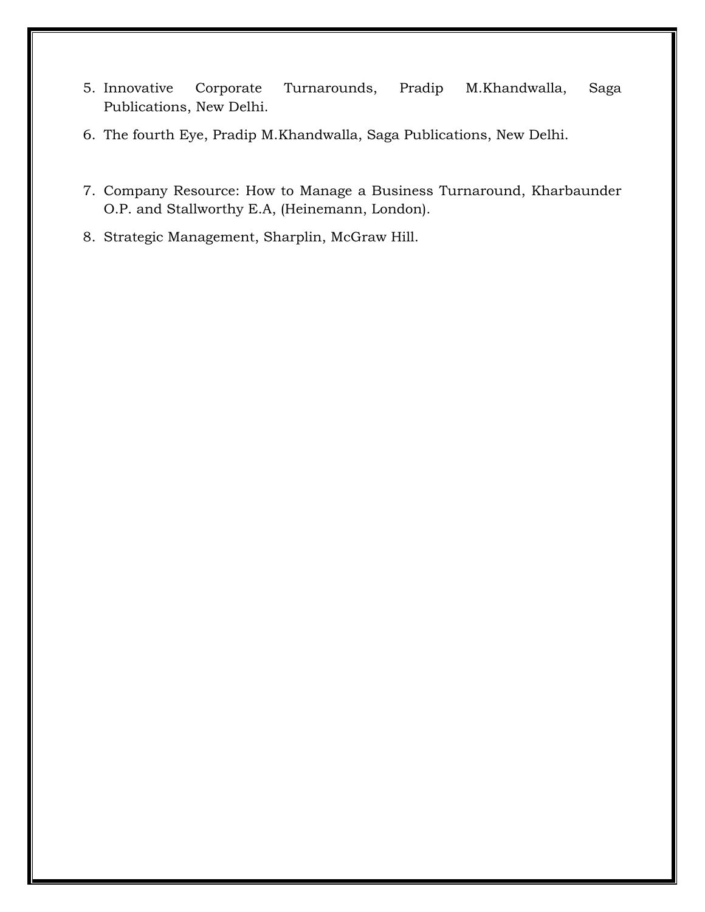5. Innovative Corporate Turnarounds, Pradip M.Khandwalla, Saga Publications, New Delhi.
6. The fourth Eye, Pradip M.Khandwalla, Saga Publications, New Delhi.
7. Company Resource: How to Manage a Business Turnaround, Kharbaunder O.P. and Stallworthy E.A, (Heinemann, London).
8. Strategic Management, Sharplin, McGraw Hill.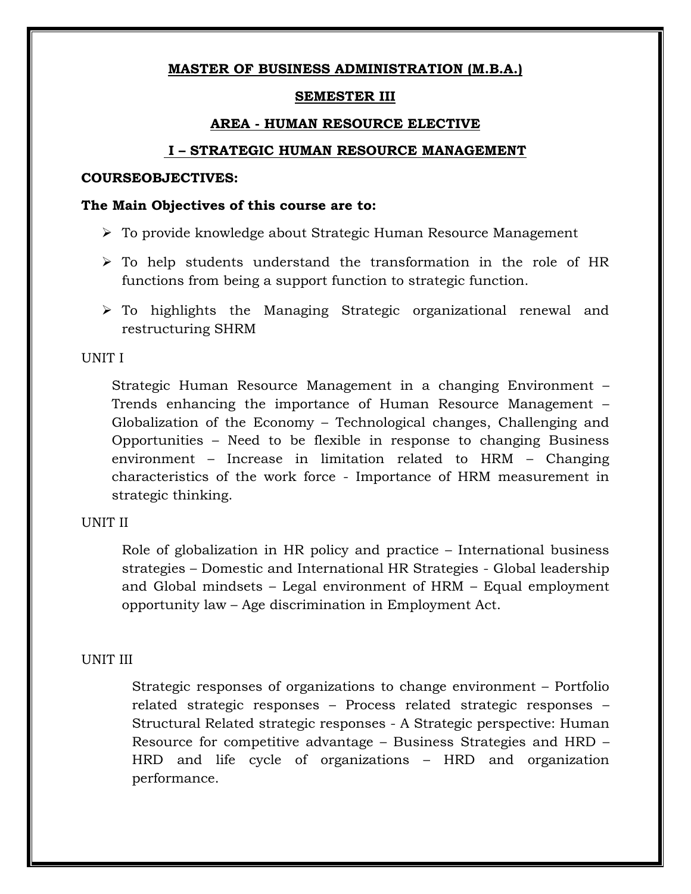**MASTER OF BUSINESS ADMINISTRATION (M.B.A.)**

**SEMESTER III**

**AREA - HUMAN RESOURCE ELECTIVE**

**I – STRATEGIC HUMAN RESOURCE MANAGEMENT**

**COURSEOBJECTIVES:**

**The Main Objectives of this course are to:**

- To provide knowledge about Strategic Human Resource Management
- To help students understand the transformation in the role of HR functions from being a support function to strategic function.
- To highlights the Managing Strategic organizational renewal and restructuring SHRM

UNIT I

Strategic Human Resource Management in a changing Environment – Trends enhancing the importance of Human Resource Management – Globalization of the Economy – Technological changes, Challenging and Opportunities – Need to be flexible in response to changing Business environment – Increase in limitation related to HRM – Changing characteristics of the work force - Importance of HRM measurement in strategic thinking.

UNIT II

Role of globalization in HR policy and practice – International business strategies – Domestic and International HR Strategies - Global leadership and Global mindsets – Legal environment of HRM – Equal employment opportunity law – Age discrimination in Employment Act.

UNIT III

Strategic responses of organizations to change environment – Portfolio related strategic responses – Process related strategic responses – Structural Related strategic responses - A Strategic perspective: Human Resource for competitive advantage – Business Strategies and HRD – HRD and life cycle of organizations – HRD and organization performance.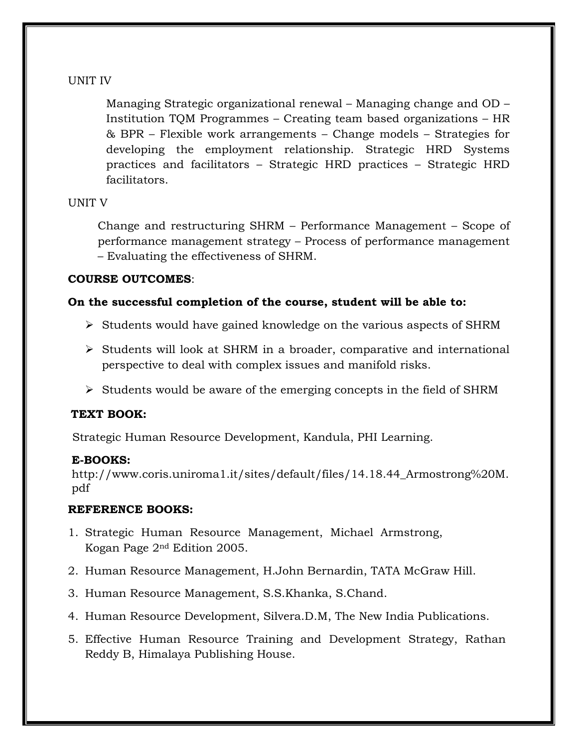UNIT IV

Managing Strategic organizational renewal – Managing change and OD – Institution TQM Programmes – Creating team based organizations – HR & BPR – Flexible work arrangements – Change models – Strategies for developing the employment relationship. Strategic HRD Systems practices and facilitators – Strategic HRD practices – Strategic HRD facilitators.

UNIT V

Change and restructuring SHRM – Performance Management – Scope of performance management strategy – Process of performance management – Evaluating the effectiveness of SHRM.

**COURSE OUTCOMES**:

**On the successful completion of the course, student will be able to:**

- Students would have gained knowledge on the various aspects of SHRM
- Students will look at SHRM in a broader, comparative and international perspective to deal with complex issues and manifold risks.
- Students would be aware of the emerging concepts in the field of SHRM

**TEXT BOOK:**

Strategic Human Resource Development, Kandula, PHI Learning.

**E-BOOKS:**

http://www.coris.uniroma1.it/sites/default/files/14.18.44_Armostrong%20M.pdf

**REFERENCE BOOKS:**

1. Strategic Human Resource Management, Michael Armstrong, Kogan Page 2nd Edition 2005.
2. Human Resource Management, H.John Bernardin, TATA McGraw Hill.
3. Human Resource Management, S.S.Khanka, S.Chand.
4. Human Resource Development, Silvera.D.M, The New India Publications.
5. Effective Human Resource Training and Development Strategy, Rathan Reddy B, Himalaya Publishing House.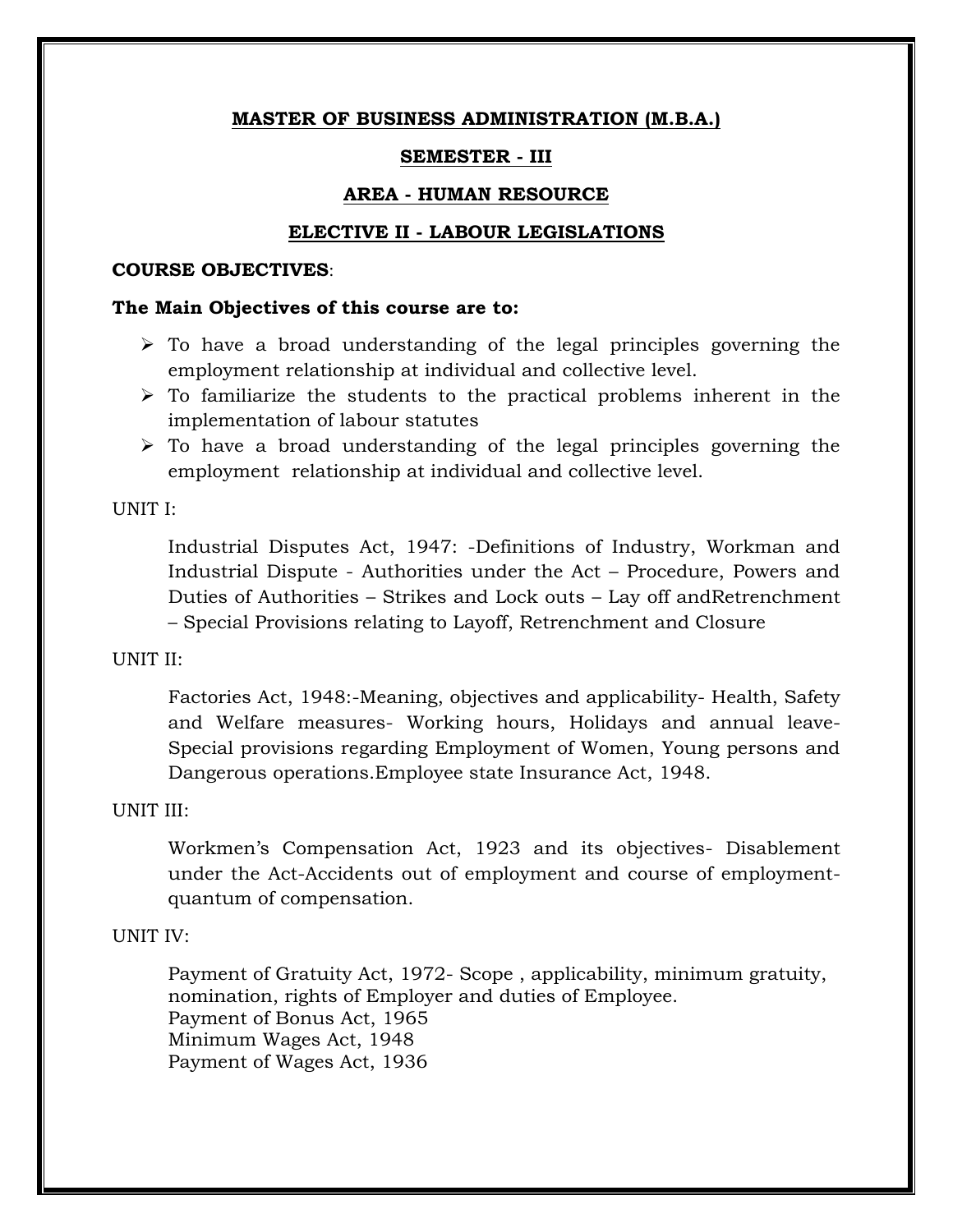## MASTER OF BUSINESS ADMINISTRATION (M.B.A.)

## SEMESTER - III

## AREA - HUMAN RESOURCE

## ELECTIVE II - LABOUR LEGISLATIONS

**COURSE OBJECTIVES**:

**The Main Objectives of this course are to:**

- To have a broad understanding of the legal principles governing the employment relationship at individual and collective level.
- To familiarize the students to the practical problems inherent in the implementation of labour statutes
- To have a broad understanding of the legal principles governing the employment relationship at individual and collective level.

UNIT I:

Industrial Disputes Act, 1947: -Definitions of Industry, Workman and Industrial Dispute - Authorities under the Act – Procedure, Powers and Duties of Authorities – Strikes and Lock outs – Lay off andRetrenchment – Special Provisions relating to Layoff, Retrenchment and Closure

UNIT II:

Factories Act, 1948:-Meaning, objectives and applicability- Health, Safety and Welfare measures- Working hours, Holidays and annual leave- Special provisions regarding Employment of Women, Young persons and Dangerous operations.Employee state Insurance Act, 1948.

UNIT III:

Workmen's Compensation Act, 1923 and its objectives- Disablement under the Act-Accidents out of employment and course of employment- quantum of compensation.

UNIT IV:

Payment of Gratuity Act, 1972- Scope , applicability, minimum gratuity, nomination, rights of Employer and duties of Employee.
Payment of Bonus Act, 1965
Minimum Wages Act, 1948
Payment of Wages Act, 1936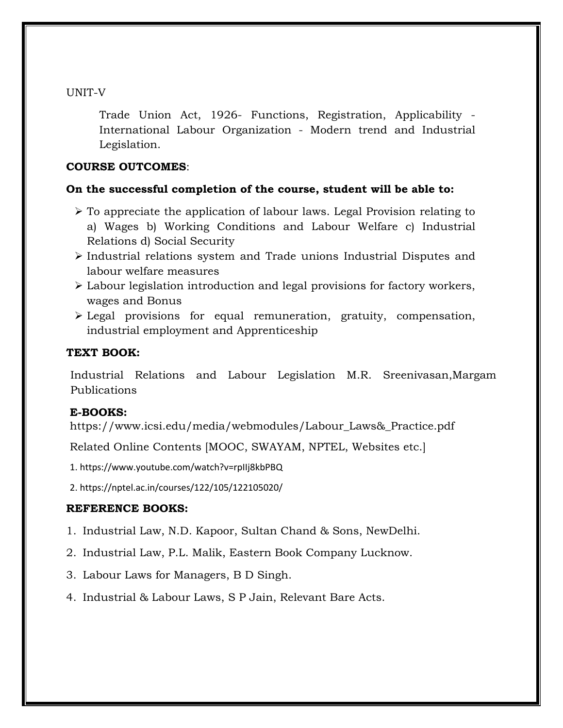UNIT-V

Trade Union Act, 1926- Functions, Registration, Applicability - International Labour Organization - Modern trend and Industrial Legislation.

**COURSE OUTCOMES**:

**On the successful completion of the course, student will be able to:**

- To appreciate the application of labour laws. Legal Provision relating to a) Wages b) Working Conditions and Labour Welfare c) Industrial Relations d) Social Security
- Industrial relations system and Trade unions Industrial Disputes and labour welfare measures
- Labour legislation introduction and legal provisions for factory workers, wages and Bonus
- Legal provisions for equal remuneration, gratuity, compensation, industrial employment and Apprenticeship

**TEXT BOOK:**

Industrial Relations and Labour Legislation M.R. Sreenivasan,Margam Publications

**E-BOOKS:**

https://www.icsi.edu/media/webmodules/Labour_Laws&_Practice.pdf

Related Online Contents [MOOC, SWAYAM, NPTEL, Websites etc.]

1. https://www.youtube.com/watch?v=rpIIj8kbPBQ
2. https://nptel.ac.in/courses/122/105/122105020/

**REFERENCE BOOKS:**

1. Industrial Law, N.D. Kapoor, Sultan Chand & Sons, NewDelhi.
2. Industrial Law, P.L. Malik, Eastern Book Company Lucknow.
3. Labour Laws for Managers, B D Singh.
4. Industrial & Labour Laws, S P Jain, Relevant Bare Acts.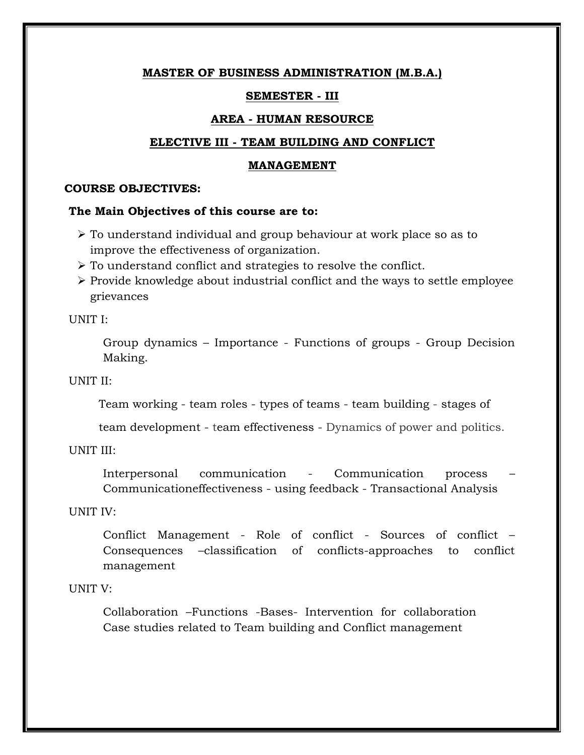**MASTER OF BUSINESS ADMINISTRATION (M.B.A.)**

**SEMESTER - III**

**AREA - HUMAN RESOURCE**

**ELECTIVE III - TEAM BUILDING AND CONFLICT MANAGEMENT**

**COURSE OBJECTIVES:**

**The Main Objectives of this course are to:**

- To understand individual and group behaviour at work place so as to improve the effectiveness of organization.
- To understand conflict and strategies to resolve the conflict.
- Provide knowledge about industrial conflict and the ways to settle employee grievances

UNIT I:

Group dynamics – Importance - Functions of groups - Group Decision Making.

UNIT II:

Team working - team roles - types of teams - team building - stages of team development - team effectiveness - Dynamics of power and politics.

UNIT III:

Interpersonal communication - Communication process – Communicationeffectiveness - using feedback - Transactional Analysis

UNIT IV:

Conflict Management - Role of conflict - Sources of conflict – Consequences –classification of conflicts-approaches to conflict management

UNIT V:

Collaboration –Functions -Bases- Intervention for collaboration Case studies related to Team building and Conflict management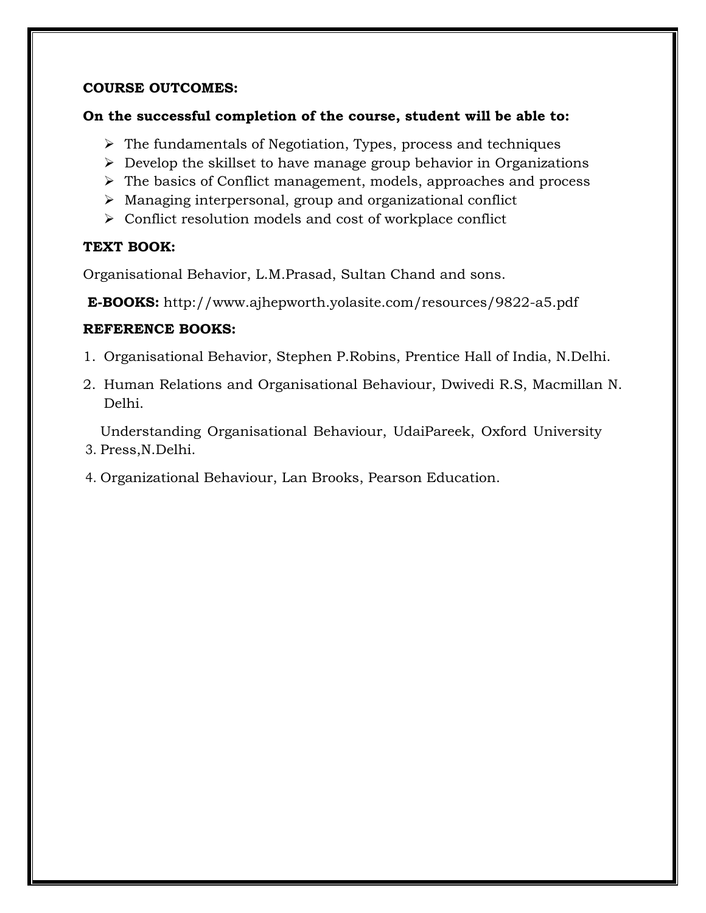**COURSE OUTCOMES:**

**On the successful completion of the course, student will be able to:**

- The fundamentals of Negotiation, Types, process and techniques
- Develop the skillset to have manage group behavior in Organizations
- The basics of Conflict management, models, approaches and process
- Managing interpersonal, group and organizational conflict
- Conflict resolution models and cost of workplace conflict

**TEXT BOOK:**

Organisational Behavior, L.M.Prasad, Sultan Chand and sons.

**E-BOOKS:** http://www.ajhepworth.yolasite.com/resources/9822-a5.pdf

**REFERENCE BOOKS:**

1. Organisational Behavior, Stephen P.Robins, Prentice Hall of India, N.Delhi.
2. Human Relations and Organisational Behaviour, Dwivedi R.S, Macmillan N. Delhi.
3. Understanding Organisational Behaviour, UdaiPareek, Oxford University Press,N.Delhi.
4. Organizational Behaviour, Lan Brooks, Pearson Education.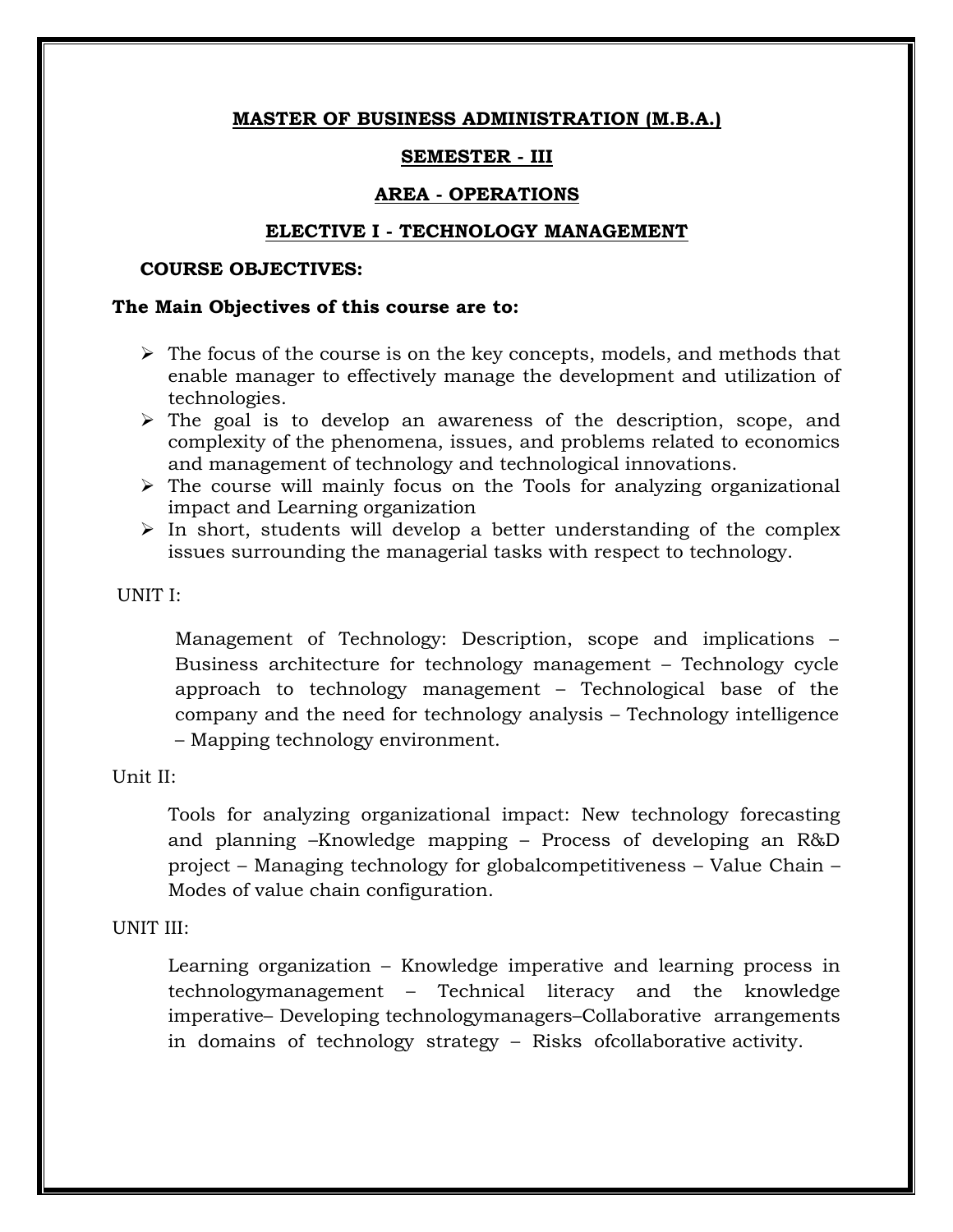## MASTER OF BUSINESS ADMINISTRATION (M.B.A.)

## SEMESTER - III

## AREA - OPERATIONS

## ELECTIVE I - TECHNOLOGY MANAGEMENT

**COURSE OBJECTIVES:**

**The Main Objectives of this course are to:**

- The focus of the course is on the key concepts, models, and methods that enable manager to effectively manage the development and utilization of technologies.
- The goal is to develop an awareness of the description, scope, and complexity of the phenomena, issues, and problems related to economics and management of technology and technological innovations.
- The course will mainly focus on the Tools for analyzing organizational impact and Learning organization
- In short, students will develop a better understanding of the complex issues surrounding the managerial tasks with respect to technology.

UNIT I:

Management of Technology: Description, scope and implications – Business architecture for technology management – Technology cycle approach to technology management – Technological base of the company and the need for technology analysis – Technology intelligence – Mapping technology environment.

Unit II:

Tools for analyzing organizational impact: New technology forecasting and planning –Knowledge mapping – Process of developing an R&D project – Managing technology for globalcompetitiveness – Value Chain – Modes of value chain configuration.

UNIT III:

Learning organization – Knowledge imperative and learning process in technologymanagement – Technical literacy and the knowledge imperative– Developing technologymanagers–Collaborative arrangements in domains of technology strategy – Risks ofcollaborative activity.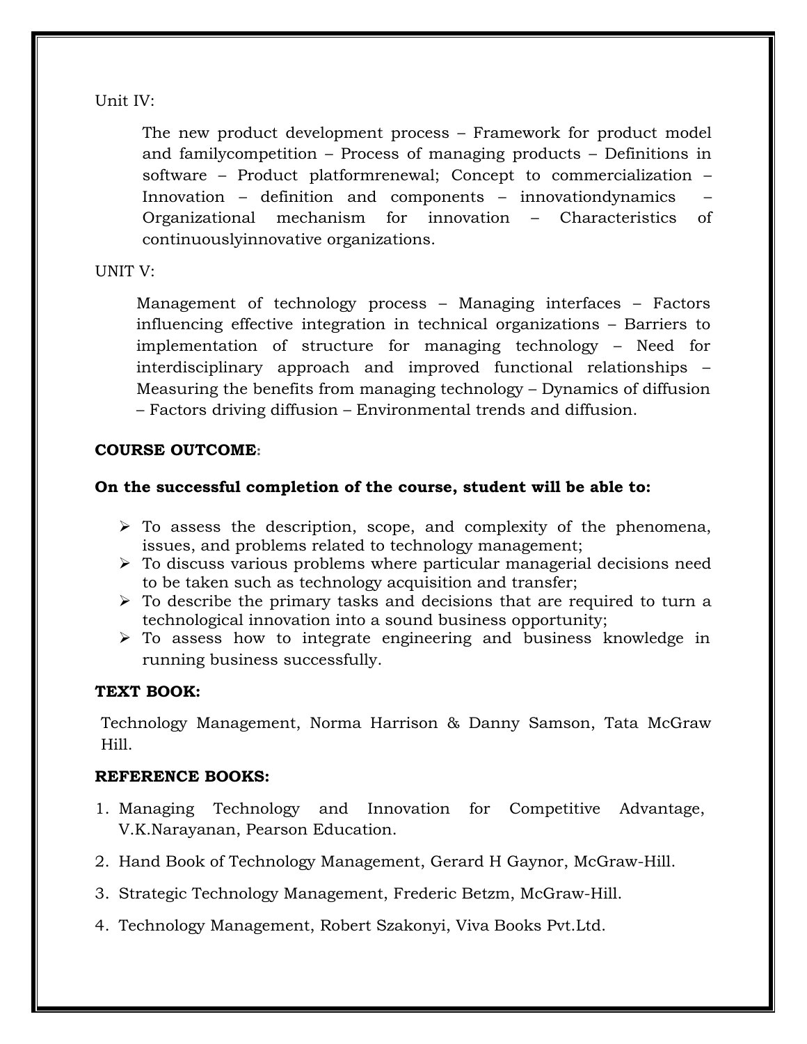Unit IV:

The new product development process – Framework for product model and familycompetition – Process of managing products – Definitions in software – Product platformrenewal; Concept to commercialization – Innovation – definition and components – innovationdynamics – Organizational mechanism for innovation – Characteristics of continuouslyinnovative organizations.

UNIT V:

Management of technology process – Managing interfaces – Factors influencing effective integration in technical organizations – Barriers to implementation of structure for managing technology – Need for interdisciplinary approach and improved functional relationships – Measuring the benefits from managing technology – Dynamics of diffusion – Factors driving diffusion – Environmental trends and diffusion.

**COURSE OUTCOME:**

**On the successful completion of the course, student will be able to:**

- To assess the description, scope, and complexity of the phenomena, issues, and problems related to technology management;
- To discuss various problems where particular managerial decisions need to be taken such as technology acquisition and transfer;
- To describe the primary tasks and decisions that are required to turn a technological innovation into a sound business opportunity;
- To assess how to integrate engineering and business knowledge in running business successfully.

**TEXT BOOK:**

Technology Management, Norma Harrison & Danny Samson, Tata McGraw Hill.

**REFERENCE BOOKS:**

1. Managing Technology and Innovation for Competitive Advantage, V.K.Narayanan, Pearson Education.
2. Hand Book of Technology Management, Gerard H Gaynor, McGraw-Hill.
3. Strategic Technology Management, Frederic Betzm, McGraw-Hill.
4. Technology Management, Robert Szakonyi, Viva Books Pvt.Ltd.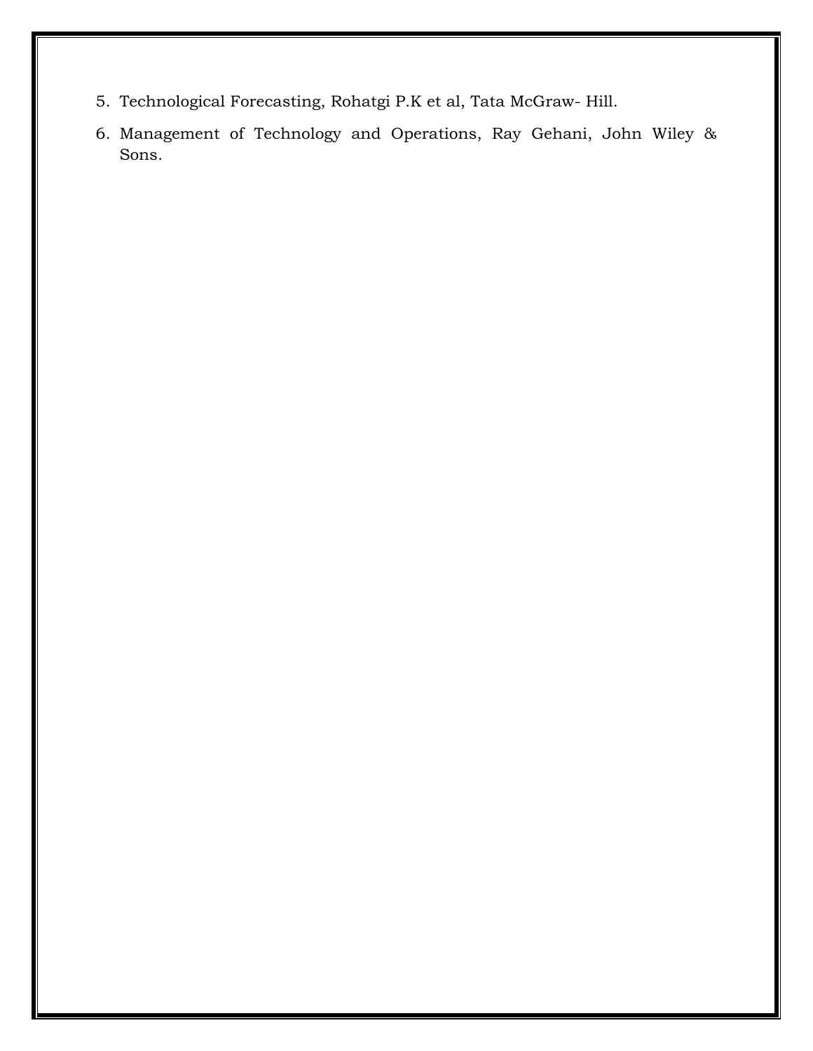5. Technological Forecasting, Rohatgi P.K et al, Tata McGraw- Hill.
6. Management of Technology and Operations, Ray Gehani, John Wiley & Sons.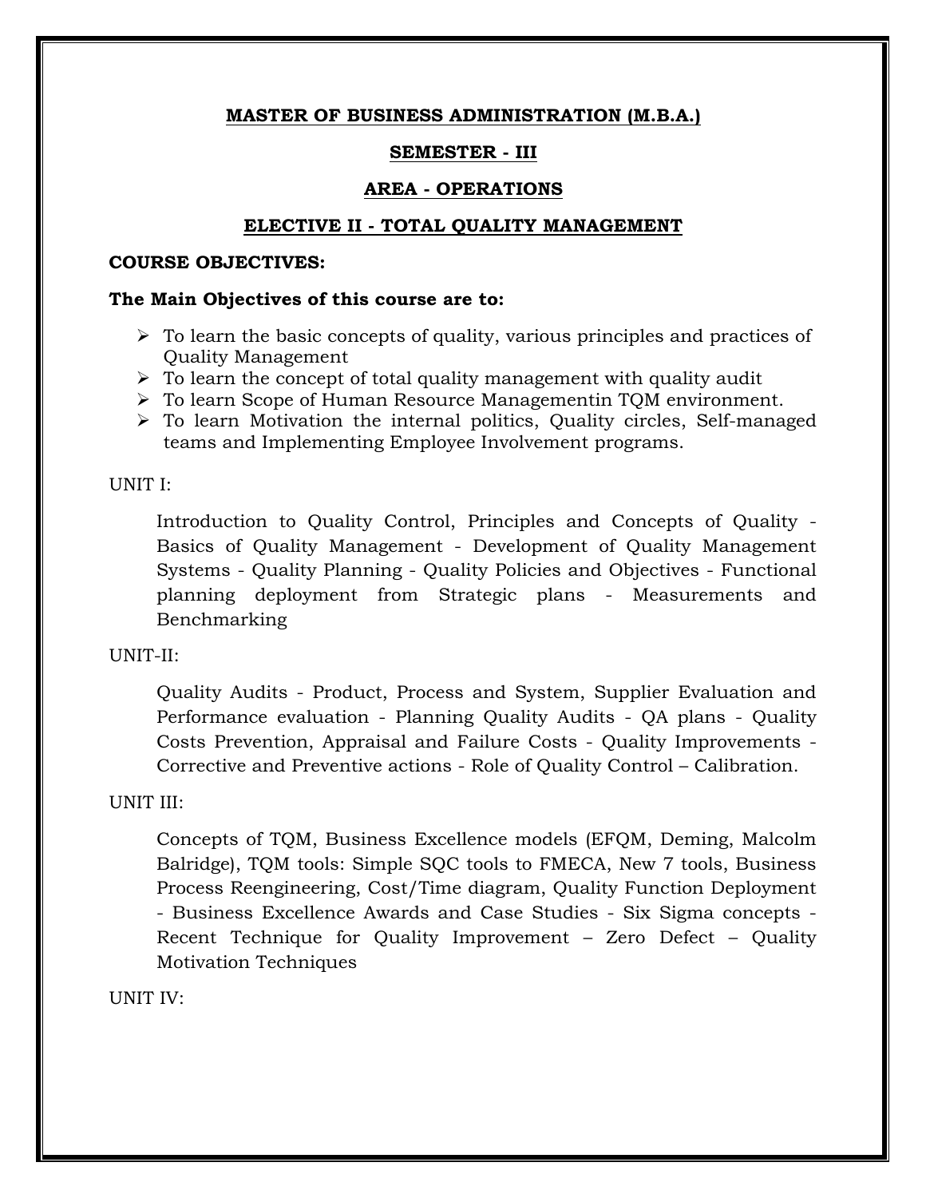**MASTER OF BUSINESS ADMINISTRATION (M.B.A.)**

**SEMESTER - III**

**AREA - OPERATIONS**

**ELECTIVE II - TOTAL QUALITY MANAGEMENT**

**COURSE OBJECTIVES:**

**The Main Objectives of this course are to:**

- To learn the basic concepts of quality, various principles and practices of Quality Management
- To learn the concept of total quality management with quality audit
- To learn Scope of Human Resource Managementin TQM environment.
- To learn Motivation the internal politics, Quality circles, Self-managed teams and Implementing Employee Involvement programs.

UNIT I:

Introduction to Quality Control, Principles and Concepts of Quality - Basics of Quality Management - Development of Quality Management Systems - Quality Planning - Quality Policies and Objectives - Functional planning deployment from Strategic plans - Measurements and Benchmarking

UNIT-II:

Quality Audits - Product, Process and System, Supplier Evaluation and Performance evaluation - Planning Quality Audits - QA plans - Quality Costs Prevention, Appraisal and Failure Costs - Quality Improvements - Corrective and Preventive actions - Role of Quality Control – Calibration.

UNIT III:

Concepts of TQM, Business Excellence models (EFQM, Deming, Malcolm Balridge), TQM tools: Simple SQC tools to FMECA, New 7 tools, Business Process Reengineering, Cost/Time diagram, Quality Function Deployment - Business Excellence Awards and Case Studies - Six Sigma concepts - Recent Technique for Quality Improvement – Zero Defect – Quality Motivation Techniques

UNIT IV: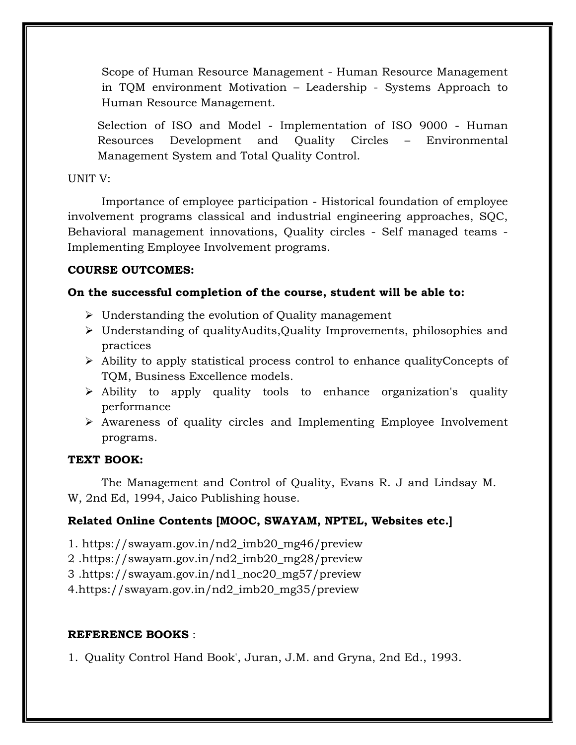Scope of Human Resource Management - Human Resource Management in TQM environment Motivation – Leadership - Systems Approach to Human Resource Management.

Selection of ISO and Model - Implementation of ISO 9000 - Human Resources Development and Quality Circles – Environmental Management System and Total Quality Control.

UNIT V:

Importance of employee participation - Historical foundation of employee involvement programs classical and industrial engineering approaches, SQC, Behavioral management innovations, Quality circles - Self managed teams - Implementing Employee Involvement programs.

**COURSE OUTCOMES:**

**On the successful completion of the course, student will be able to:**

- Understanding the evolution of Quality management
- Understanding of qualityAudits,Quality Improvements, philosophies and practices
- Ability to apply statistical process control to enhance qualityConcepts of TQM, Business Excellence models.
- Ability to apply quality tools to enhance organization's quality performance
- Awareness of quality circles and Implementing Employee Involvement programs.

**TEXT BOOK:**

The Management and Control of Quality, Evans R. J and Lindsay M. W, 2nd Ed, 1994, Jaico Publishing house.

**Related Online Contents [MOOC, SWAYAM, NPTEL, Websites etc.]**

1. https://swayam.gov.in/nd2_imb20_mg46/preview
2 .https://swayam.gov.in/nd2_imb20_mg28/preview
3 .https://swayam.gov.in/nd1_noc20_mg57/preview
4.https://swayam.gov.in/nd2_imb20_mg35/preview

**REFERENCE BOOKS** :

1. Quality Control Hand Book', Juran, J.M. and Gryna, 2nd Ed., 1993.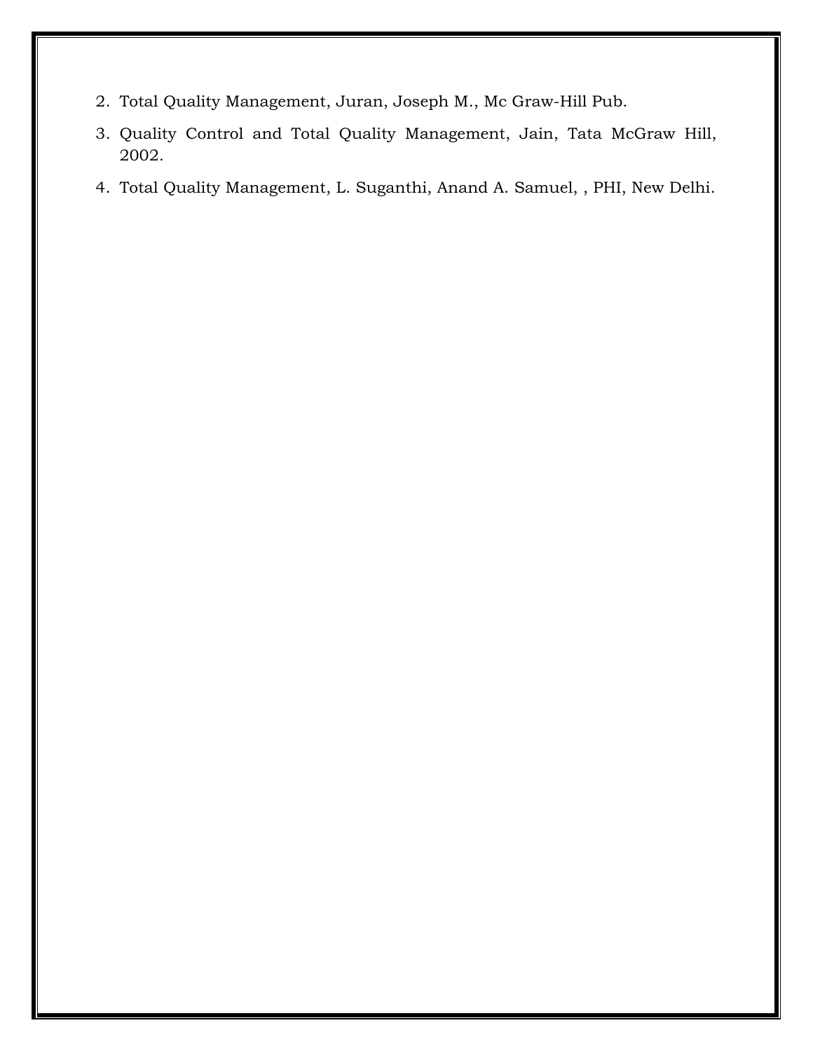2. Total Quality Management, Juran, Joseph M., Mc Graw-Hill Pub.
3. Quality Control and Total Quality Management, Jain, Tata McGraw Hill, 2002.
4. Total Quality Management, L. Suganthi, Anand A. Samuel, , PHI, New Delhi.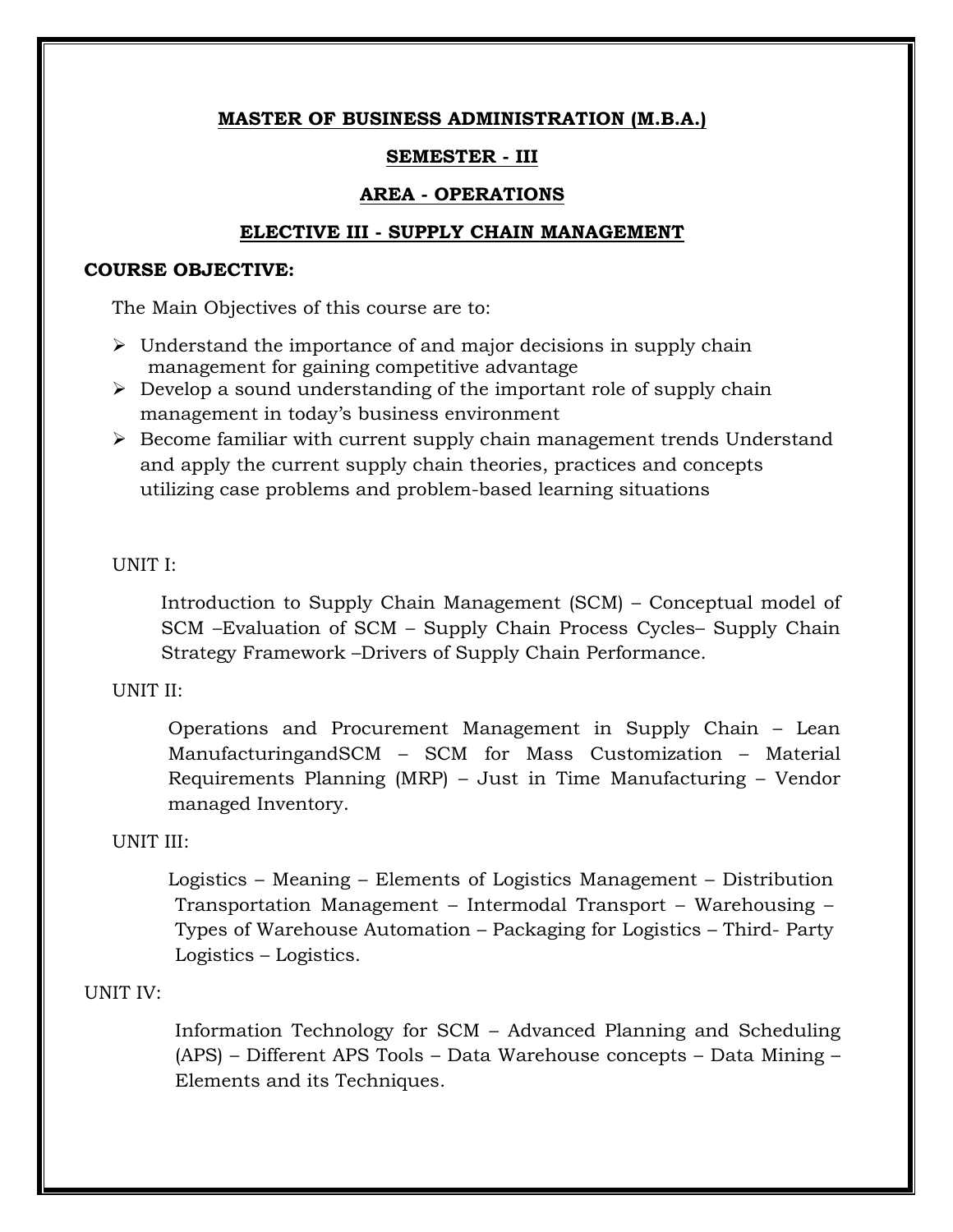**MASTER OF BUSINESS ADMINISTRATION (M.B.A.)**

**SEMESTER - III**

**AREA - OPERATIONS**

**ELECTIVE III - SUPPLY CHAIN MANAGEMENT**

**COURSE OBJECTIVE:**

The Main Objectives of this course are to:

- Understand the importance of and major decisions in supply chain management for gaining competitive advantage
- Develop a sound understanding of the important role of supply chain management in today's business environment
- Become familiar with current supply chain management trends Understand and apply the current supply chain theories, practices and concepts utilizing case problems and problem-based learning situations

UNIT I:

Introduction to Supply Chain Management (SCM) – Conceptual model of SCM –Evaluation of SCM – Supply Chain Process Cycles– Supply Chain Strategy Framework –Drivers of Supply Chain Performance.

UNIT II:

Operations and Procurement Management in Supply Chain – Lean ManufacturingandSCM – SCM for Mass Customization – Material Requirements Planning (MRP) – Just in Time Manufacturing – Vendor managed Inventory.

UNIT III:

Logistics – Meaning – Elements of Logistics Management – Distribution Transportation Management – Intermodal Transport – Warehousing – Types of Warehouse Automation – Packaging for Logistics – Third- Party Logistics – Logistics.

UNIT IV:

Information Technology for SCM – Advanced Planning and Scheduling (APS) – Different APS Tools – Data Warehouse concepts – Data Mining – Elements and its Techniques.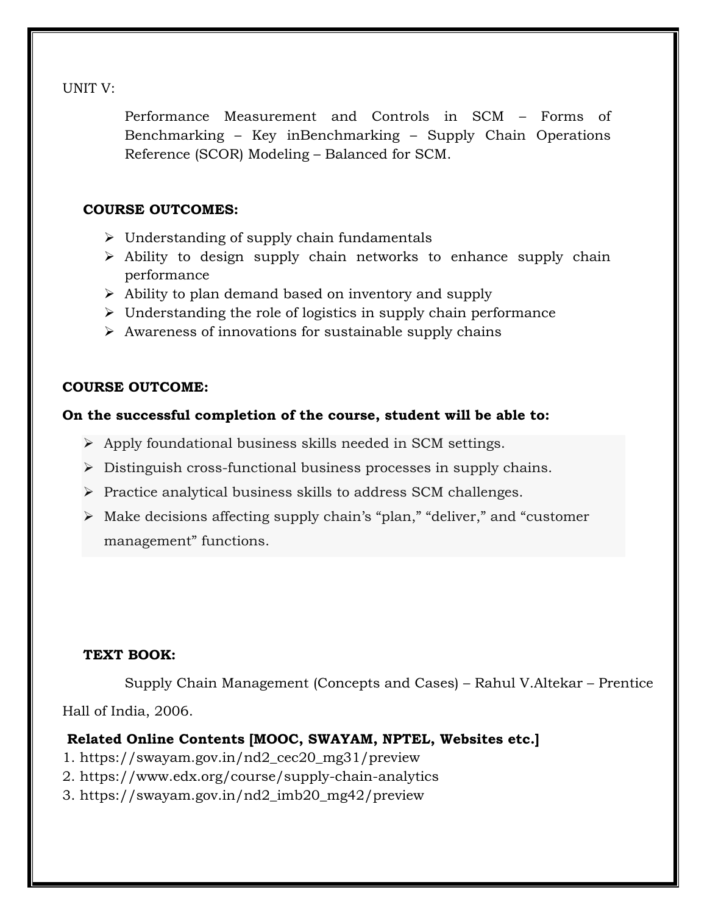UNIT V:

Performance Measurement and Controls in SCM – Forms of Benchmarking – Key inBenchmarking – Supply Chain Operations Reference (SCOR) Modeling – Balanced for SCM.

**COURSE OUTCOMES:**

- Understanding of supply chain fundamentals
- Ability to design supply chain networks to enhance supply chain performance
- Ability to plan demand based on inventory and supply
- Understanding the role of logistics in supply chain performance
- Awareness of innovations for sustainable supply chains

**COURSE OUTCOME:**

**On the successful completion of the course, student will be able to:**

- Apply foundational business skills needed in SCM settings.
- Distinguish cross-functional business processes in supply chains.
- Practice analytical business skills to address SCM challenges.
- Make decisions affecting supply chain's "plan," "deliver," and "customer management" functions.

**TEXT BOOK:**

Supply Chain Management (Concepts and Cases) – Rahul V.Altekar – Prentice Hall of India, 2006.

**Related Online Contents [MOOC, SWAYAM, NPTEL, Websites etc.]**

1. https://swayam.gov.in/nd2_cec20_mg31/preview
2. https://www.edx.org/course/supply-chain-analytics
3. https://swayam.gov.in/nd2_imb20_mg42/preview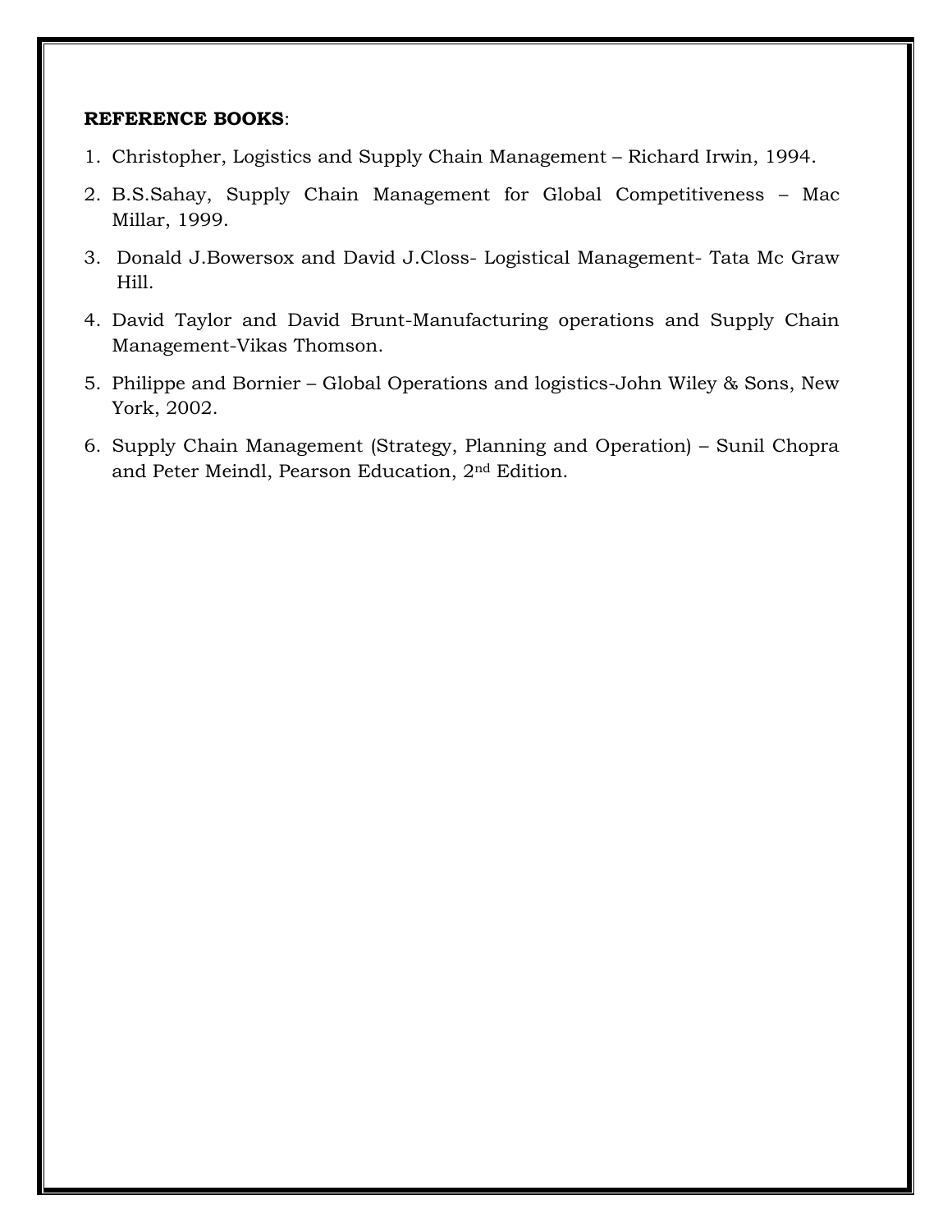**REFERENCE BOOKS**:

1. Christopher, Logistics and Supply Chain Management – Richard Irwin, 1994.
2. B.S.Sahay, Supply Chain Management for Global Competitiveness – Mac Millar, 1999.
3. Donald J.Bowersox and David J.Closs- Logistical Management- Tata Mc Graw Hill.
4. David Taylor and David Brunt-Manufacturing operations and Supply Chain Management-Vikas Thomson.
5. Philippe and Bornier – Global Operations and logistics-John Wiley & Sons, New York, 2002.
6. Supply Chain Management (Strategy, Planning and Operation) – Sunil Chopra and Peter Meindl, Pearson Education, 2nd Edition.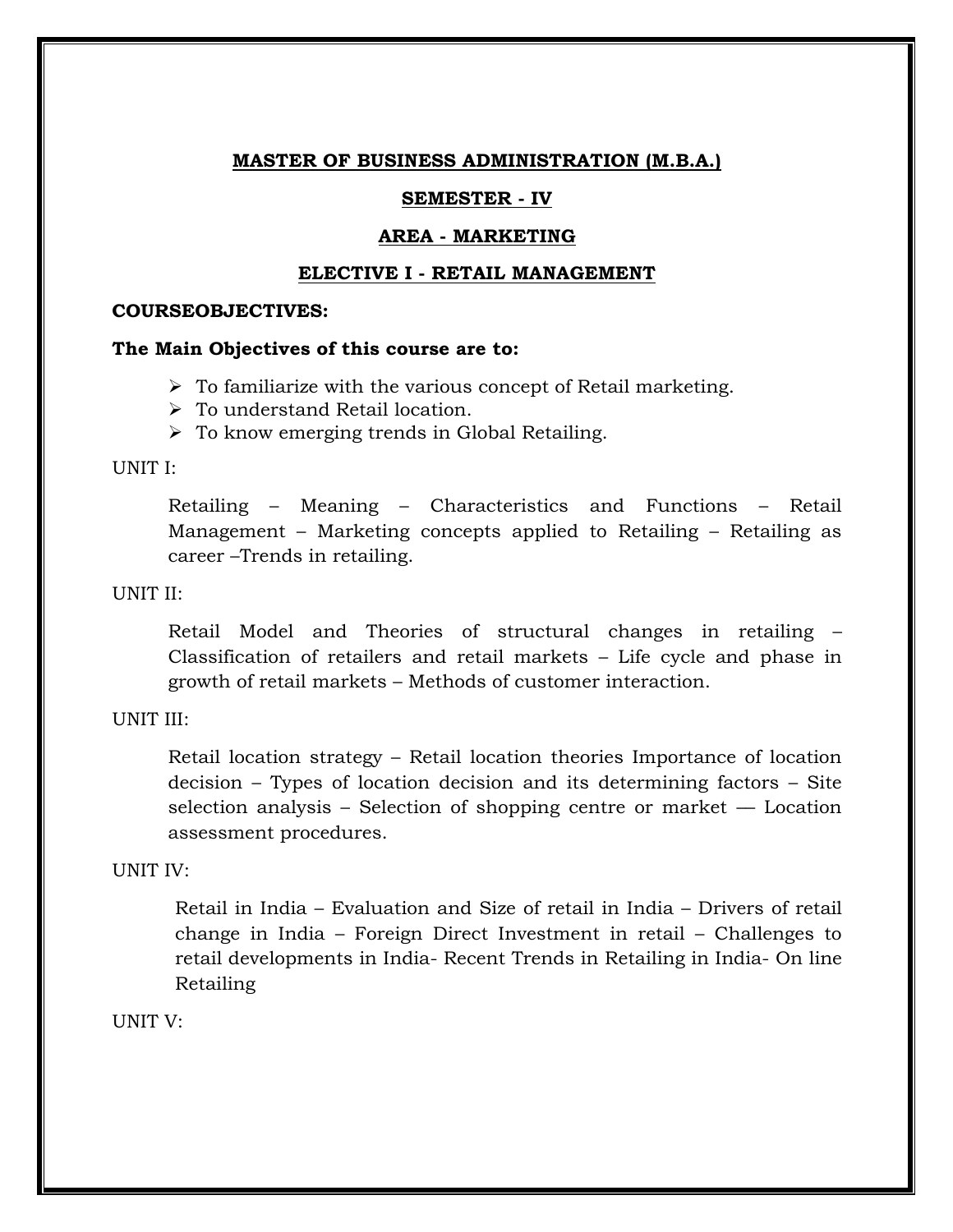**MASTER OF BUSINESS ADMINISTRATION (M.B.A.)**

**SEMESTER - IV**

**AREA - MARKETING**

**ELECTIVE I - RETAIL MANAGEMENT**

**COURSEOBJECTIVES:**

**The Main Objectives of this course are to:**

- To familiarize with the various concept of Retail marketing.
- To understand Retail location.
- To know emerging trends in Global Retailing.

UNIT I:

Retailing – Meaning – Characteristics and Functions – Retail Management – Marketing concepts applied to Retailing – Retailing as career –Trends in retailing.

UNIT II:

Retail Model and Theories of structural changes in retailing – Classification of retailers and retail markets – Life cycle and phase in growth of retail markets – Methods of customer interaction.

UNIT III:

Retail location strategy – Retail location theories Importance of location decision – Types of location decision and its determining factors – Site selection analysis – Selection of shopping centre or market — Location assessment procedures.

UNIT IV:

Retail in India – Evaluation and Size of retail in India – Drivers of retail change in India – Foreign Direct Investment in retail – Challenges to retail developments in India- Recent Trends in Retailing in India- On line Retailing

UNIT V: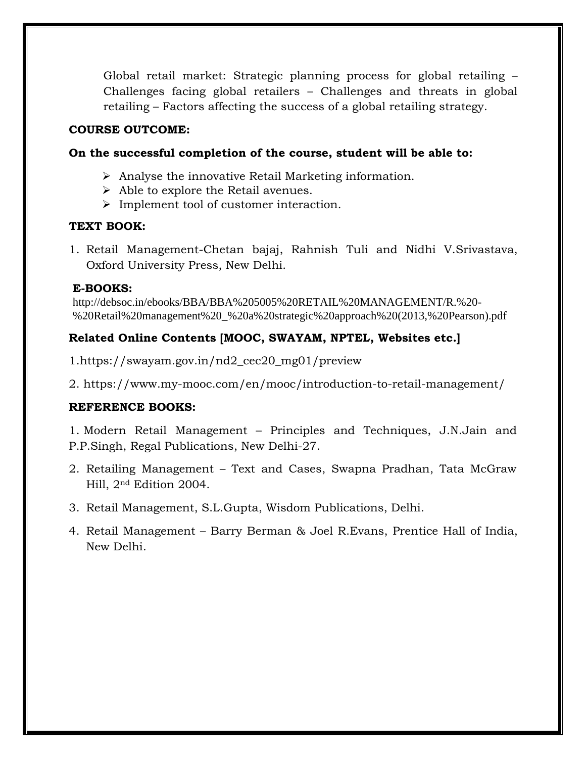Global retail market: Strategic planning process for global retailing – Challenges facing global retailers – Challenges and threats in global retailing – Factors affecting the success of a global retailing strategy.

**COURSE OUTCOME:**

**On the successful completion of the course, student will be able to:**

- Analyse the innovative Retail Marketing information.
- Able to explore the Retail avenues.
- Implement tool of customer interaction.

**TEXT BOOK:**

1. Retail Management-Chetan bajaj, Rahnish Tuli and Nidhi V.Srivastava, Oxford University Press, New Delhi.

**E-BOOKS:**

http://debsoc.in/ebooks/BBA/BBA%205005%20RETAIL%20MANAGEMENT/R.%20-%20Retail%20management%20_%20a%20strategic%20approach%20(2013,%20Pearson).pdf

**Related Online Contents [MOOC, SWAYAM, NPTEL, Websites etc.]**

1.https://swayam.gov.in/nd2_cec20_mg01/preview

2. https://www.my-mooc.com/en/mooc/introduction-to-retail-management/

**REFERENCE BOOKS:**

1. Modern Retail Management – Principles and Techniques, J.N.Jain and P.P.Singh, Regal Publications, New Delhi-27.
2. Retailing Management – Text and Cases, Swapna Pradhan, Tata McGraw Hill, 2nd Edition 2004.
3. Retail Management, S.L.Gupta, Wisdom Publications, Delhi.
4. Retail Management – Barry Berman & Joel R.Evans, Prentice Hall of India, New Delhi.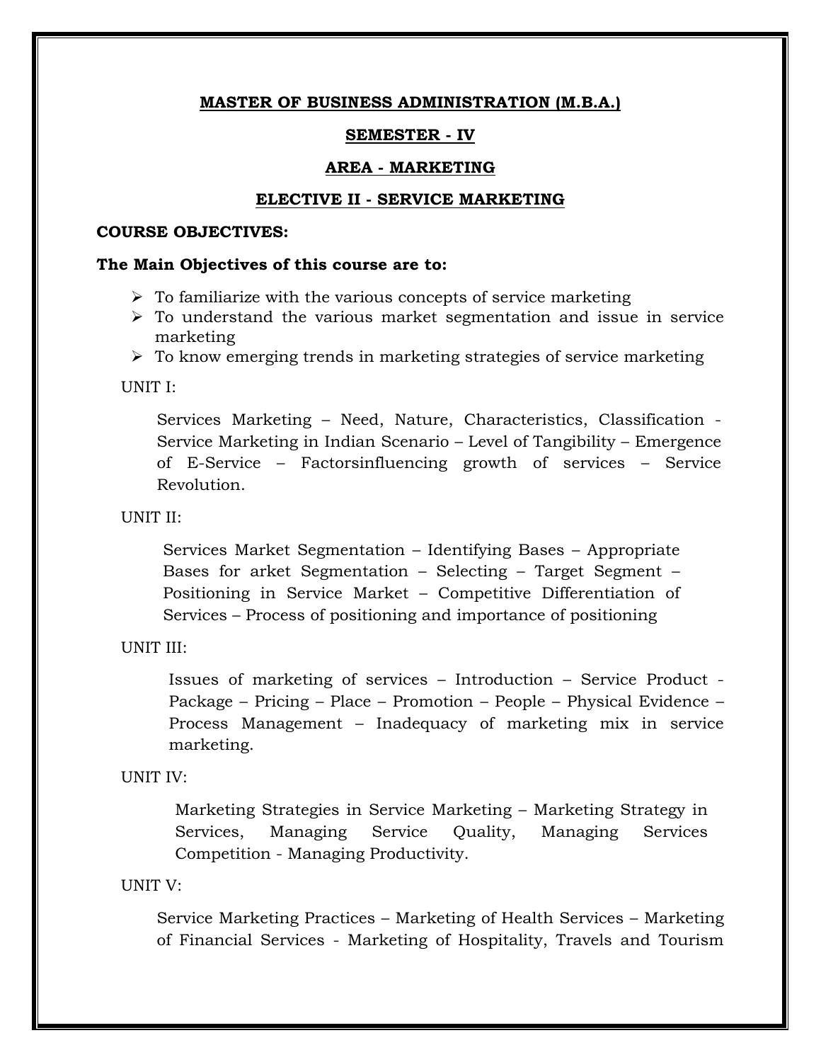# MASTER OF BUSINESS ADMINISTRATION (M.B.A.)

## SEMESTER - IV

## AREA - MARKETING

## ELECTIVE II - SERVICE MARKETING

**COURSE OBJECTIVES:**

**The Main Objectives of this course are to:**

- To familiarize with the various concepts of service marketing
- To understand the various market segmentation and issue in service marketing
- To know emerging trends in marketing strategies of service marketing

UNIT I:

Services Marketing – Need, Nature, Characteristics, Classification - Service Marketing in Indian Scenario – Level of Tangibility – Emergence of E-Service – Factorsinfluencing growth of services – Service Revolution.

UNIT II:

Services Market Segmentation – Identifying Bases – Appropriate Bases for arket Segmentation – Selecting – Target Segment – Positioning in Service Market – Competitive Differentiation of Services – Process of positioning and importance of positioning

UNIT III:

Issues of marketing of services – Introduction – Service Product - Package – Pricing – Place – Promotion – People – Physical Evidence – Process Management – Inadequacy of marketing mix in service marketing.

UNIT IV:

Marketing Strategies in Service Marketing – Marketing Strategy in Services, Managing Service Quality, Managing Services Competition - Managing Productivity.

UNIT V:

Service Marketing Practices – Marketing of Health Services – Marketing of Financial Services - Marketing of Hospitality, Travels and Tourism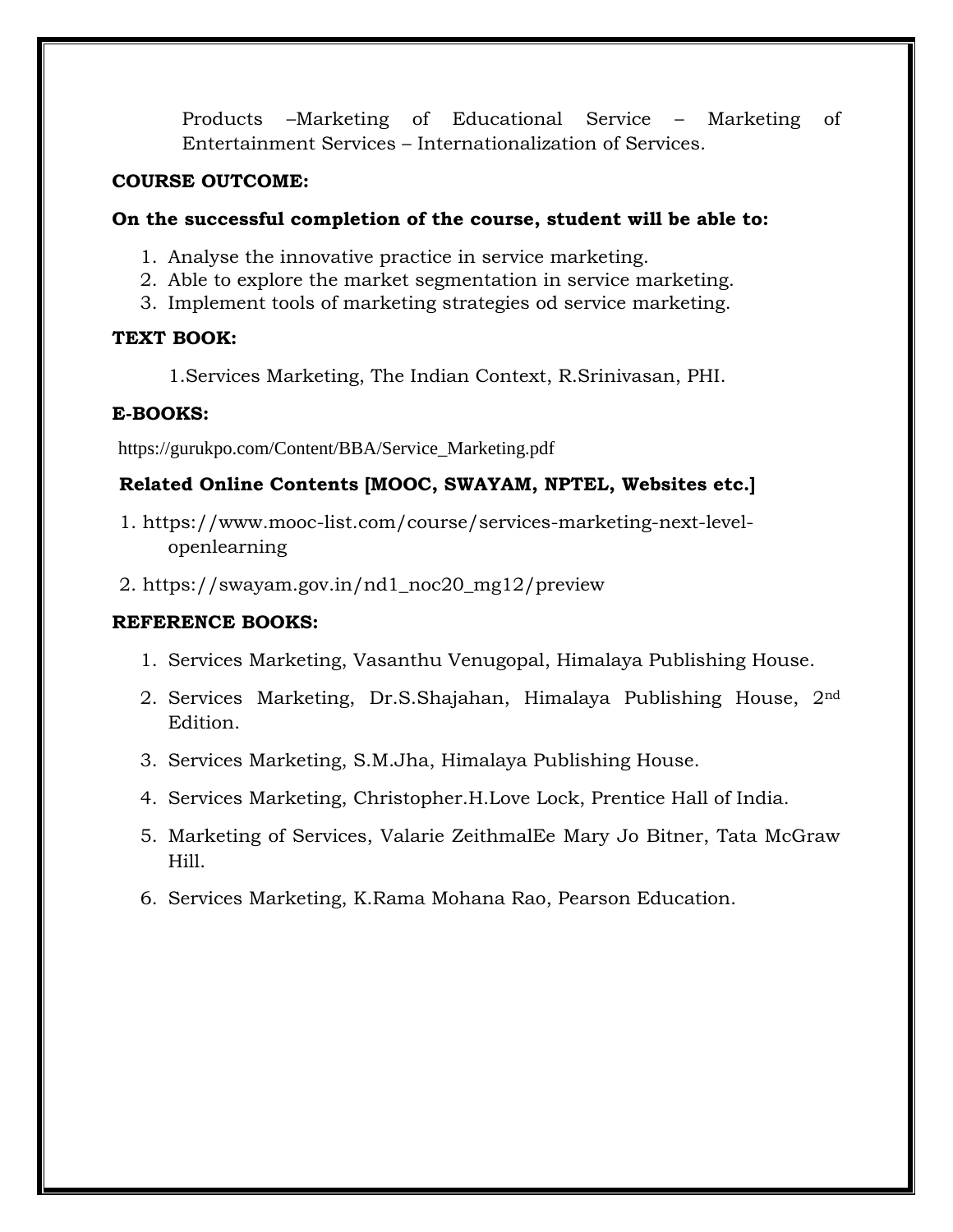Products –Marketing of Educational Service – Marketing of Entertainment Services – Internationalization of Services.

**COURSE OUTCOME:**

**On the successful completion of the course, student will be able to:**

1. Analyse the innovative practice in service marketing.
2. Able to explore the market segmentation in service marketing.
3. Implement tools of marketing strategies od service marketing.

**TEXT BOOK:**

1.Services Marketing, The Indian Context, R.Srinivasan, PHI.

**E-BOOKS:**

https://gurukpo.com/Content/BBA/Service_Marketing.pdf

**Related Online Contents [MOOC, SWAYAM, NPTEL, Websites etc.]**

1. https://www.mooc-list.com/course/services-marketing-next-level-openlearning
2. https://swayam.gov.in/nd1_noc20_mg12/preview

**REFERENCE BOOKS:**

1. Services Marketing, Vasanthu Venugopal, Himalaya Publishing House.
2. Services Marketing, Dr.S.Shajahan, Himalaya Publishing House, 2nd Edition.
3. Services Marketing, S.M.Jha, Himalaya Publishing House.
4. Services Marketing, Christopher.H.Love Lock, Prentice Hall of India.
5. Marketing of Services, Valarie ZeithmalEe Mary Jo Bitner, Tata McGraw Hill.
6. Services Marketing, K.Rama Mohana Rao, Pearson Education.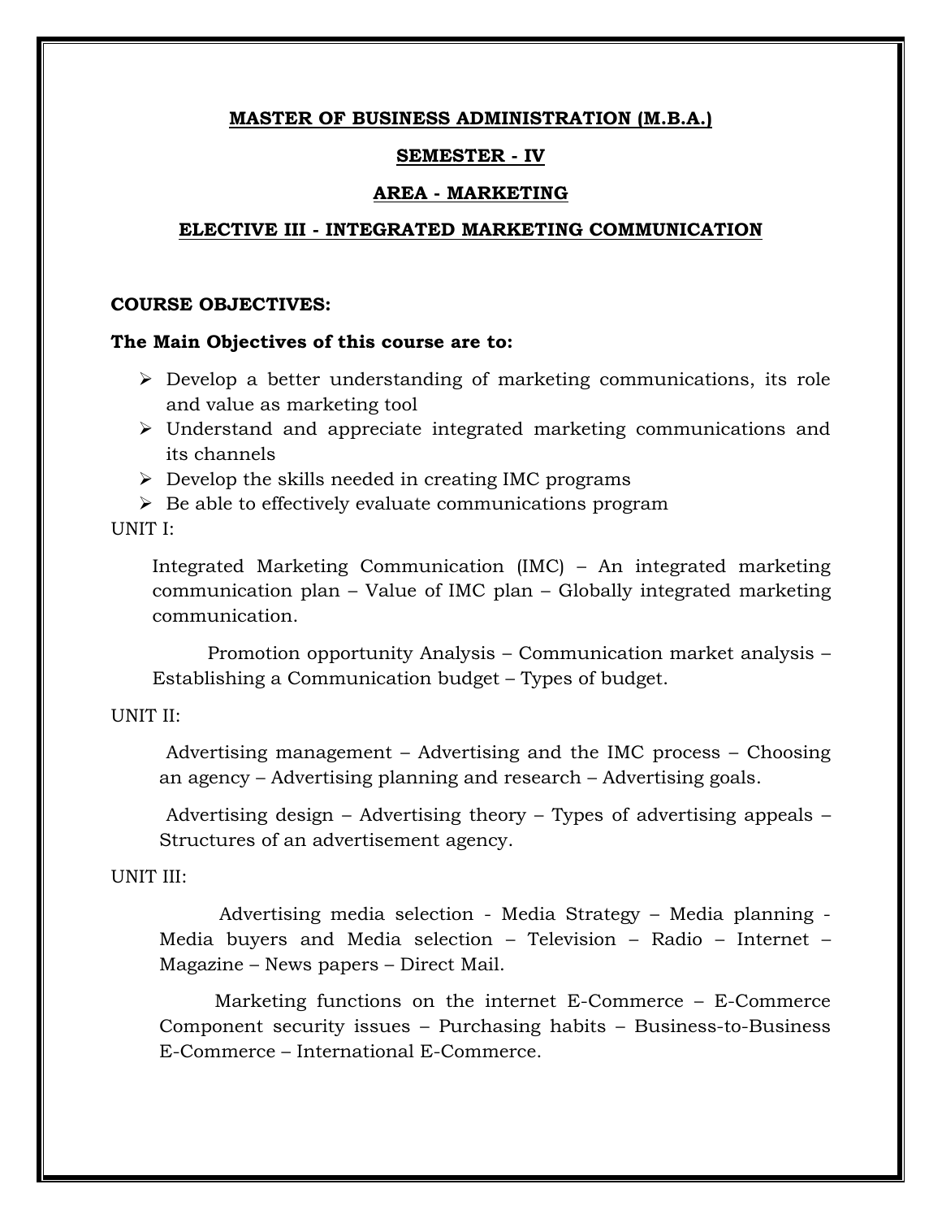**MASTER OF BUSINESS ADMINISTRATION (M.B.A.)**

**SEMESTER - IV**

**AREA - MARKETING**

**ELECTIVE III - INTEGRATED MARKETING COMMUNICATION**

**COURSE OBJECTIVES:**

**The Main Objectives of this course are to:**

- Develop a better understanding of marketing communications, its role and value as marketing tool
- Understand and appreciate integrated marketing communications and its channels
- Develop the skills needed in creating IMC programs
- Be able to effectively evaluate communications program

UNIT I:

Integrated Marketing Communication (IMC) – An integrated marketing communication plan – Value of IMC plan – Globally integrated marketing communication.

Promotion opportunity Analysis – Communication market analysis – Establishing a Communication budget – Types of budget.

UNIT II:

Advertising management – Advertising and the IMC process – Choosing an agency – Advertising planning and research – Advertising goals.

Advertising design – Advertising theory – Types of advertising appeals – Structures of an advertisement agency.

UNIT III:

Advertising media selection - Media Strategy – Media planning - Media buyers and Media selection – Television – Radio – Internet – Magazine – News papers – Direct Mail.

Marketing functions on the internet E-Commerce – E-Commerce Component security issues – Purchasing habits – Business-to-Business E-Commerce – International E-Commerce.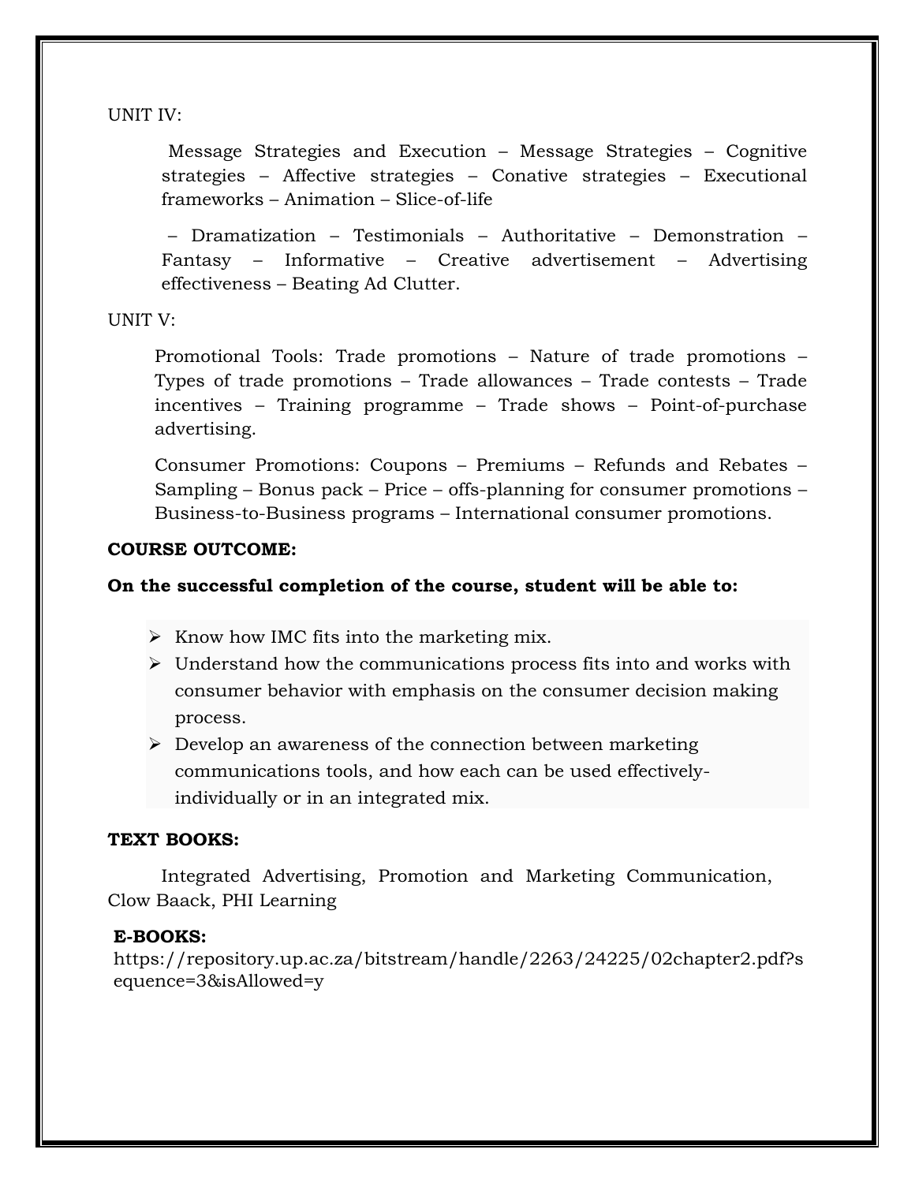UNIT IV:

Message Strategies and Execution – Message Strategies – Cognitive strategies – Affective strategies – Conative strategies – Executional frameworks – Animation – Slice-of-life

– Dramatization – Testimonials – Authoritative – Demonstration – Fantasy – Informative – Creative advertisement – Advertising effectiveness – Beating Ad Clutter.

UNIT V:

Promotional Tools: Trade promotions – Nature of trade promotions – Types of trade promotions – Trade allowances – Trade contests – Trade incentives – Training programme – Trade shows – Point-of-purchase advertising.

Consumer Promotions: Coupons – Premiums – Refunds and Rebates – Sampling – Bonus pack – Price – offs-planning for consumer promotions – Business-to-Business programs – International consumer promotions.

**COURSE OUTCOME:**

**On the successful completion of the course, student will be able to:**

- Know how IMC fits into the marketing mix.
- Understand how the communications process fits into and works with consumer behavior with emphasis on the consumer decision making process.
- Develop an awareness of the connection between marketing communications tools, and how each can be used effectively-individually or in an integrated mix.

**TEXT BOOKS:**

Integrated Advertising, Promotion and Marketing Communication, Clow Baack, PHI Learning

**E-BOOKS:**

https://repository.up.ac.za/bitstream/handle/2263/24225/02chapter2.pdf?sequence=3&isAllowed=y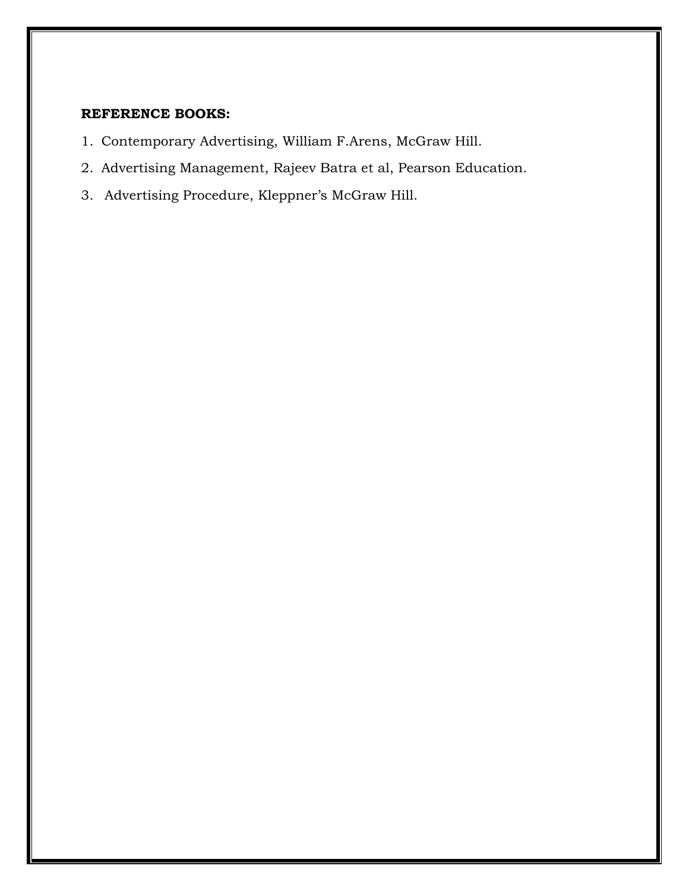**REFERENCE BOOKS:**

1. Contemporary Advertising, William F.Arens, McGraw Hill.
2. Advertising Management, Rajeev Batra et al, Pearson Education.
3. Advertising Procedure, Kleppner's McGraw Hill.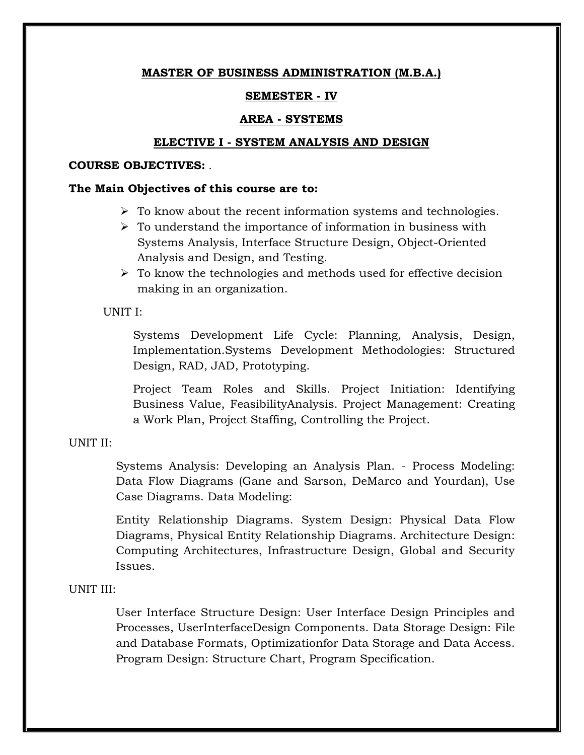**MASTER OF BUSINESS ADMINISTRATION (M.B.A.)**

**SEMESTER - IV**

**AREA - SYSTEMS**

**ELECTIVE I - SYSTEM ANALYSIS AND DESIGN**

**COURSE OBJECTIVES:** .

**The Main Objectives of this course are to:**

- To know about the recent information systems and technologies.
- To understand the importance of information in business with Systems Analysis, Interface Structure Design, Object-Oriented Analysis and Design, and Testing.
- To know the technologies and methods used for effective decision making in an organization.

UNIT I:

Systems Development Life Cycle: Planning, Analysis, Design, Implementation.Systems Development Methodologies: Structured Design, RAD, JAD, Prototyping.

Project Team Roles and Skills. Project Initiation: Identifying Business Value, FeasibilityAnalysis. Project Management: Creating a Work Plan, Project Staffing, Controlling the Project.

UNIT II:

Systems Analysis: Developing an Analysis Plan. - Process Modeling: Data Flow Diagrams (Gane and Sarson, DeMarco and Yourdan), Use Case Diagrams. Data Modeling:

Entity Relationship Diagrams. System Design: Physical Data Flow Diagrams, Physical Entity Relationship Diagrams. Architecture Design: Computing Architectures, Infrastructure Design, Global and Security Issues.

UNIT III:

User Interface Structure Design: User Interface Design Principles and Processes, UserInterfaceDesign Components. Data Storage Design: File and Database Formats, Optimizationfor Data Storage and Data Access. Program Design: Structure Chart, Program Specification.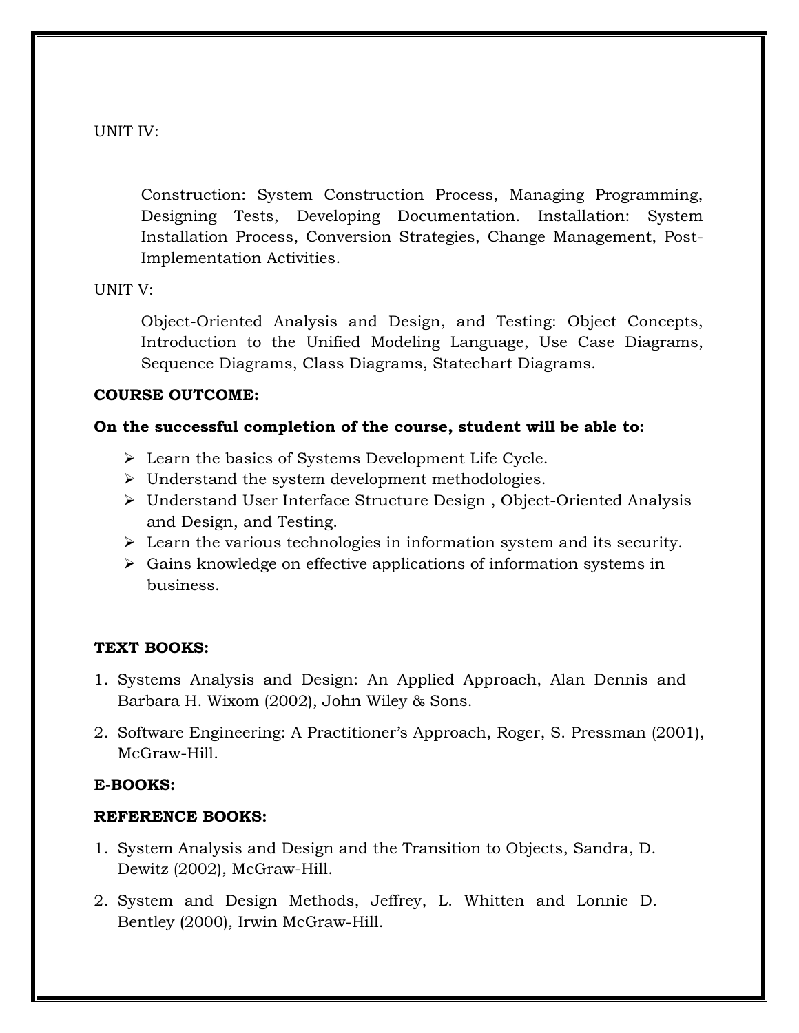UNIT IV:

Construction: System Construction Process, Managing Programming, Designing Tests, Developing Documentation. Installation: System Installation Process, Conversion Strategies, Change Management, Post-Implementation Activities.

UNIT V:

Object-Oriented Analysis and Design, and Testing: Object Concepts, Introduction to the Unified Modeling Language, Use Case Diagrams, Sequence Diagrams, Class Diagrams, Statechart Diagrams.

**COURSE OUTCOME:**

**On the successful completion of the course, student will be able to:**

- Learn the basics of Systems Development Life Cycle.
- Understand the system development methodologies.
- Understand User Interface Structure Design , Object-Oriented Analysis and Design, and Testing.
- Learn the various technologies in information system and its security.
- Gains knowledge on effective applications of information systems in business.

**TEXT BOOKS:**

1. Systems Analysis and Design: An Applied Approach, Alan Dennis and Barbara H. Wixom (2002), John Wiley & Sons.
2. Software Engineering: A Practitioner's Approach, Roger, S. Pressman (2001), McGraw-Hill.

**E-BOOKS:**

**REFERENCE BOOKS:**

1. System Analysis and Design and the Transition to Objects, Sandra, D. Dewitz (2002), McGraw-Hill.
2. System and Design Methods, Jeffrey, L. Whitten and Lonnie D. Bentley (2000), Irwin McGraw-Hill.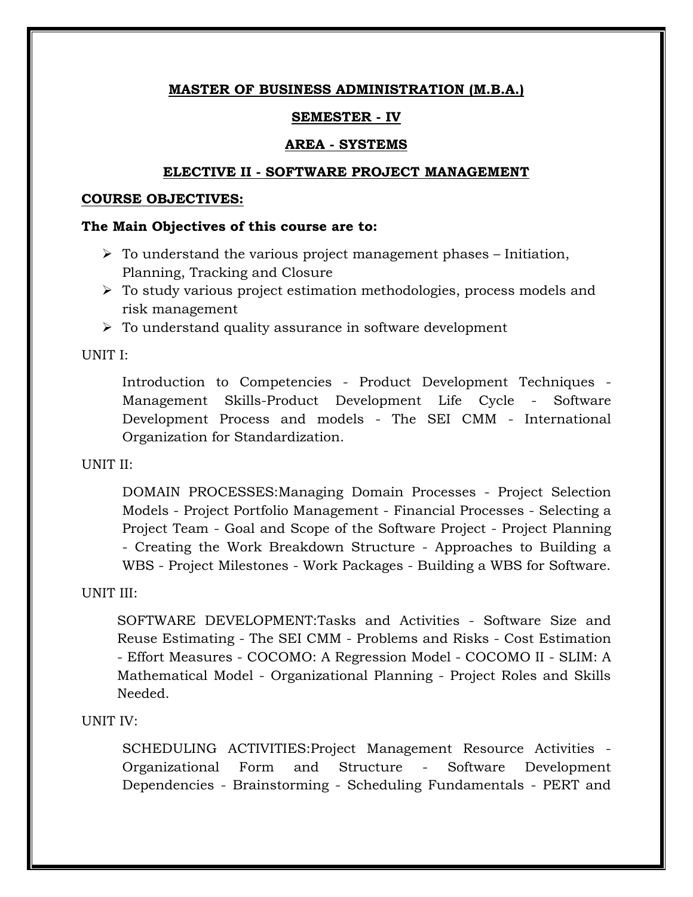**MASTER OF BUSINESS ADMINISTRATION (M.B.A.)**

**SEMESTER - IV**

**AREA - SYSTEMS**

**ELECTIVE II - SOFTWARE PROJECT MANAGEMENT**

**COURSE OBJECTIVES:**

**The Main Objectives of this course are to:**

- To understand the various project management phases – Initiation, Planning, Tracking and Closure
- To study various project estimation methodologies, process models and risk management
- To understand quality assurance in software development

UNIT I:

Introduction to Competencies - Product Development Techniques - Management Skills-Product Development Life Cycle - Software Development Process and models - The SEI CMM - International Organization for Standardization.

UNIT II:

DOMAIN PROCESSES:Managing Domain Processes - Project Selection Models - Project Portfolio Management - Financial Processes - Selecting a Project Team - Goal and Scope of the Software Project - Project Planning - Creating the Work Breakdown Structure - Approaches to Building a WBS - Project Milestones - Work Packages - Building a WBS for Software.

UNIT III:

SOFTWARE DEVELOPMENT:Tasks and Activities - Software Size and Reuse Estimating - The SEI CMM - Problems and Risks - Cost Estimation - Effort Measures - COCOMO: A Regression Model - COCOMO II - SLIM: A Mathematical Model - Organizational Planning - Project Roles and Skills Needed.

UNIT IV:

SCHEDULING ACTIVITIES:Project Management Resource Activities - Organizational Form and Structure - Software Development Dependencies - Brainstorming - Scheduling Fundamentals - PERT and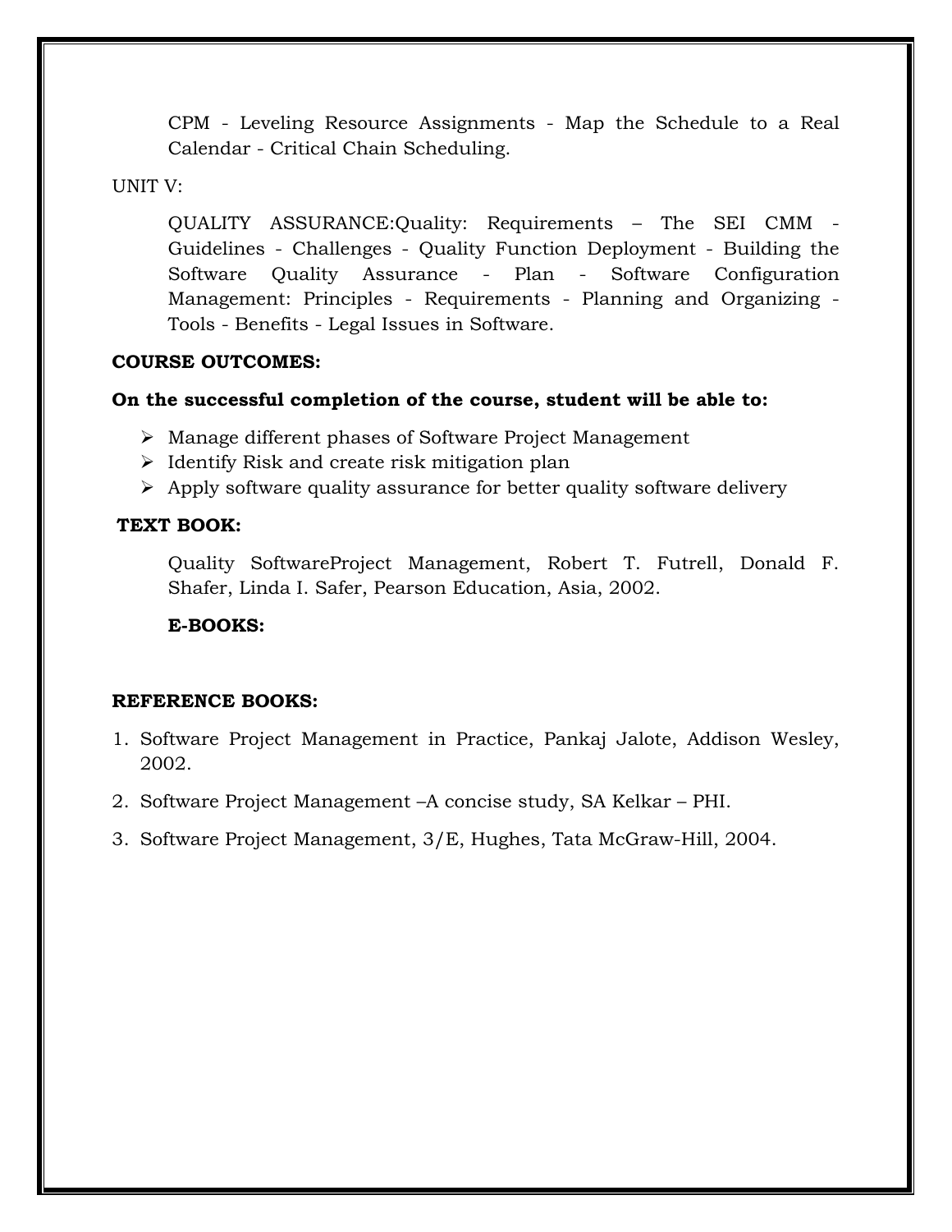CPM - Leveling Resource Assignments - Map the Schedule to a Real Calendar - Critical Chain Scheduling.

UNIT V:

QUALITY ASSURANCE:Quality: Requirements – The SEI CMM - Guidelines - Challenges - Quality Function Deployment - Building the Software Quality Assurance - Plan - Software Configuration Management: Principles - Requirements - Planning and Organizing - Tools - Benefits - Legal Issues in Software.

**COURSE OUTCOMES:**

**On the successful completion of the course, student will be able to:**

- Manage different phases of Software Project Management
- Identify Risk and create risk mitigation plan
- Apply software quality assurance for better quality software delivery

**TEXT BOOK:**

Quality SoftwareProject Management, Robert T. Futrell, Donald F. Shafer, Linda I. Safer, Pearson Education, Asia, 2002.

**E-BOOKS:**

**REFERENCE BOOKS:**

1. Software Project Management in Practice, Pankaj Jalote, Addison Wesley, 2002.
2. Software Project Management –A concise study, SA Kelkar – PHI.
3. Software Project Management, 3/E, Hughes, Tata McGraw-Hill, 2004.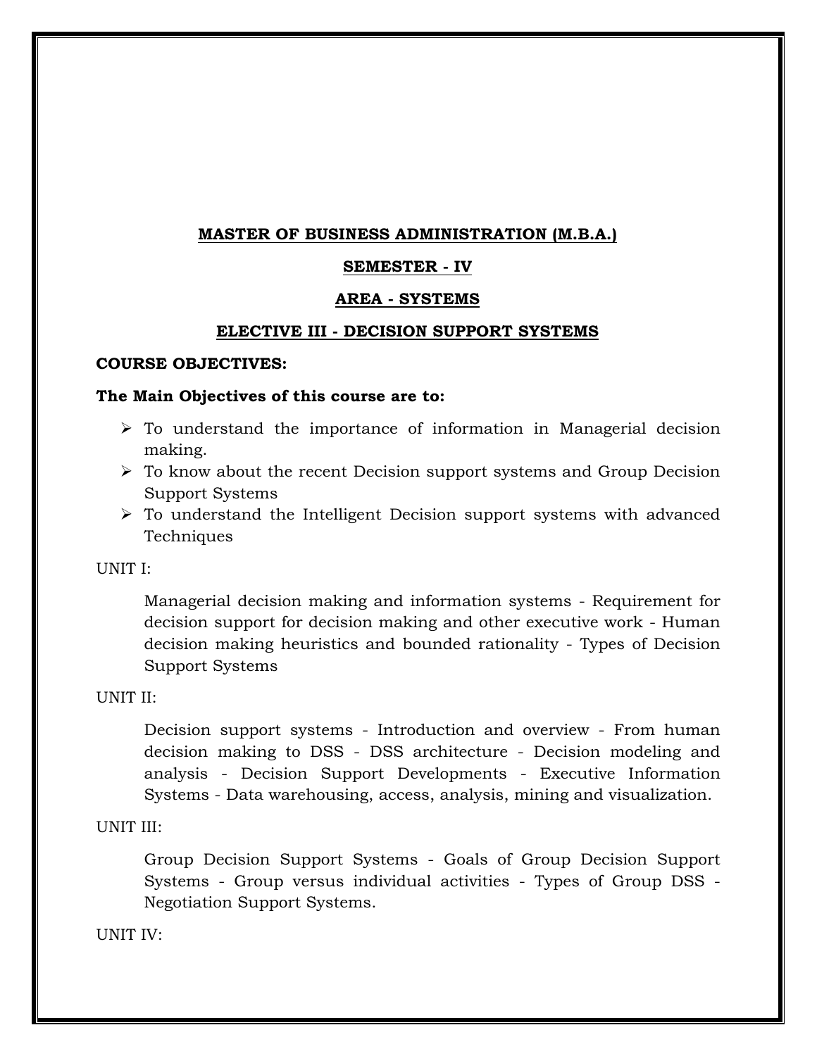**MASTER OF BUSINESS ADMINISTRATION (M.B.A.)**

**SEMESTER - IV**

**AREA - SYSTEMS**

**ELECTIVE III - DECISION SUPPORT SYSTEMS**

**COURSE OBJECTIVES:**

**The Main Objectives of this course are to:**

- To understand the importance of information in Managerial decision making.
- To know about the recent Decision support systems and Group Decision Support Systems
- To understand the Intelligent Decision support systems with advanced Techniques

UNIT I:

Managerial decision making and information systems - Requirement for decision support for decision making and other executive work - Human decision making heuristics and bounded rationality - Types of Decision Support Systems

UNIT II:

Decision support systems - Introduction and overview - From human decision making to DSS - DSS architecture - Decision modeling and analysis - Decision Support Developments - Executive Information Systems - Data warehousing, access, analysis, mining and visualization.

UNIT III:

Group Decision Support Systems - Goals of Group Decision Support Systems - Group versus individual activities - Types of Group DSS - Negotiation Support Systems.

UNIT IV: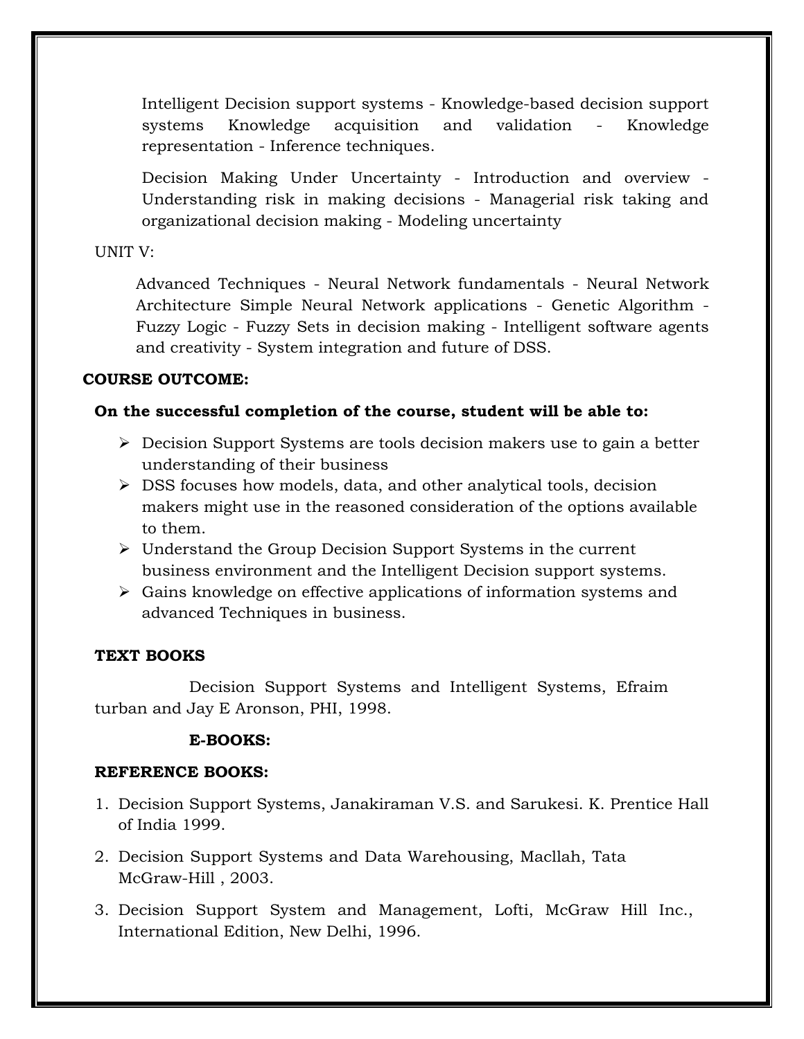Intelligent Decision support systems - Knowledge-based decision support systems Knowledge acquisition and validation - Knowledge representation - Inference techniques.

Decision Making Under Uncertainty - Introduction and overview - Understanding risk in making decisions - Managerial risk taking and organizational decision making - Modeling uncertainty

UNIT V:

Advanced Techniques - Neural Network fundamentals - Neural Network Architecture Simple Neural Network applications - Genetic Algorithm - Fuzzy Logic - Fuzzy Sets in decision making - Intelligent software agents and creativity - System integration and future of DSS.

**COURSE OUTCOME:**

**On the successful completion of the course, student will be able to:**

- Decision Support Systems are tools decision makers use to gain a better understanding of their business
- DSS focuses how models, data, and other analytical tools, decision makers might use in the reasoned consideration of the options available to them.
- Understand the Group Decision Support Systems in the current business environment and the Intelligent Decision support systems.
- Gains knowledge on effective applications of information systems and advanced Techniques in business.

**TEXT BOOKS**

Decision Support Systems and Intelligent Systems, Efraim turban and Jay E Aronson, PHI, 1998.

**E-BOOKS:**

**REFERENCE BOOKS:**

1. Decision Support Systems, Janakiraman V.S. and Sarukesi. K. Prentice Hall of India 1999.
2. Decision Support Systems and Data Warehousing, Macllah, Tata McGraw-Hill , 2003.
3. Decision Support System and Management, Lofti, McGraw Hill Inc., International Edition, New Delhi, 1996.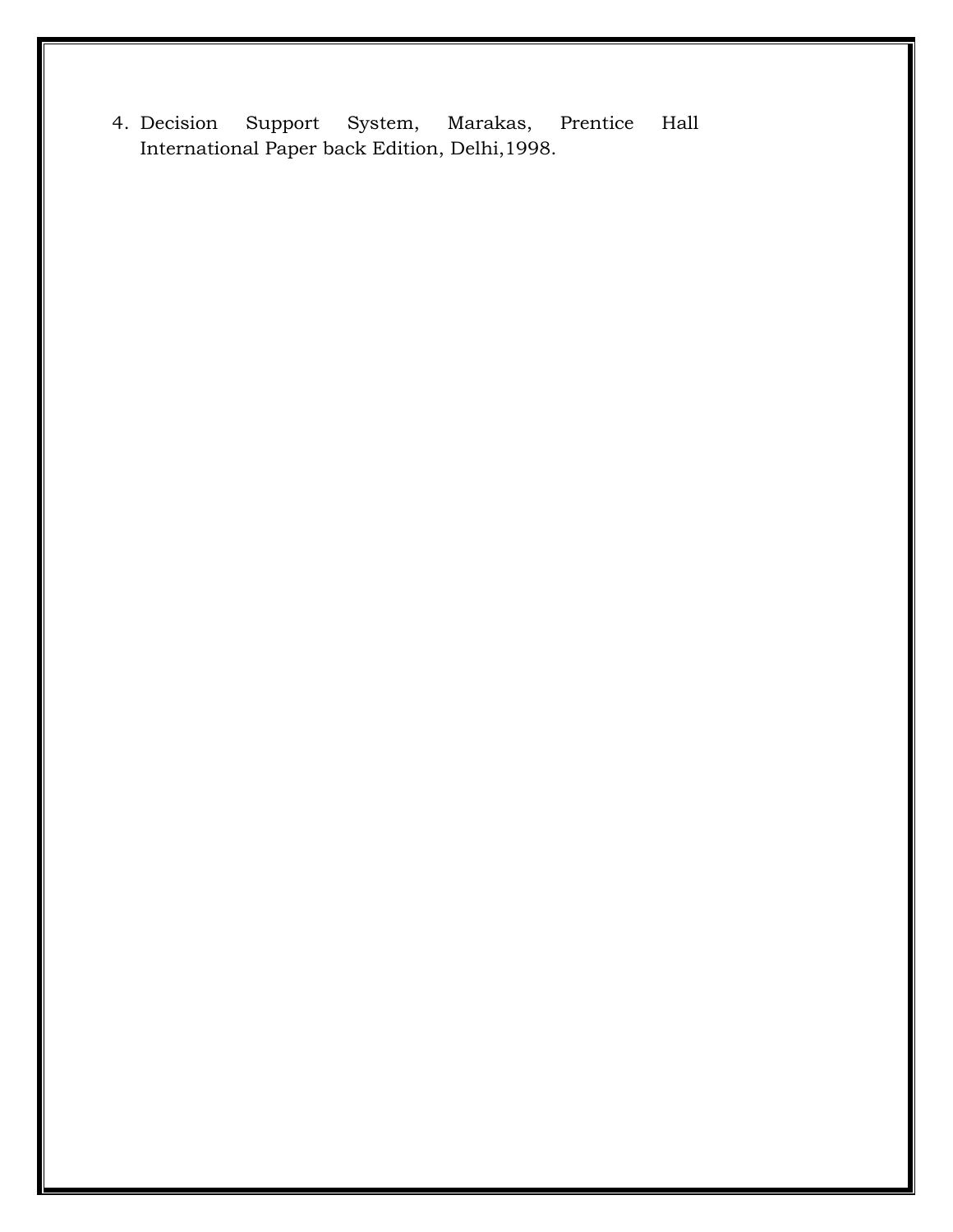4. Decision Support System, Marakas, Prentice Hall International Paper back Edition, Delhi,1998.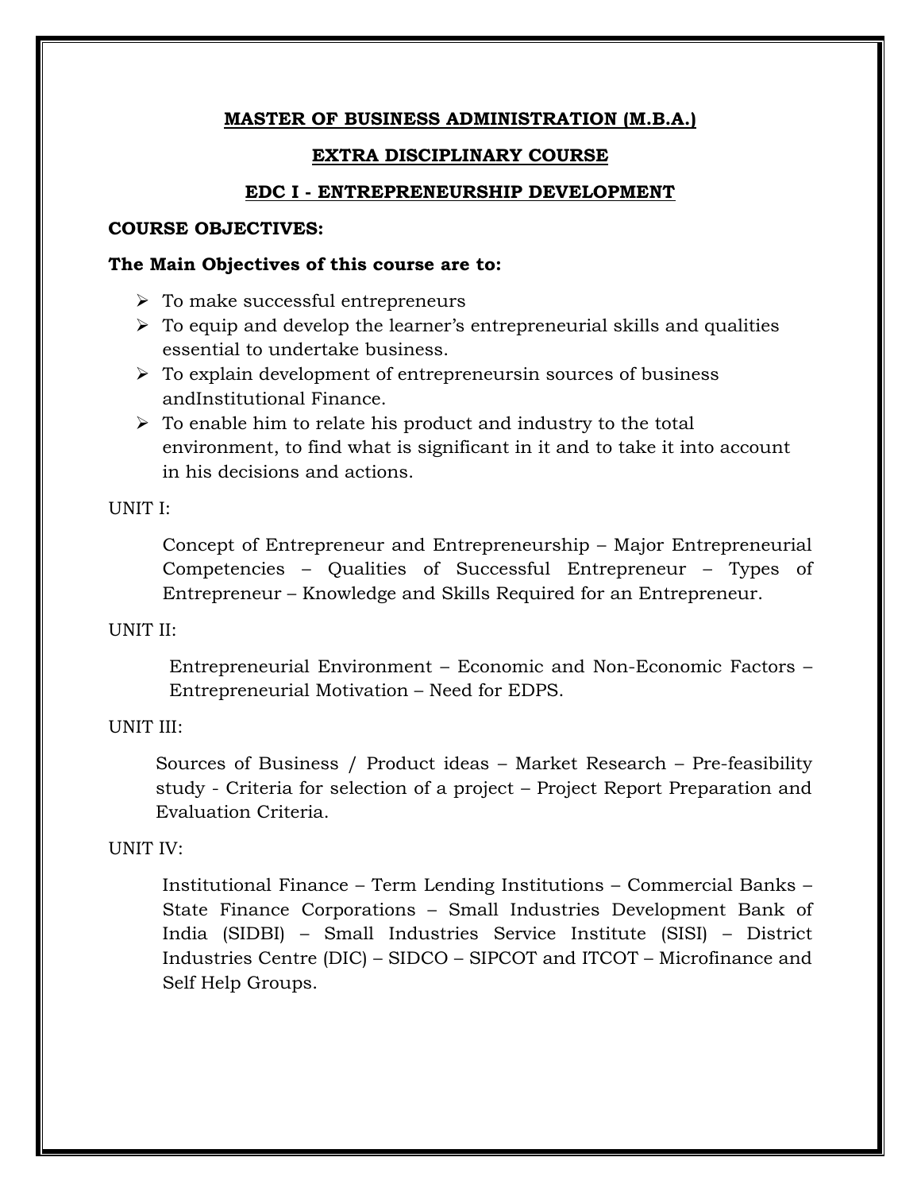**MASTER OF BUSINESS ADMINISTRATION (M.B.A.)**

**EXTRA DISCIPLINARY COURSE**

**EDC I - ENTREPRENEURSHIP DEVELOPMENT**

**COURSE OBJECTIVES:**

**The Main Objectives of this course are to:**

- To make successful entrepreneurs
- To equip and develop the learner's entrepreneurial skills and qualities essential to undertake business.
- To explain development of entrepreneursin sources of business andInstitutional Finance.
- To enable him to relate his product and industry to the total environment, to find what is significant in it and to take it into account in his decisions and actions.

UNIT I:

Concept of Entrepreneur and Entrepreneurship – Major Entrepreneurial Competencies – Qualities of Successful Entrepreneur – Types of Entrepreneur – Knowledge and Skills Required for an Entrepreneur.

UNIT II:

Entrepreneurial Environment – Economic and Non-Economic Factors – Entrepreneurial Motivation – Need for EDPS.

UNIT III:

Sources of Business / Product ideas – Market Research – Pre-feasibility study - Criteria for selection of a project – Project Report Preparation and Evaluation Criteria.

UNIT IV:

Institutional Finance – Term Lending Institutions – Commercial Banks – State Finance Corporations – Small Industries Development Bank of India (SIDBI) – Small Industries Service Institute (SISI) – District Industries Centre (DIC) – SIDCO – SIPCOT and ITCOT – Microfinance and Self Help Groups.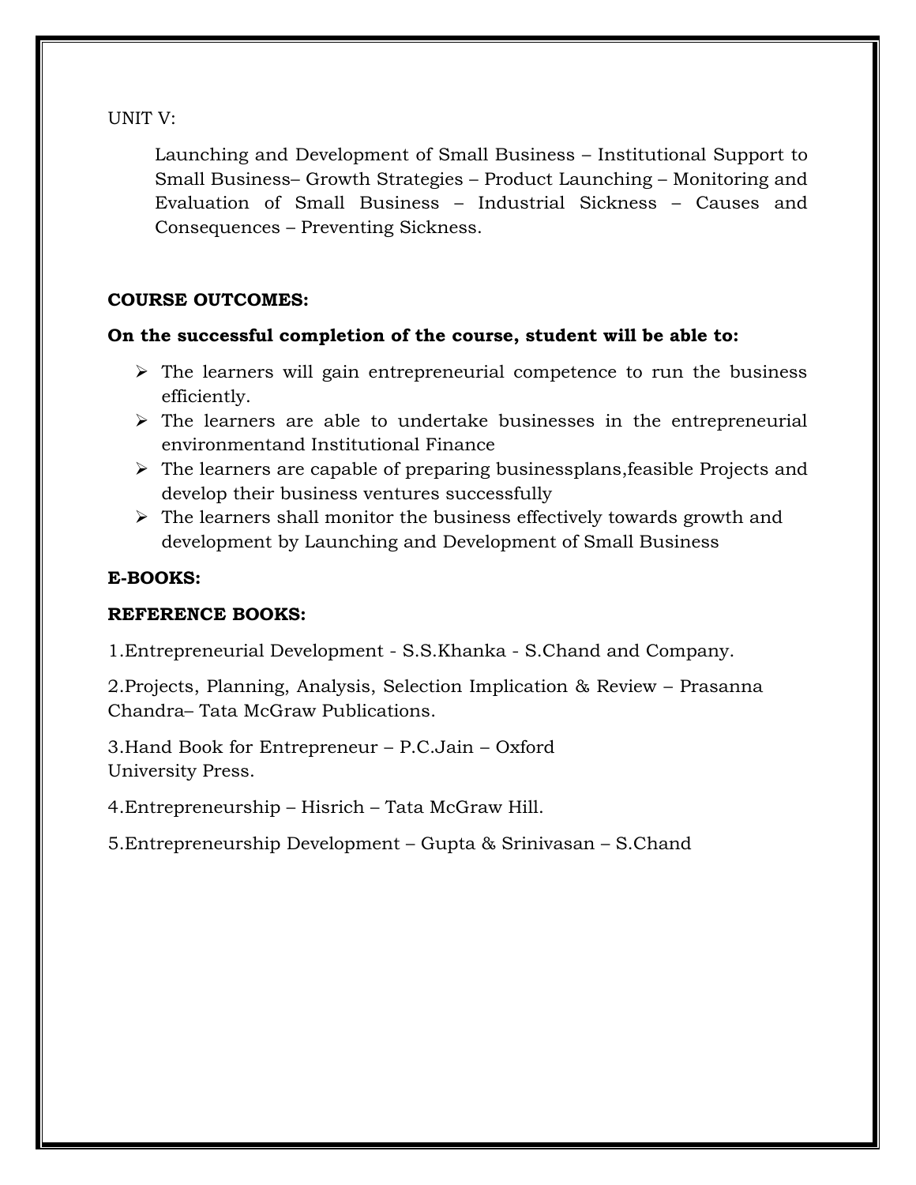UNIT V:

Launching and Development of Small Business – Institutional Support to Small Business– Growth Strategies – Product Launching – Monitoring and Evaluation of Small Business – Industrial Sickness – Causes and Consequences – Preventing Sickness.

**COURSE OUTCOMES:**

**On the successful completion of the course, student will be able to:**

- The learners will gain entrepreneurial competence to run the business efficiently.
- The learners are able to undertake businesses in the entrepreneurial environmentand Institutional Finance
- The learners are capable of preparing businessplans,feasible Projects and develop their business ventures successfully
- The learners shall monitor the business effectively towards growth and development by Launching and Development of Small Business

**E-BOOKS:**

**REFERENCE BOOKS:**

1.Entrepreneurial Development - S.S.Khanka - S.Chand and Company.

2.Projects, Planning, Analysis, Selection Implication & Review – Prasanna Chandra– Tata McGraw Publications.

3.Hand Book for Entrepreneur – P.C.Jain – Oxford University Press.

4.Entrepreneurship – Hisrich – Tata McGraw Hill.

5.Entrepreneurship Development – Gupta & Srinivasan – S.Chand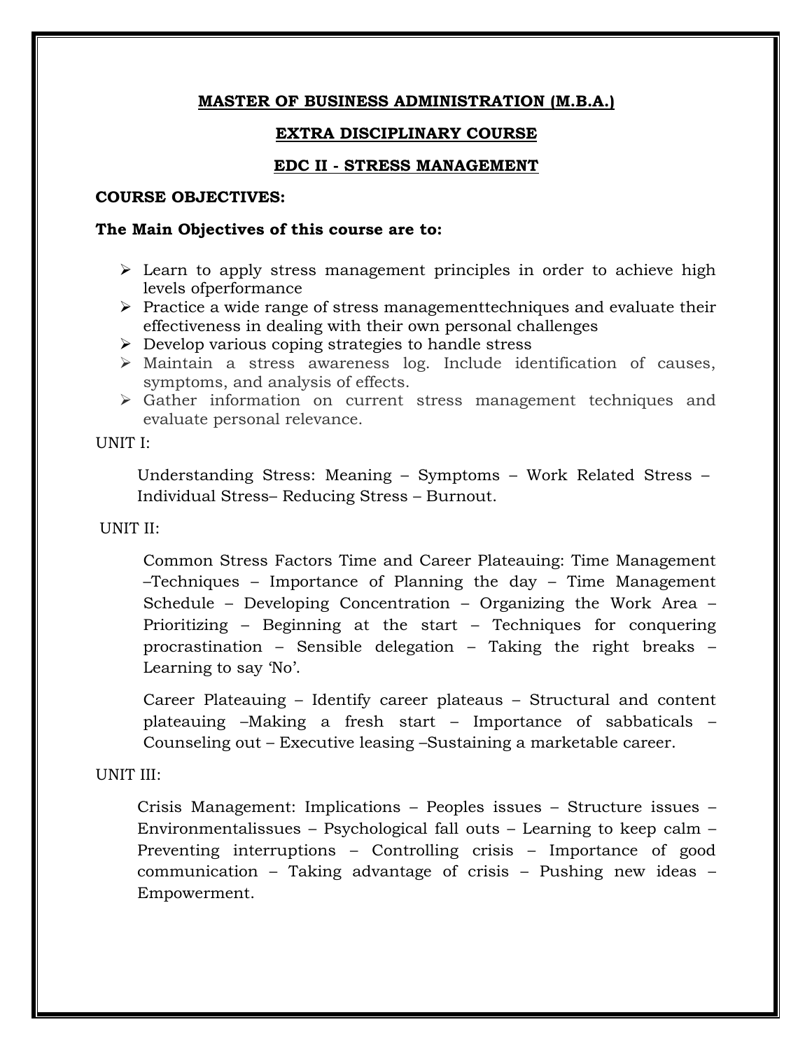**MASTER OF BUSINESS ADMINISTRATION (M.B.A.)**

**EXTRA DISCIPLINARY COURSE**

**EDC II - STRESS MANAGEMENT**

**COURSE OBJECTIVES:**

**The Main Objectives of this course are to:**

- Learn to apply stress management principles in order to achieve high levels ofperformance
- Practice a wide range of stress managementtechniques and evaluate their effectiveness in dealing with their own personal challenges
- Develop various coping strategies to handle stress
- Maintain a stress awareness log. Include identification of causes, symptoms, and analysis of effects.
- Gather information on current stress management techniques and evaluate personal relevance.

UNIT I:

Understanding Stress: Meaning – Symptoms – Work Related Stress – Individual Stress– Reducing Stress – Burnout.

UNIT II:

Common Stress Factors Time and Career Plateauing: Time Management –Techniques – Importance of Planning the day – Time Management Schedule – Developing Concentration – Organizing the Work Area – Prioritizing – Beginning at the start – Techniques for conquering procrastination – Sensible delegation – Taking the right breaks – Learning to say 'No'.

Career Plateauing – Identify career plateaus – Structural and content plateauing –Making a fresh start – Importance of sabbaticals – Counseling out – Executive leasing –Sustaining a marketable career.

UNIT III:

Crisis Management: Implications – Peoples issues – Structure issues – Environmentalissues – Psychological fall outs – Learning to keep calm – Preventing interruptions – Controlling crisis – Importance of good communication – Taking advantage of crisis – Pushing new ideas – Empowerment.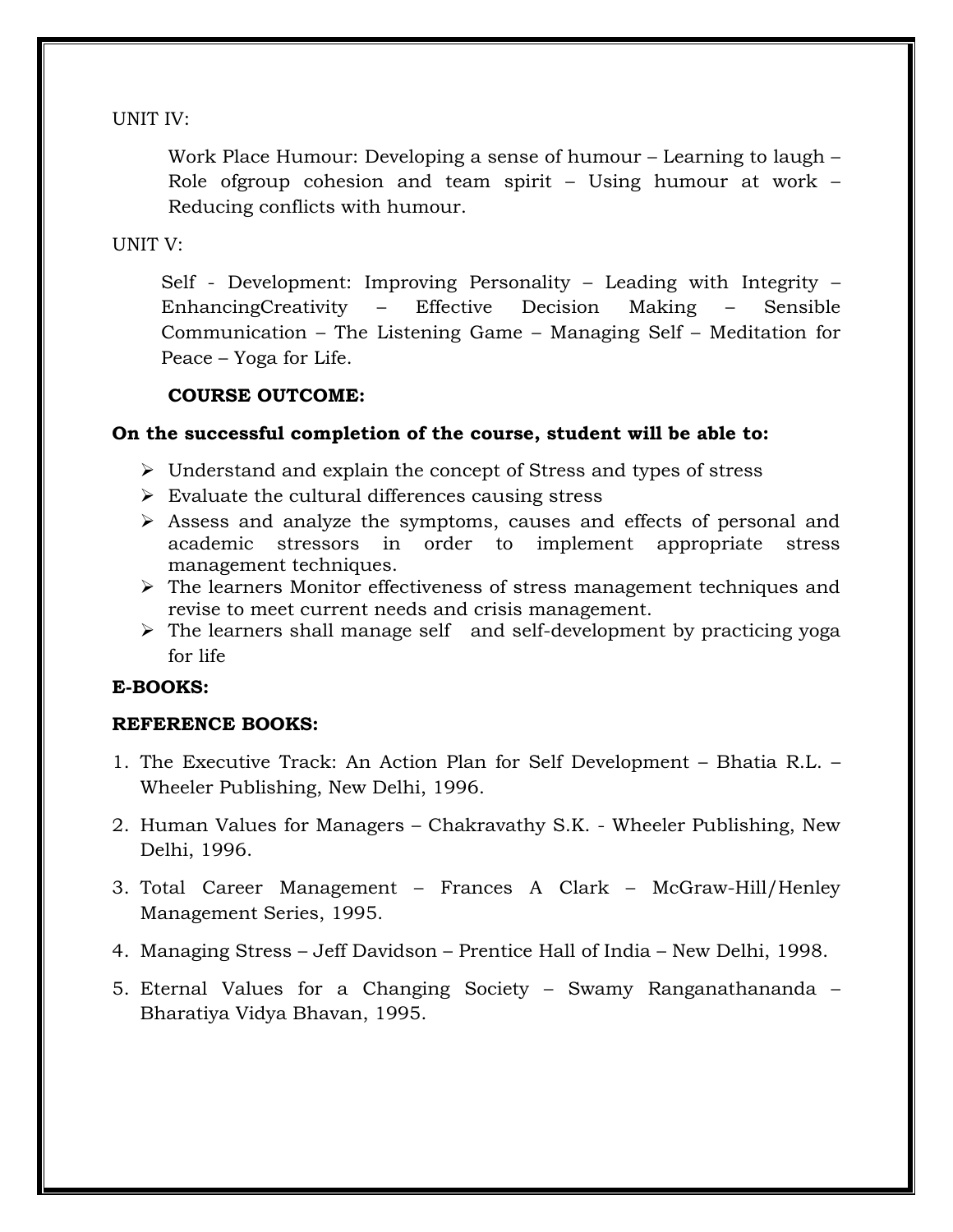UNIT IV:

Work Place Humour: Developing a sense of humour – Learning to laugh – Role ofgroup cohesion and team spirit – Using humour at work – Reducing conflicts with humour.

UNIT V:

Self - Development: Improving Personality – Leading with Integrity – EnhancingCreativity – Effective Decision Making – Sensible Communication – The Listening Game – Managing Self – Meditation for Peace – Yoga for Life.

**COURSE OUTCOME:**

**On the successful completion of the course, student will be able to:**

- Understand and explain the concept of Stress and types of stress
- Evaluate the cultural differences causing stress
- Assess and analyze the symptoms, causes and effects of personal and academic stressors in order to implement appropriate stress management techniques.
- The learners Monitor effectiveness of stress management techniques and revise to meet current needs and crisis management.
- The learners shall manage self and self-development by practicing yoga for life

**E-BOOKS:**

**REFERENCE BOOKS:**

1. The Executive Track: An Action Plan for Self Development – Bhatia R.L. – Wheeler Publishing, New Delhi, 1996.
2. Human Values for Managers – Chakravathy S.K. - Wheeler Publishing, New Delhi, 1996.
3. Total Career Management – Frances A Clark – McGraw-Hill/Henley Management Series, 1995.
4. Managing Stress – Jeff Davidson – Prentice Hall of India – New Delhi, 1998.
5. Eternal Values for a Changing Society – Swamy Ranganathananda – Bharatiya Vidya Bhavan, 1995.